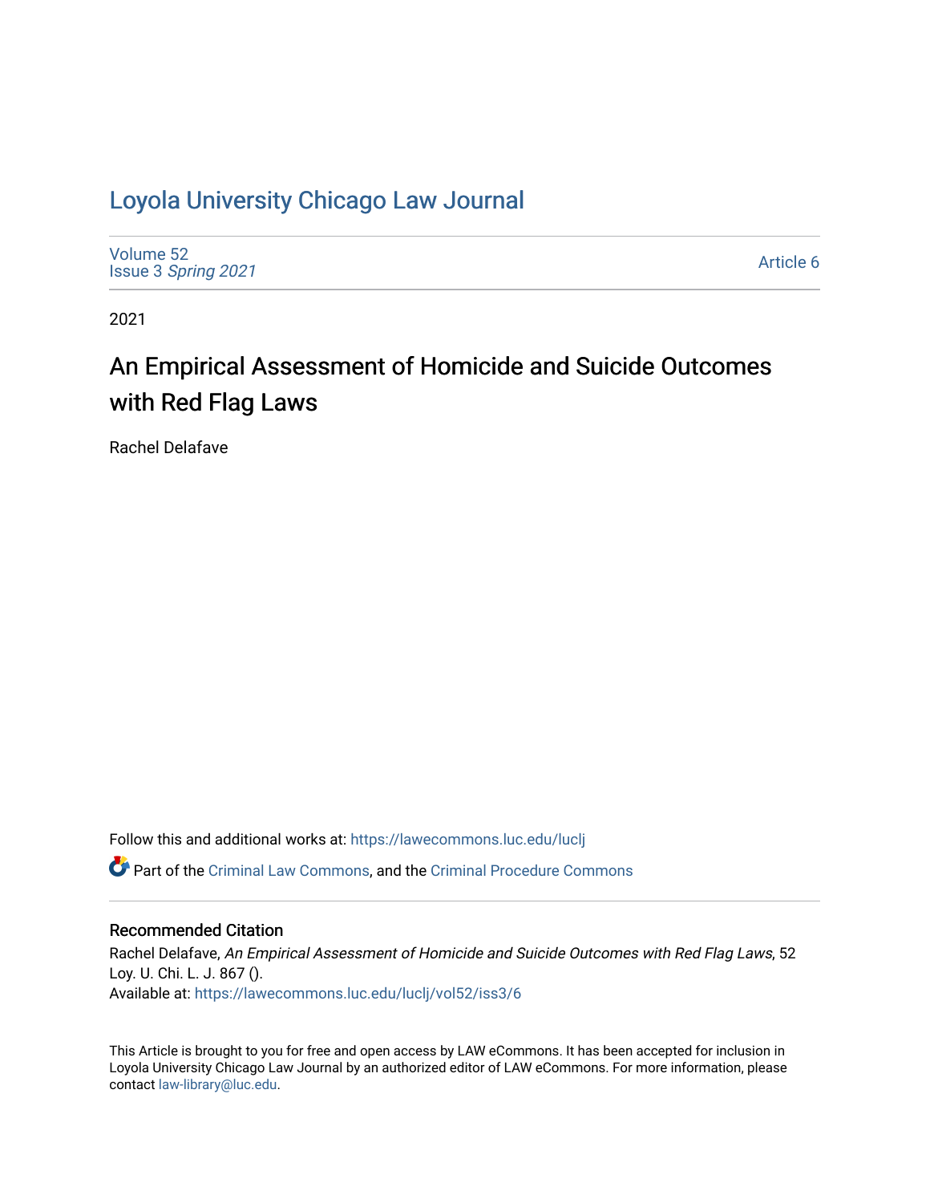# Loyola University Chicago Law Journal

Volume 52
Issue 3 *Spring 2021*

Article 6

2021

## An Empirical Assessment of Homicide and Suicide Outcomes with Red Flag Laws

Rachel Delafave

Follow this and additional works at: https://lawecommons.luc.edu/luclj

Part of the Criminal Law Commons, and the Criminal Procedure Commons

### Recommended Citation

Rachel Delafave, *An Empirical Assessment of Homicide and Suicide Outcomes with Red Flag Laws*, 52 Loy. U. Chi. L. J. 867 ().
Available at: https://lawecommons.luc.edu/luclj/vol52/iss3/6

This Article is brought to you for free and open access by LAW eCommons. It has been accepted for inclusion in Loyola University Chicago Law Journal by an authorized editor of LAW eCommons. For more information, please contact law-library@luc.edu.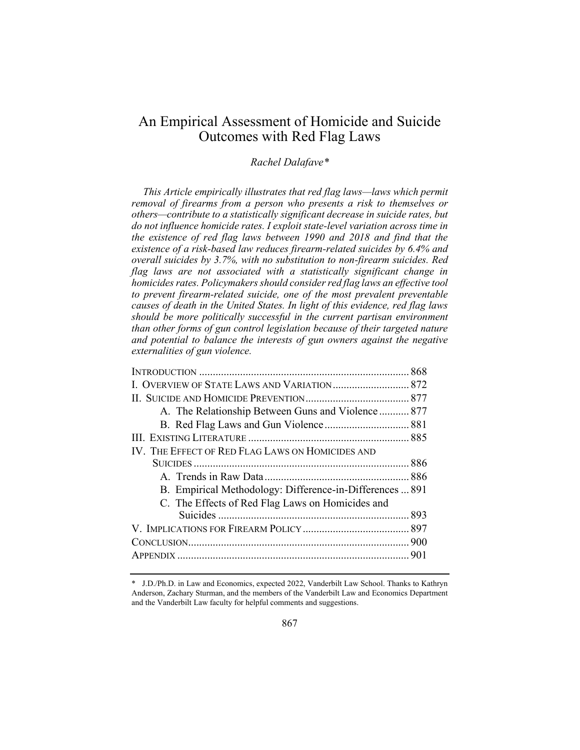# An Empirical Assessment of Homicide and Suicide Outcomes with Red Flag Laws

*Rachel Dalafave\**

*This Article empirically illustrates that red flag laws—laws which permit removal of firearms from a person who presents a risk to themselves or others—contribute to a statistically significant decrease in suicide rates, but do not influence homicide rates. I exploit state-level variation across time in the existence of red flag laws between 1990 and 2018 and find that the existence of a risk-based law reduces firearm-related suicides by 6.4% and overall suicides by 3.7%, with no substitution to non-firearm suicides. Red flag laws are not associated with a statistically significant change in homicides rates. Policymakers should consider red flag laws an effective tool to prevent firearm-related suicide, one of the most prevalent preventable causes of death in the United States. In light of this evidence, red flag laws should be more politically successful in the current partisan environment than other forms of gun control legislation because of their targeted nature and potential to balance the interests of gun owners against the negative externalities of gun violence.*

| | |
|---|---|
| INTRODUCTION | 868 |
| I. OVERVIEW OF STATE LAWS AND VARIATION | 872 |
| II. SUICIDE AND HOMICIDE PREVENTION | 877 |
| A. The Relationship Between Guns and Violence | 877 |
| B. Red Flag Laws and Gun Violence | 881 |
| III. EXISTING LITERATURE | 885 |
| IV. THE EFFECT OF RED FLAG LAWS ON HOMICIDES AND SUICIDES | 886 |
| A. Trends in Raw Data | 886 |
| B. Empirical Methodology: Difference-in-Differences | 891 |
| C. The Effects of Red Flag Laws on Homicides and Suicides | 893 |
| V. IMPLICATIONS FOR FIREARM POLICY | 897 |
| CONCLUSION | 900 |
| APPENDIX | 901 |

\* J.D./Ph.D. in Law and Economics, expected 2022, Vanderbilt Law School. Thanks to Kathryn Anderson, Zachary Sturman, and the members of the Vanderbilt Law and Economics Department and the Vanderbilt Law faculty for helpful comments and suggestions.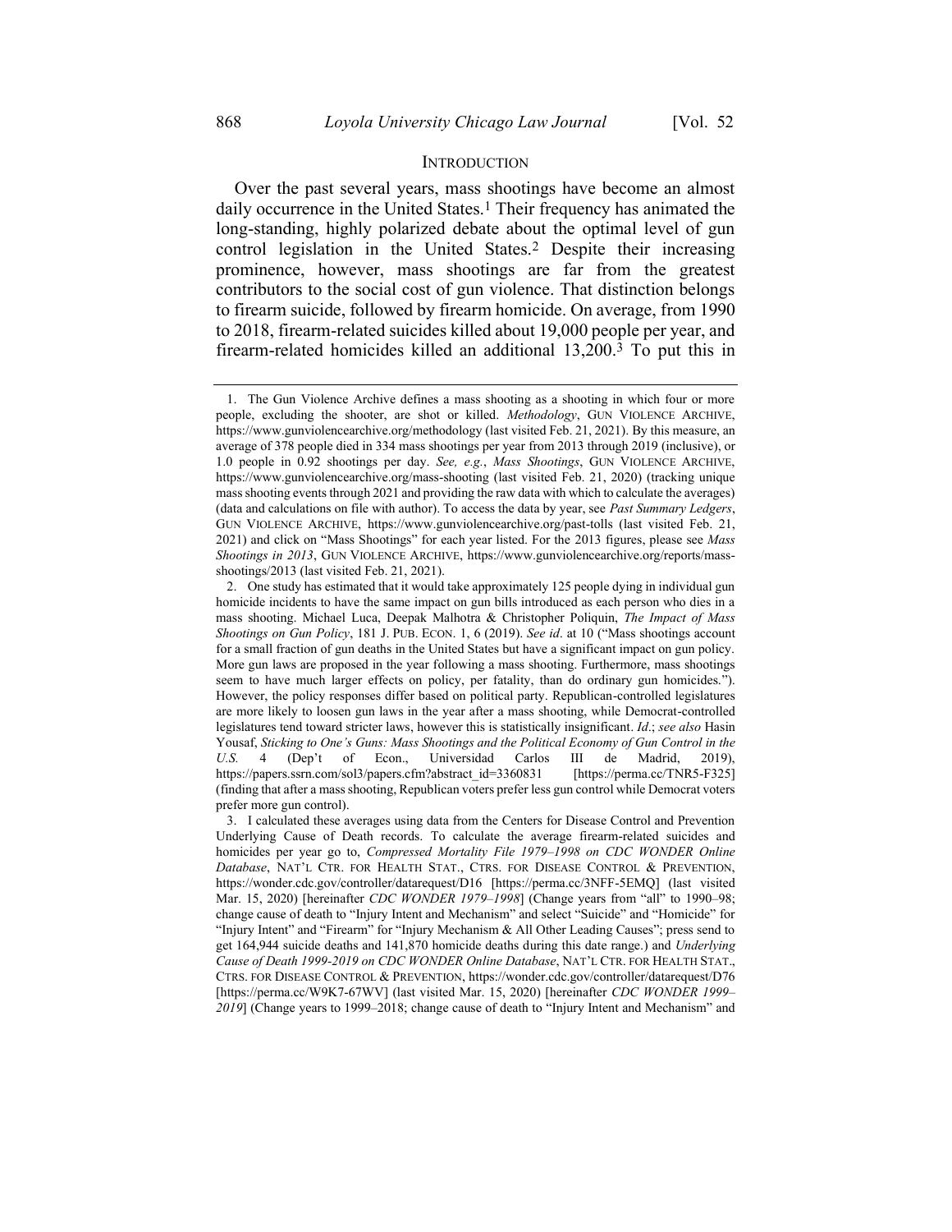## INTRODUCTION

Over the past several years, mass shootings have become an almost daily occurrence in the United States.[1] Their frequency has animated the long-standing, highly polarized debate about the optimal level of gun control legislation in the United States.[2] Despite their increasing prominence, however, mass shootings are far from the greatest contributors to the social cost of gun violence. That distinction belongs to firearm suicide, followed by firearm homicide. On average, from 1990 to 2018, firearm-related suicides killed about 19,000 people per year, and firearm-related homicides killed an additional 13,200.[3] To put this in

---

1. The Gun Violence Archive defines a mass shooting as a shooting in which four or more people, excluding the shooter, are shot or killed. *Methodology*, GUN VIOLENCE ARCHIVE, https://www.gunviolencearchive.org/methodology (last visited Feb. 21, 2021). By this measure, an average of 378 people died in 334 mass shootings per year from 2013 through 2019 (inclusive), or 1.0 people in 0.92 shootings per day. *See, e.g.*, *Mass Shootings*, GUN VIOLENCE ARCHIVE, https://www.gunviolencearchive.org/mass-shooting (last visited Feb. 21, 2020) (tracking unique mass shooting events through 2021 and providing the raw data with which to calculate the averages) (data and calculations on file with author). To access the data by year, see *Past Summary Ledgers*, GUN VIOLENCE ARCHIVE, https://www.gunviolencearchive.org/past-tolls (last visited Feb. 21, 2021) and click on "Mass Shootings" for each year listed. For the 2013 figures, please see *Mass Shootings in 2013*, GUN VIOLENCE ARCHIVE, https://www.gunviolencearchive.org/reports/mass-shootings/2013 (last visited Feb. 21, 2021).

2. One study has estimated that it would take approximately 125 people dying in individual gun homicide incidents to have the same impact on gun bills introduced as each person who dies in a mass shooting. Michael Luca, Deepak Malhotra & Christopher Poliquin, *The Impact of Mass Shootings on Gun Policy*, 181 J. PUB. ECON. 1, 6 (2019). *See id*. at 10 ("Mass shootings account for a small fraction of gun deaths in the United States but have a significant impact on gun policy. More gun laws are proposed in the year following a mass shooting. Furthermore, mass shootings seem to have much larger effects on policy, per fatality, than do ordinary gun homicides."). However, the policy responses differ based on political party. Republican-controlled legislatures are more likely to loosen gun laws in the year after a mass shooting, while Democrat-controlled legislatures tend toward stricter laws, however this is statistically insignificant. *Id*.; *see also* Hasin Yousaf, *Sticking to One's Guns: Mass Shootings and the Political Economy of Gun Control in the U.S.* 4 (Dep't of Econ., Universidad Carlos III de Madrid, 2019), https://papers.ssrn.com/sol3/papers.cfm?abstract_id=3360831 [https://perma.cc/TNR5-F325] (finding that after a mass shooting, Republican voters prefer less gun control while Democrat voters prefer more gun control).

3. I calculated these averages using data from the Centers for Disease Control and Prevention Underlying Cause of Death records. To calculate the average firearm-related suicides and homicides per year go to, *Compressed Mortality File 1979–1998 on CDC WONDER Online Database*, NAT'L CTR. FOR HEALTH STAT., CTRS. FOR DISEASE CONTROL & PREVENTION, https://wonder.cdc.gov/controller/datarequest/D16 [https://perma.cc/3NFF-5EMQ] (last visited Mar. 15, 2020) [hereinafter *CDC WONDER 1979–1998*] (Change years from "all" to 1990–98; change cause of death to "Injury Intent and Mechanism" and select "Suicide" and "Homicide" for "Injury Intent" and "Firearm" for "Injury Mechanism & All Other Leading Causes"; press send to get 164,944 suicide deaths and 141,870 homicide deaths during this date range.) and *Underlying Cause of Death 1999-2019 on CDC WONDER Online Database*, NAT'L CTR. FOR HEALTH STAT., CTRS. FOR DISEASE CONTROL & PREVENTION, https://wonder.cdc.gov/controller/datarequest/D76 [https://perma.cc/W9K7-67WV] (last visited Mar. 15, 2020) [hereinafter *CDC WONDER 1999–2019*] (Change years to 1999–2018; change cause of death to "Injury Intent and Mechanism" and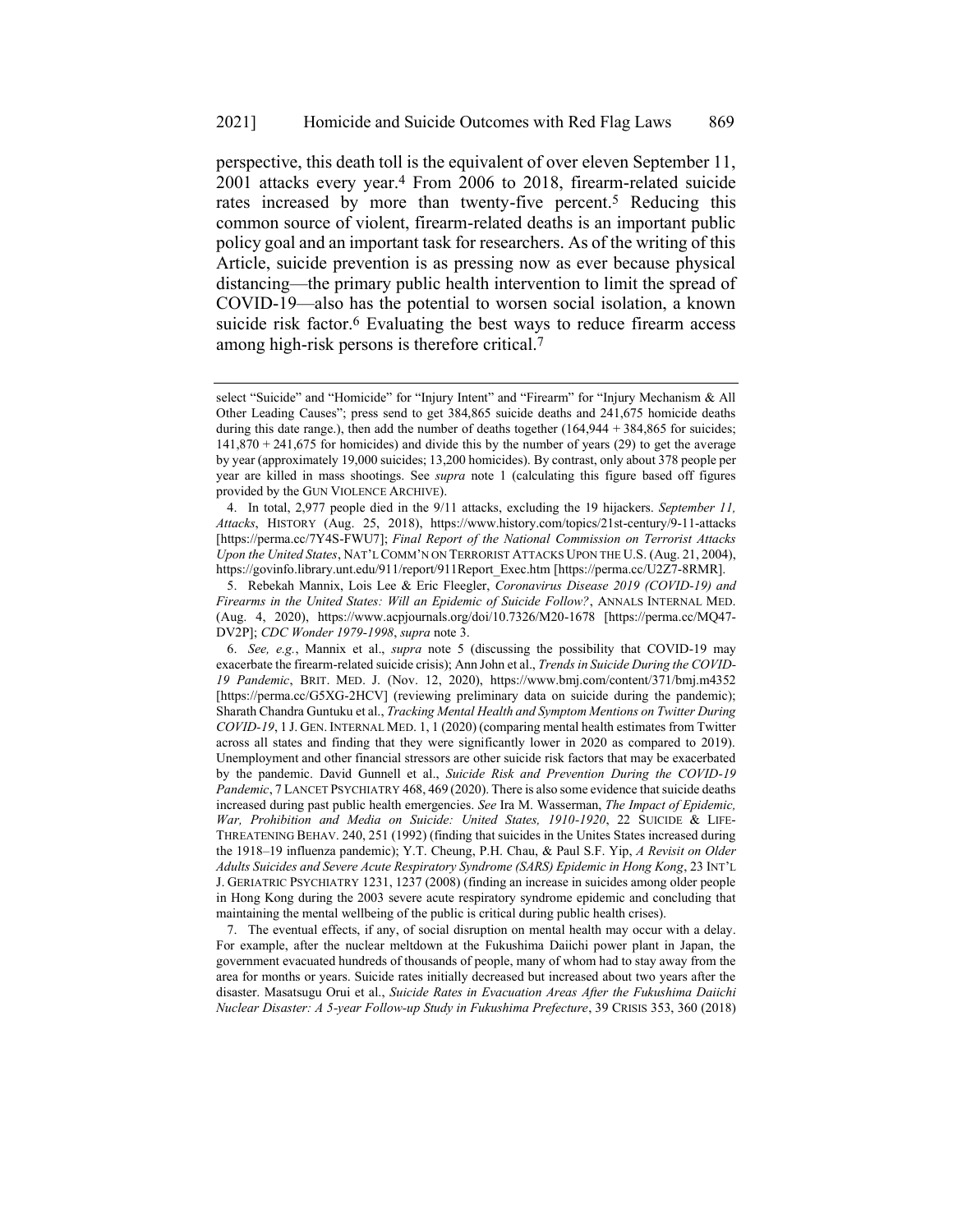perspective, this death toll is the equivalent of over eleven September 11, 2001 attacks every year.[4] From 2006 to 2018, firearm-related suicide rates increased by more than twenty-five percent.[5] Reducing this common source of violent, firearm-related deaths is an important public policy goal and an important task for researchers. As of the writing of this Article, suicide prevention is as pressing now as ever because physical distancing—the primary public health intervention to limit the spread of COVID-19—also has the potential to worsen social isolation, a known suicide risk factor.[6] Evaluating the best ways to reduce firearm access among high-risk persons is therefore critical.[7]

---

select "Suicide" and "Homicide" for "Injury Intent" and "Firearm" for "Injury Mechanism & All Other Leading Causes"; press send to get 384,865 suicide deaths and 241,675 homicide deaths during this date range.), then add the number of deaths together (164,944 + 384,865 for suicides; 141,870 + 241,675 for homicides) and divide this by the number of years (29) to get the average by year (approximately 19,000 suicides; 13,200 homicides). By contrast, only about 378 people per year are killed in mass shootings. See *supra* note 1 (calculating this figure based off figures provided by the GUN VIOLENCE ARCHIVE).

4. In total, 2,977 people died in the 9/11 attacks, excluding the 19 hijackers. *September 11, Attacks*, HISTORY (Aug. 25, 2018), https://www.history.com/topics/21st-century/9-11-attacks [https://perma.cc/7Y4S-FWU7]; *Final Report of the National Commission on Terrorist Attacks Upon the United States*, NAT'L COMM'N ON TERRORIST ATTACKS UPON THE U.S. (Aug. 21, 2004), https://govinfo.library.unt.edu/911/report/911Report_Exec.htm [https://perma.cc/U2Z7-8RMR].

5. Rebekah Mannix, Lois Lee & Eric Fleegler, *Coronavirus Disease 2019 (COVID-19) and Firearms in the United States: Will an Epidemic of Suicide Follow?*, ANNALS INTERNAL MED. (Aug. 4, 2020), https://www.acpjournals.org/doi/10.7326/M20-1678 [https://perma.cc/MQ47-DV2P]; *CDC Wonder 1979-1998*, *supra* note 3.

6. *See, e.g.*, Mannix et al., *supra* note 5 (discussing the possibility that COVID-19 may exacerbate the firearm-related suicide crisis); Ann John et al., *Trends in Suicide During the COVID-19 Pandemic*, BRIT. MED. J. (Nov. 12, 2020), https://www.bmj.com/content/371/bmj.m4352 [https://perma.cc/G5XG-2HCV] (reviewing preliminary data on suicide during the pandemic); Sharath Chandra Guntuku et al., *Tracking Mental Health and Symptom Mentions on Twitter During COVID-19*, 1 J. GEN. INTERNAL MED. 1, 1 (2020) (comparing mental health estimates from Twitter across all states and finding that they were significantly lower in 2020 as compared to 2019). Unemployment and other financial stressors are other suicide risk factors that may be exacerbated by the pandemic. David Gunnell et al., *Suicide Risk and Prevention During the COVID-19 Pandemic*, 7 LANCET PSYCHIATRY 468, 469 (2020). There is also some evidence that suicide deaths increased during past public health emergencies. *See* Ira M. Wasserman, *The Impact of Epidemic, War, Prohibition and Media on Suicide: United States, 1910-1920*, 22 SUICIDE & LIFE-THREATENING BEHAV. 240, 251 (1992) (finding that suicides in the Unites States increased during the 1918–19 influenza pandemic); Y.T. Cheung, P.H. Chau, & Paul S.F. Yip, *A Revisit on Older Adults Suicides and Severe Acute Respiratory Syndrome (SARS) Epidemic in Hong Kong*, 23 INT'L J. GERIATRIC PSYCHIATRY 1231, 1237 (2008) (finding an increase in suicides among older people in Hong Kong during the 2003 severe acute respiratory syndrome epidemic and concluding that maintaining the mental wellbeing of the public is critical during public health crises).

7. The eventual effects, if any, of social disruption on mental health may occur with a delay. For example, after the nuclear meltdown at the Fukushima Daiichi power plant in Japan, the government evacuated hundreds of thousands of people, many of whom had to stay away from the area for months or years. Suicide rates initially decreased but increased about two years after the disaster. Masatsugu Orui et al., *Suicide Rates in Evacuation Areas After the Fukushima Daiichi Nuclear Disaster: A 5-year Follow-up Study in Fukushima Prefecture*, 39 CRISIS 353, 360 (2018)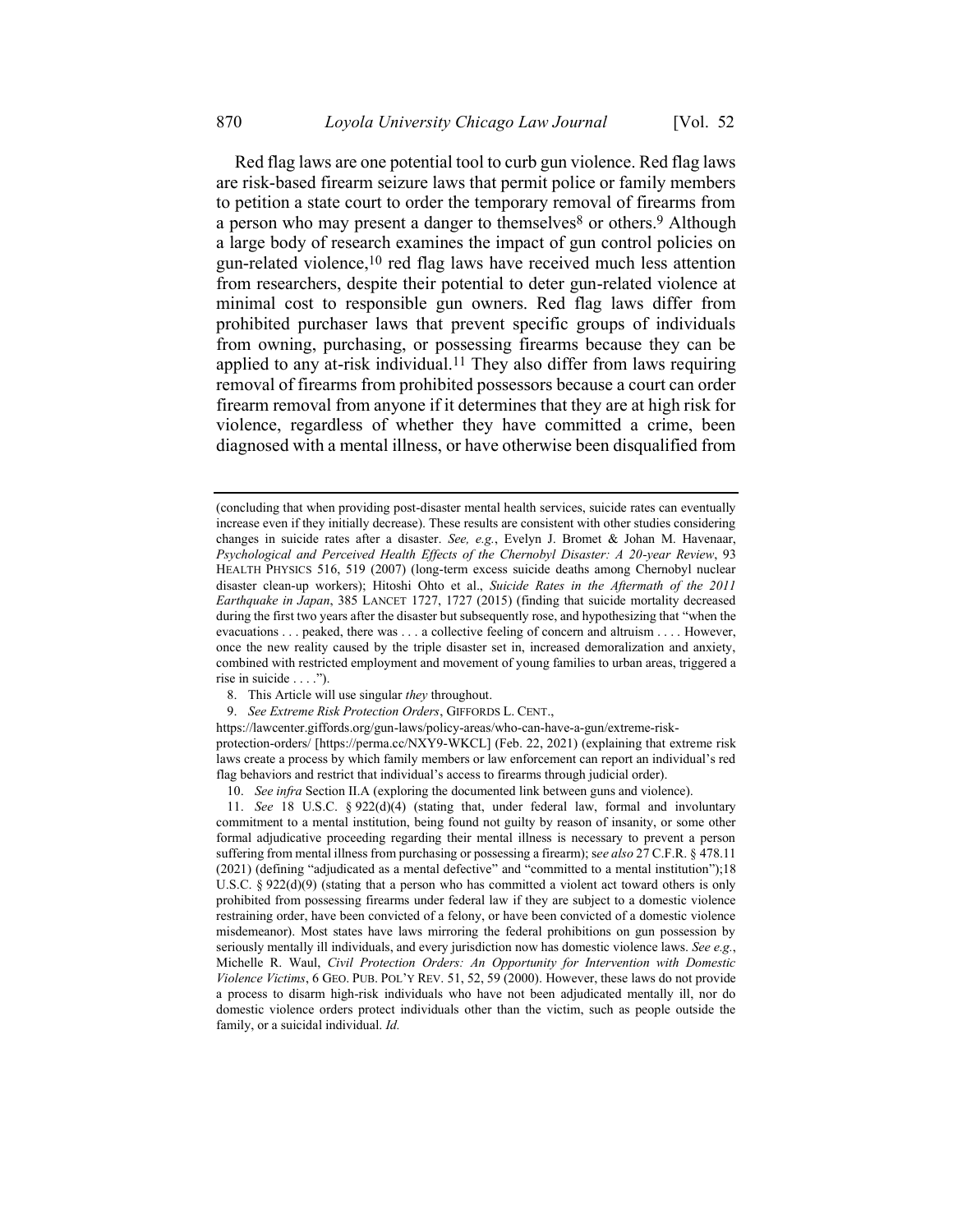Red flag laws are one potential tool to curb gun violence. Red flag laws are risk-based firearm seizure laws that permit police or family members to petition a state court to order the temporary removal of firearms from a person who may present a danger to themselves[8] or others.[9] Although a large body of research examines the impact of gun control policies on gun-related violence,[10] red flag laws have received much less attention from researchers, despite their potential to deter gun-related violence at minimal cost to responsible gun owners. Red flag laws differ from prohibited purchaser laws that prevent specific groups of individuals from owning, purchasing, or possessing firearms because they can be applied to any at-risk individual.[11] They also differ from laws requiring removal of firearms from prohibited possessors because a court can order firearm removal from anyone if it determines that they are at high risk for violence, regardless of whether they have committed a crime, been diagnosed with a mental illness, or have otherwise been disqualified from

---

(concluding that when providing post-disaster mental health services, suicide rates can eventually increase even if they initially decrease). These results are consistent with other studies considering changes in suicide rates after a disaster. *See, e.g.*, Evelyn J. Bromet & Johan M. Havenaar, *Psychological and Perceived Health Effects of the Chernobyl Disaster: A 20-year Review*, 93 HEALTH PHYSICS 516, 519 (2007) (long-term excess suicide deaths among Chernobyl nuclear disaster clean-up workers); Hitoshi Ohto et al., *Suicide Rates in the Aftermath of the 2011 Earthquake in Japan*, 385 LANCET 1727, 1727 (2015) (finding that suicide mortality decreased during the first two years after the disaster but subsequently rose, and hypothesizing that "when the evacuations . . . peaked, there was . . . a collective feeling of concern and altruism . . . . However, once the new reality caused by the triple disaster set in, increased demoralization and anxiety, combined with restricted employment and movement of young families to urban areas, triggered a rise in suicide . . . .").

8. This Article will use singular *they* throughout.

9. *See Extreme Risk Protection Orders*, GIFFORDS L. CENT., https://lawcenter.giffords.org/gun-laws/policy-areas/who-can-have-a-gun/extreme-risk-protection-orders/ [https://perma.cc/NXY9-WKCL] (Feb. 22, 2021) (explaining that extreme risk laws create a process by which family members or law enforcement can report an individual's red flag behaviors and restrict that individual's access to firearms through judicial order).

10. *See infra* Section II.A (exploring the documented link between guns and violence).

11. *See* 18 U.S.C. § 922(d)(4) (stating that, under federal law, formal and involuntary commitment to a mental institution, being found not guilty by reason of insanity, or some other formal adjudicative proceeding regarding their mental illness is necessary to prevent a person suffering from mental illness from purchasing or possessing a firearm); *see also* 27 C.F.R. § 478.11 (2021) (defining "adjudicated as a mental defective" and "committed to a mental institution");18 U.S.C. § 922(d)(9) (stating that a person who has committed a violent act toward others is only prohibited from possessing firearms under federal law if they are subject to a domestic violence restraining order, have been convicted of a felony, or have been convicted of a domestic violence misdemeanor). Most states have laws mirroring the federal prohibitions on gun possession by seriously mentally ill individuals, and every jurisdiction now has domestic violence laws. *See e.g.*, Michelle R. Waul, *Civil Protection Orders: An Opportunity for Intervention with Domestic Violence Victims*, 6 GEO. PUB. POL'Y REV. 51, 52, 59 (2000). However, these laws do not provide a process to disarm high-risk individuals who have not been adjudicated mentally ill, nor do domestic violence orders protect individuals other than the victim, such as people outside the family, or a suicidal individual. *Id.*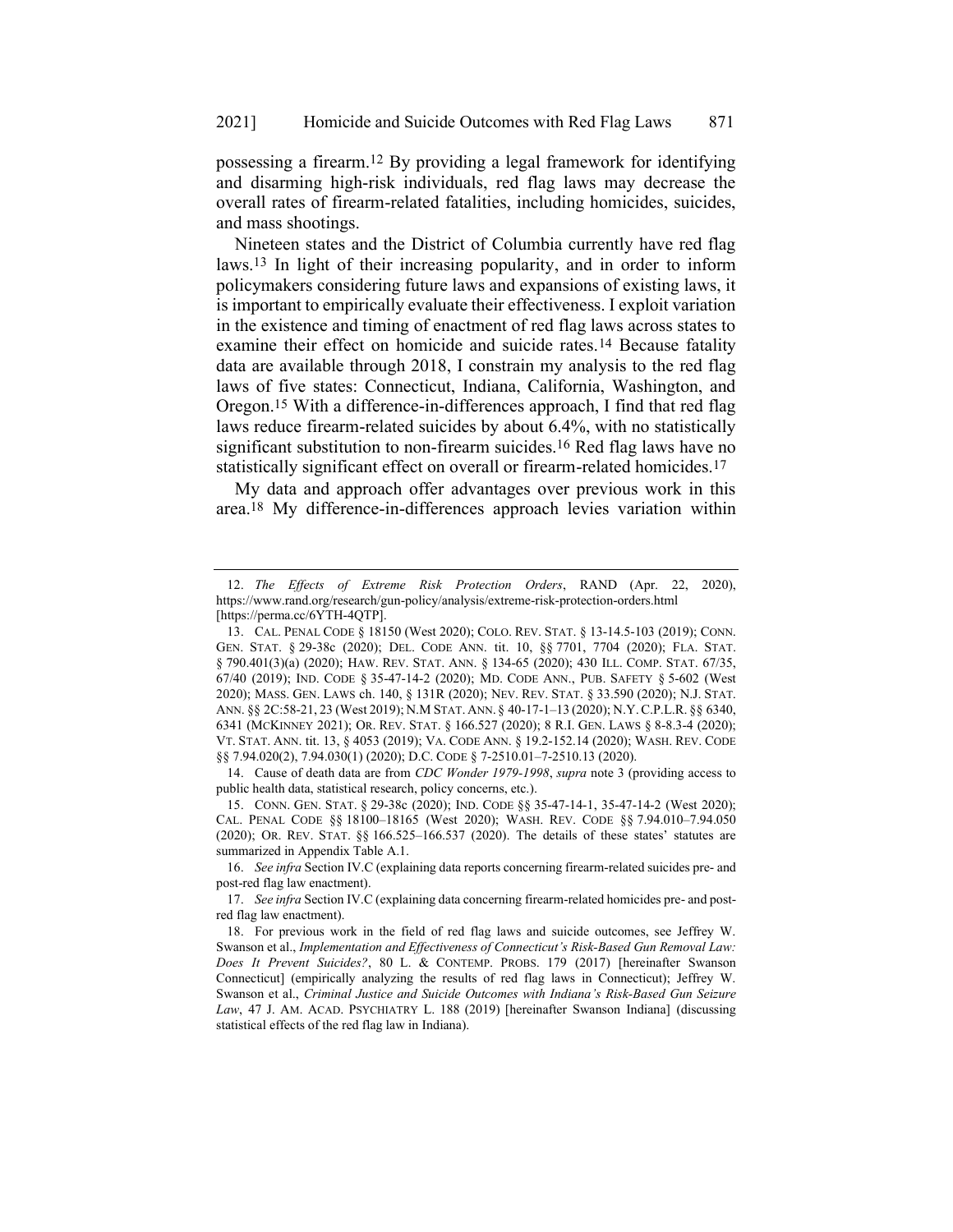possessing a firearm.[12] By providing a legal framework for identifying and disarming high-risk individuals, red flag laws may decrease the overall rates of firearm-related fatalities, including homicides, suicides, and mass shootings.

Nineteen states and the District of Columbia currently have red flag laws.[13] In light of their increasing popularity, and in order to inform policymakers considering future laws and expansions of existing laws, it is important to empirically evaluate their effectiveness. I exploit variation in the existence and timing of enactment of red flag laws across states to examine their effect on homicide and suicide rates.[14] Because fatality data are available through 2018, I constrain my analysis to the red flag laws of five states: Connecticut, Indiana, California, Washington, and Oregon.[15] With a difference-in-differences approach, I find that red flag laws reduce firearm-related suicides by about 6.4%, with no statistically significant substitution to non-firearm suicides.[16] Red flag laws have no statistically significant effect on overall or firearm-related homicides.[17]

My data and approach offer advantages over previous work in this area.[18] My difference-in-differences approach levies variation within

---

12. *The Effects of Extreme Risk Protection Orders*, RAND (Apr. 22, 2020), https://www.rand.org/research/gun-policy/analysis/extreme-risk-protection-orders.html [https://perma.cc/6YTH-4QTP].

13. CAL. PENAL CODE § 18150 (West 2020); COLO. REV. STAT. § 13-14.5-103 (2019); CONN. GEN. STAT. § 29-38c (2020); DEL. CODE ANN. tit. 10, §§ 7701, 7704 (2020); FLA. STAT. § 790.401(3)(a) (2020); HAW. REV. STAT. ANN. § 134-65 (2020); 430 ILL. COMP. STAT. 67/35, 67/40 (2019); IND. CODE § 35-47-14-2 (2020); MD. CODE ANN., PUB. SAFETY § 5-602 (West 2020); MASS. GEN. LAWS ch. 140, § 131R (2020); NEV. REV. STAT. § 33.590 (2020); N.J. STAT. ANN. §§ 2C:58-21, 23 (West 2019); N.M STAT. ANN. § 40-17-1–13 (2020); N.Y. C.P.L.R. §§ 6340, 6341 (MCKINNEY 2021); OR. REV. STAT. § 166.527 (2020); 8 R.I. GEN. LAWS § 8-8.3-4 (2020); VT. STAT. ANN. tit. 13, § 4053 (2019); VA. CODE ANN. § 19.2-152.14 (2020); WASH. REV. CODE §§ 7.94.020(2), 7.94.030(1) (2020); D.C. CODE § 7-2510.01–7-2510.13 (2020).

14. Cause of death data are from *CDC Wonder 1979-1998*, *supra* note 3 (providing access to public health data, statistical research, policy concerns, etc.).

15. CONN. GEN. STAT. § 29-38c (2020); IND. CODE §§ 35-47-14-1, 35-47-14-2 (West 2020); CAL. PENAL CODE §§ 18100–18165 (West 2020); WASH. REV. CODE §§ 7.94.010–7.94.050 (2020); OR. REV. STAT. §§ 166.525–166.537 (2020). The details of these states' statutes are summarized in Appendix Table A.1.

16. *See infra* Section IV.C (explaining data reports concerning firearm-related suicides pre- and post-red flag law enactment).

17. *See infra* Section IV.C (explaining data concerning firearm-related homicides pre- and post-red flag law enactment).

18. For previous work in the field of red flag laws and suicide outcomes, see Jeffrey W. Swanson et al., *Implementation and Effectiveness of Connecticut's Risk-Based Gun Removal Law: Does It Prevent Suicides?*, 80 L. & CONTEMP. PROBS. 179 (2017) [hereinafter Swanson Connecticut] (empirically analyzing the results of red flag laws in Connecticut); Jeffrey W. Swanson et al., *Criminal Justice and Suicide Outcomes with Indiana's Risk-Based Gun Seizure Law*, 47 J. AM. ACAD. PSYCHIATRY L. 188 (2019) [hereinafter Swanson Indiana] (discussing statistical effects of the red flag law in Indiana).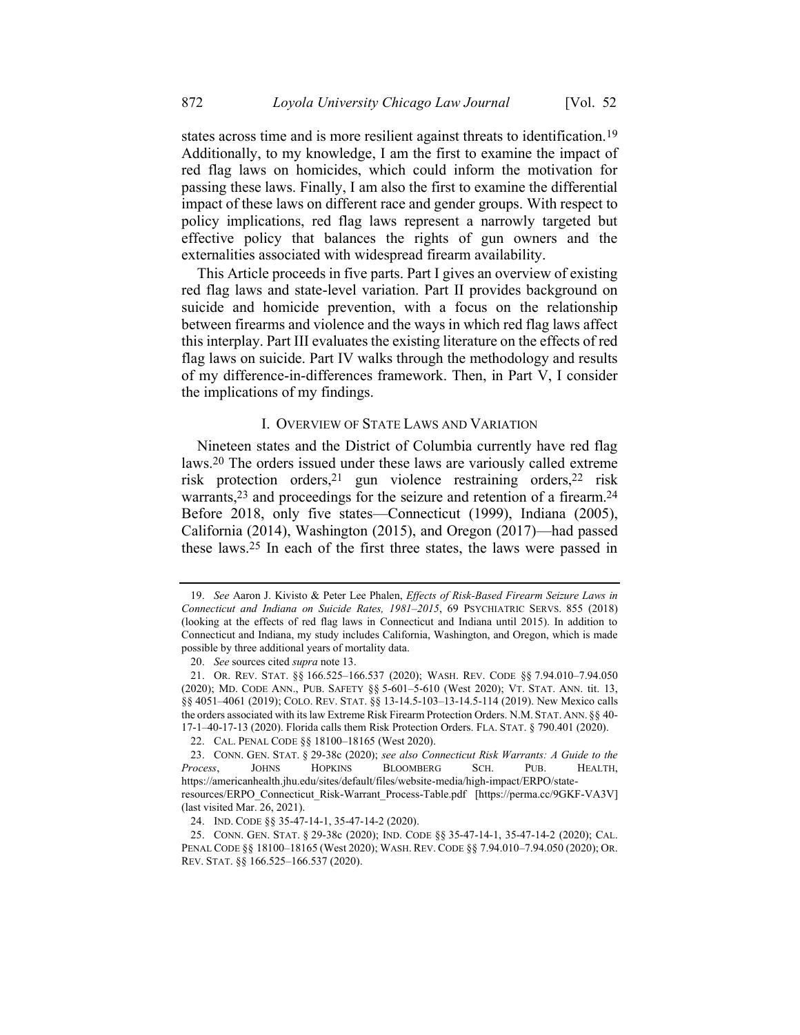states across time and is more resilient against threats to identification.[19] Additionally, to my knowledge, I am the first to examine the impact of red flag laws on homicides, which could inform the motivation for passing these laws. Finally, I am also the first to examine the differential impact of these laws on different race and gender groups. With respect to policy implications, red flag laws represent a narrowly targeted but effective policy that balances the rights of gun owners and the externalities associated with widespread firearm availability.

This Article proceeds in five parts. Part I gives an overview of existing red flag laws and state-level variation. Part II provides background on suicide and homicide prevention, with a focus on the relationship between firearms and violence and the ways in which red flag laws affect this interplay. Part III evaluates the existing literature on the effects of red flag laws on suicide. Part IV walks through the methodology and results of my difference-in-differences framework. Then, in Part V, I consider the implications of my findings.

## I. OVERVIEW OF STATE LAWS AND VARIATION

Nineteen states and the District of Columbia currently have red flag laws.[20] The orders issued under these laws are variously called extreme risk protection orders,[21] gun violence restraining orders,[22] risk warrants,[23] and proceedings for the seizure and retention of a firearm.[24] Before 2018, only five states—Connecticut (1999), Indiana (2005), California (2014), Washington (2015), and Oregon (2017)—had passed these laws.[25] In each of the first three states, the laws were passed in

---

19. *See* Aaron J. Kivisto & Peter Lee Phalen, *Effects of Risk-Based Firearm Seizure Laws in Connecticut and Indiana on Suicide Rates, 1981–2015*, 69 PSYCHIATRIC SERVS. 855 (2018) (looking at the effects of red flag laws in Connecticut and Indiana until 2015). In addition to Connecticut and Indiana, my study includes California, Washington, and Oregon, which is made possible by three additional years of mortality data.

20. *See* sources cited *supra* note 13.

21. OR. REV. STAT. §§ 166.525–166.537 (2020); WASH. REV. CODE §§ 7.94.010–7.94.050 (2020); MD. CODE ANN., PUB. SAFETY §§ 5-601–5-610 (West 2020); VT. STAT. ANN. tit. 13, §§ 4051–4061 (2019); COLO. REV. STAT. §§ 13-14.5-103–13-14.5-114 (2019). New Mexico calls the orders associated with its law Extreme Risk Firearm Protection Orders. N.M. STAT. ANN. §§ 40-17-1–40-17-13 (2020). Florida calls them Risk Protection Orders. FLA. STAT. § 790.401 (2020).

22. CAL. PENAL CODE §§ 18100–18165 (West 2020).

23. CONN. GEN. STAT. § 29-38c (2020); *see also Connecticut Risk Warrants: A Guide to the Process*, JOHNS HOPKINS BLOOMBERG SCH. PUB. HEALTH, https://americanhealth.jhu.edu/sites/default/files/website-media/high-impact/ERPO/state-resources/ERPO_Connecticut_Risk-Warrant_Process-Table.pdf [https://perma.cc/9GKF-VA3V] (last visited Mar. 26, 2021).

24. IND. CODE §§ 35-47-14-1, 35-47-14-2 (2020).

25. CONN. GEN. STAT. § 29-38c (2020); IND. CODE §§ 35-47-14-1, 35-47-14-2 (2020); CAL. PENAL CODE §§ 18100–18165 (West 2020); WASH. REV. CODE §§ 7.94.010–7.94.050 (2020); OR. REV. STAT. §§ 166.525–166.537 (2020).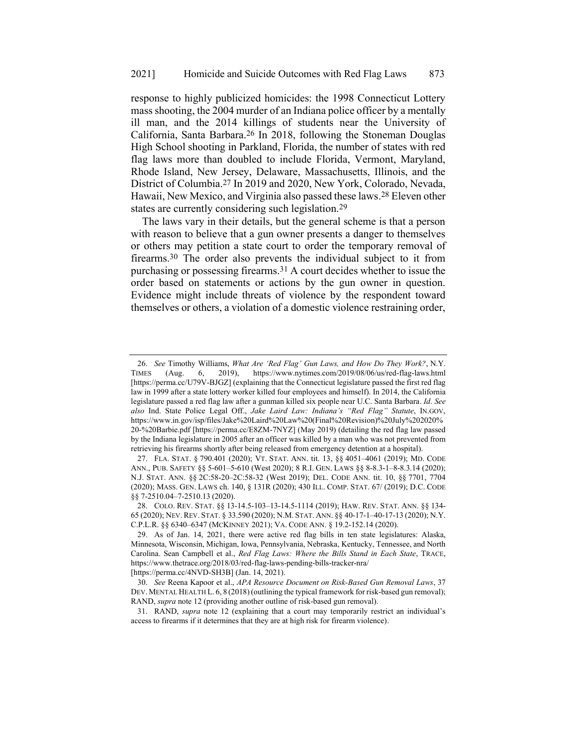response to highly publicized homicides: the 1998 Connecticut Lottery mass shooting, the 2004 murder of an Indiana police officer by a mentally ill man, and the 2014 killings of students near the University of California, Santa Barbara.[26] In 2018, following the Stoneman Douglas High School shooting in Parkland, Florida, the number of states with red flag laws more than doubled to include Florida, Vermont, Maryland, Rhode Island, New Jersey, Delaware, Massachusetts, Illinois, and the District of Columbia.[27] In 2019 and 2020, New York, Colorado, Nevada, Hawaii, New Mexico, and Virginia also passed these laws.[28] Eleven other states are currently considering such legislation.[29]

The laws vary in their details, but the general scheme is that a person with reason to believe that a gun owner presents a danger to themselves or others may petition a state court to order the temporary removal of firearms.[30] The order also prevents the individual subject to it from purchasing or possessing firearms.[31] A court decides whether to issue the order based on statements or actions by the gun owner in question. Evidence might include threats of violence by the respondent toward themselves or others, a violation of a domestic violence restraining order,

---

26. *See* Timothy Williams, *What Are 'Red Flag' Gun Laws, and How Do They Work?*, N.Y. TIMES (Aug. 6, 2019), https://www.nytimes.com/2019/08/06/us/red-flag-laws.html [https://perma.cc/U79V-BJGZ] (explaining that the Connecticut legislature passed the first red flag law in 1999 after a state lottery worker killed four employees and himself). In 2014, the California legislature passed a red flag law after a gunman killed six people near U.C. Santa Barbara. *Id*. *See also* Ind. State Police Legal Off., *Jake Laird Law: Indiana's "Red Flag" Statute*, IN.GOV, https://www.in.gov/isp/files/Jake%20Laird%20Law%20(Final%20Revision)%20July%202020%20-%20Barbie.pdf [https://perma.cc/E8ZM-7NYZ] (May 2019) (detailing the red flag law passed by the Indiana legislature in 2005 after an officer was killed by a man who was not prevented from retrieving his firearms shortly after being released from emergency detention at a hospital).

27. FLA. STAT. § 790.401 (2020); VT. STAT. ANN. tit. 13, §§ 4051–4061 (2019); MD. CODE ANN., PUB. SAFETY §§ 5-601–5-610 (West 2020); 8 R.I. GEN. LAWS §§ 8-8.3-1–8-8.3.14 (2020); N.J. STAT. ANN. §§ 2C:58-20–2C:58-32 (West 2019); DEL. CODE ANN. tit. 10, §§ 7701, 7704 (2020); MASS. GEN. LAWS ch. 140, § 131R (2020); 430 ILL. COMP. STAT. 67/ (2019); D.C. CODE §§ 7-2510.04–7-2510.13 (2020).

28. COLO. REV. STAT. §§ 13-14.5-103–13-14.5-1114 (2019); HAW. REV. STAT. ANN. §§ 134-65 (2020); NEV. REV. STAT. § 33.590 (2020); N.M. STAT. ANN. §§ 40-17-1–40-17-13 (2020); N.Y. C.P.L.R. §§ 6340–6347 (MCKINNEY 2021); VA. CODE ANN. § 19.2-152.14 (2020).

29. As of Jan. 14, 2021, there were active red flag bills in ten state legislatures: Alaska, Minnesota, Wisconsin, Michigan, Iowa, Pennsylvania, Nebraska, Kentucky, Tennessee, and North Carolina. Sean Campbell et al., *Red Flag Laws: Where the Bills Stand in Each State*, TRACE, https://www.thetrace.org/2018/03/red-flag-laws-pending-bills-tracker-nra/ [https://perma.cc/4NVD-SH3B] (Jan. 14, 2021).

30. *See* Reena Kapoor et al., *APA Resource Document on Risk-Based Gun Removal Laws*, 37 DEV. MENTAL HEALTH L. 6, 8 (2018) (outlining the typical framework for risk-based gun removal); RAND, *supra* note 12 (providing another outline of risk-based gun removal).

31. RAND, *supra* note 12 (explaining that a court may temporarily restrict an individual's access to firearms if it determines that they are at high risk for firearm violence).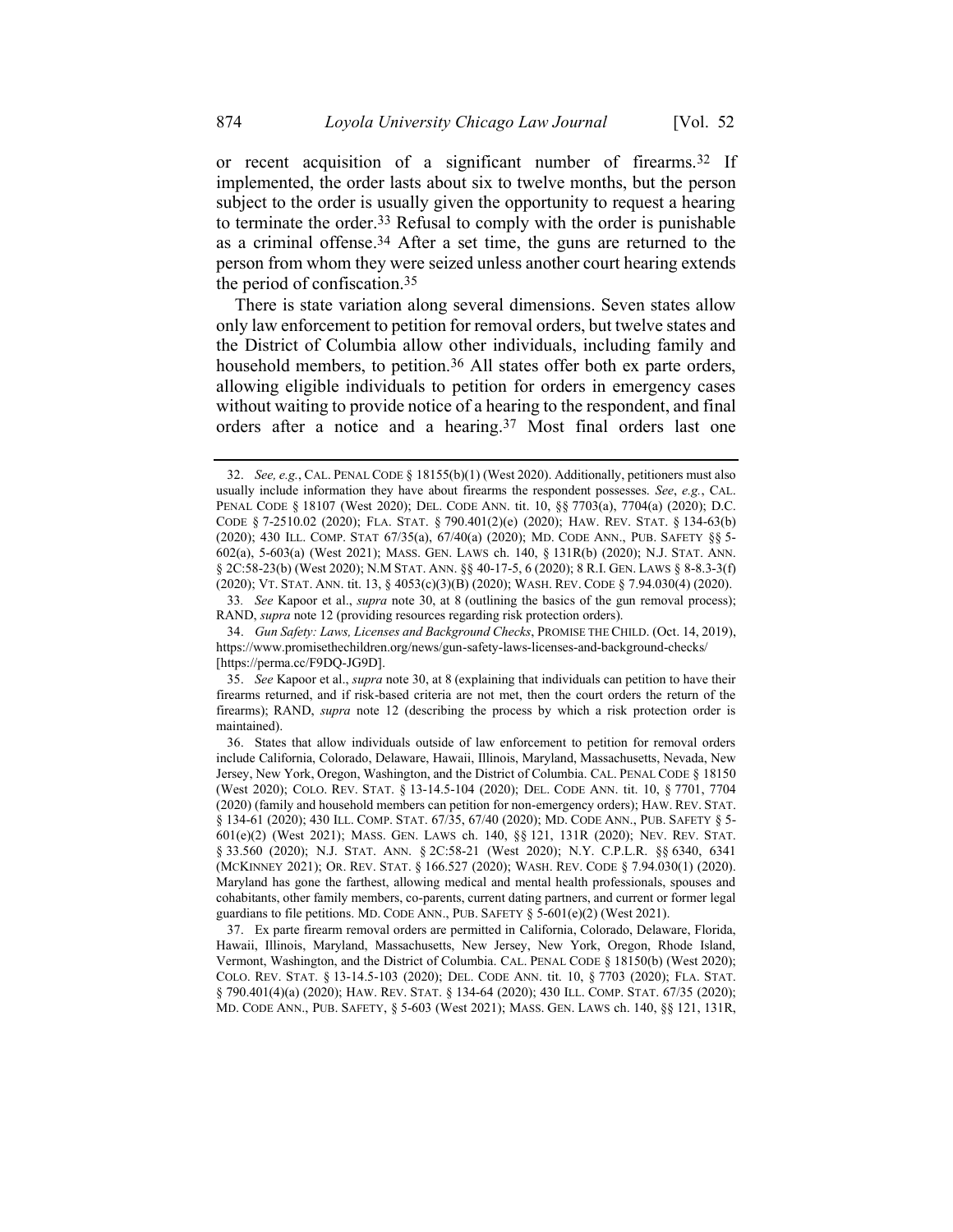or recent acquisition of a significant number of firearms.[32] If implemented, the order lasts about six to twelve months, but the person subject to the order is usually given the opportunity to request a hearing to terminate the order.[33] Refusal to comply with the order is punishable as a criminal offense.[34] After a set time, the guns are returned to the person from whom they were seized unless another court hearing extends the period of confiscation.[35]

There is state variation along several dimensions. Seven states allow only law enforcement to petition for removal orders, but twelve states and the District of Columbia allow other individuals, including family and household members, to petition.[36] All states offer both ex parte orders, allowing eligible individuals to petition for orders in emergency cases without waiting to provide notice of a hearing to the respondent, and final orders after a notice and a hearing.[37] Most final orders last one

---

32. *See, e.g.*, CAL. PENAL CODE § 18155(b)(1) (West 2020). Additionally, petitioners must also usually include information they have about firearms the respondent possesses. *See*, *e.g.*, CAL. PENAL CODE § 18107 (West 2020); DEL. CODE ANN. tit. 10, §§ 7703(a), 7704(a) (2020); D.C. CODE § 7-2510.02 (2020); FLA. STAT. § 790.401(2)(e) (2020); HAW. REV. STAT. § 134-63(b) (2020); 430 ILL. COMP. STAT 67/35(a), 67/40(a) (2020); MD. CODE ANN., PUB. SAFETY §§ 5-602(a), 5-603(a) (West 2021); MASS. GEN. LAWS ch. 140, § 131R(b) (2020); N.J. STAT. ANN. § 2C:58-23(b) (West 2020); N.M STAT. ANN. §§ 40-17-5, 6 (2020); 8 R.I. GEN. LAWS § 8-8.3-3(f) (2020); VT. STAT. ANN. tit. 13, § 4053(c)(3)(B) (2020); WASH. REV. CODE § 7.94.030(4) (2020).

33. *See* Kapoor et al., *supra* note 30, at 8 (outlining the basics of the gun removal process); RAND, *supra* note 12 (providing resources regarding risk protection orders).

34. *Gun Safety: Laws, Licenses and Background Checks*, PROMISE THE CHILD. (Oct. 14, 2019), https://www.promisethechildren.org/news/gun-safety-laws-licenses-and-background-checks/ [https://perma.cc/F9DQ-JG9D].

35. *See* Kapoor et al., *supra* note 30, at 8 (explaining that individuals can petition to have their firearms returned, and if risk-based criteria are not met, then the court orders the return of the firearms); RAND, *supra* note 12 (describing the process by which a risk protection order is maintained).

36. States that allow individuals outside of law enforcement to petition for removal orders include California, Colorado, Delaware, Hawaii, Illinois, Maryland, Massachusetts, Nevada, New Jersey, New York, Oregon, Washington, and the District of Columbia. CAL. PENAL CODE § 18150 (West 2020); COLO. REV. STAT. § 13-14.5-104 (2020); DEL. CODE ANN. tit. 10, § 7701, 7704 (2020) (family and household members can petition for non-emergency orders); HAW. REV. STAT. § 134-61 (2020); 430 ILL. COMP. STAT. 67/35, 67/40 (2020); MD. CODE ANN., PUB. SAFETY § 5-601(e)(2) (West 2021); MASS. GEN. LAWS ch. 140, §§ 121, 131R (2020); NEV. REV. STAT. § 33.560 (2020); N.J. STAT. ANN. § 2C:58-21 (West 2020); N.Y. C.P.L.R. §§ 6340, 6341 (MCKINNEY 2021); OR. REV. STAT. § 166.527 (2020); WASH. REV. CODE § 7.94.030(1) (2020). Maryland has gone the farthest, allowing medical and mental health professionals, spouses and cohabitants, other family members, co-parents, current dating partners, and current or former legal guardians to file petitions. MD. CODE ANN., PUB. SAFETY § 5-601(e)(2) (West 2021).

37. Ex parte firearm removal orders are permitted in California, Colorado, Delaware, Florida, Hawaii, Illinois, Maryland, Massachusetts, New Jersey, New York, Oregon, Rhode Island, Vermont, Washington, and the District of Columbia. CAL. PENAL CODE § 18150(b) (West 2020); COLO. REV. STAT. § 13-14.5-103 (2020); DEL. CODE ANN. tit. 10, § 7703 (2020); FLA. STAT. § 790.401(4)(a) (2020); HAW. REV. STAT. § 134-64 (2020); 430 ILL. COMP. STAT. 67/35 (2020); MD. CODE ANN., PUB. SAFETY, § 5-603 (West 2021); MASS. GEN. LAWS ch. 140, §§ 121, 131R,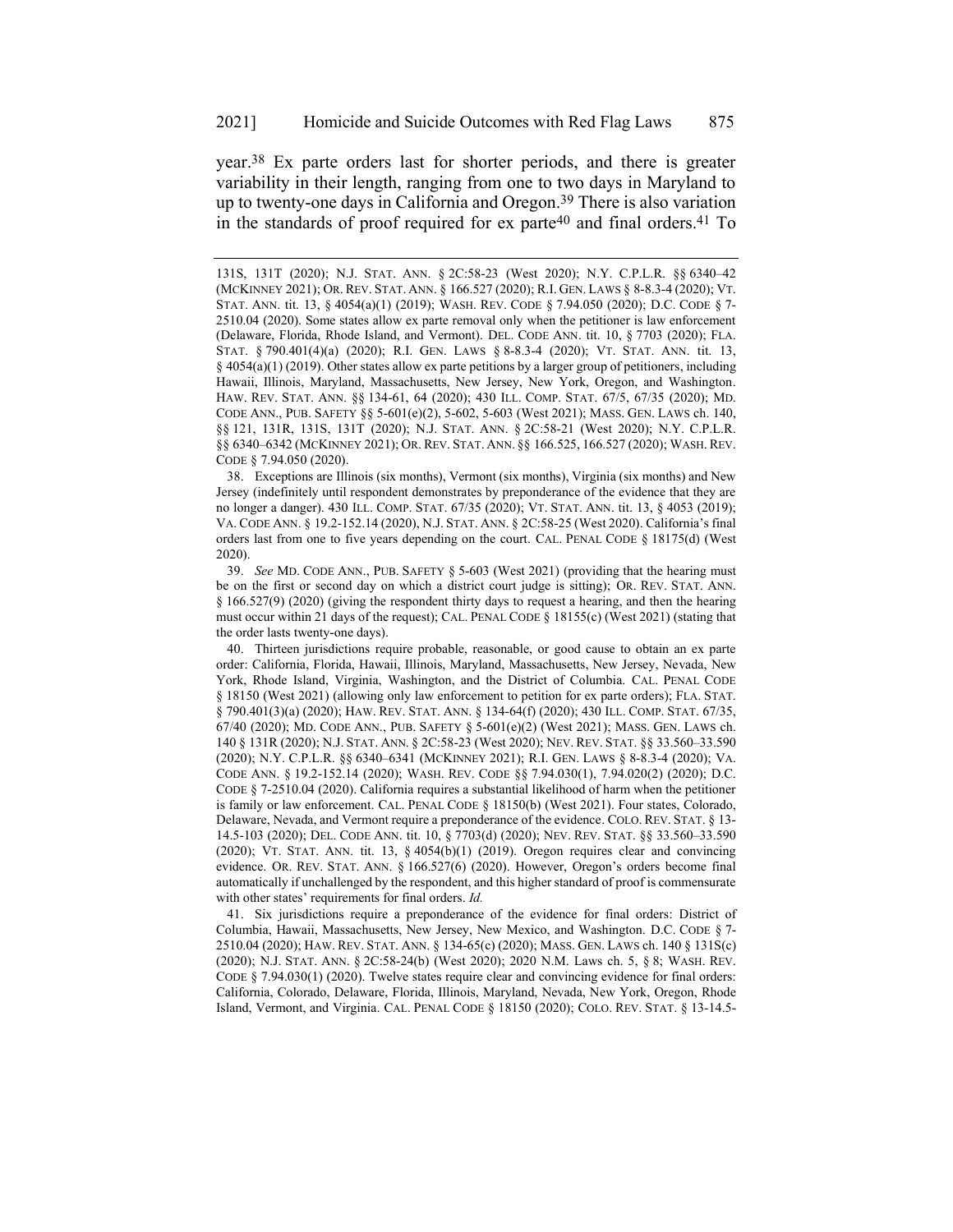year.[38] Ex parte orders last for shorter periods, and there is greater variability in their length, ranging from one to two days in Maryland to up to twenty-one days in California and Oregon.[39] There is also variation in the standards of proof required for ex parte[40] and final orders.[41] To

---

131S, 131T (2020); N.J. STAT. ANN. § 2C:58-23 (West 2020); N.Y. C.P.L.R. §§ 6340–42 (MCKINNEY 2021); OR. REV. STAT. ANN. § 166.527 (2020); R.I. GEN. LAWS § 8-8.3-4 (2020); VT. STAT. ANN. tit. 13, § 4054(a)(1) (2019); WASH. REV. CODE § 7.94.050 (2020); D.C. CODE § 7-2510.04 (2020). Some states allow ex parte removal only when the petitioner is law enforcement (Delaware, Florida, Rhode Island, and Vermont). DEL. CODE ANN. tit. 10, § 7703 (2020); FLA. STAT. § 790.401(4)(a) (2020); R.I. GEN. LAWS § 8-8.3-4 (2020); VT. STAT. ANN. tit. 13, § 4054(a)(1) (2019). Other states allow ex parte petitions by a larger group of petitioners, including Hawaii, Illinois, Maryland, Massachusetts, New Jersey, New York, Oregon, and Washington. HAW. REV. STAT. ANN. §§ 134-61, 64 (2020); 430 ILL. COMP. STAT. 67/5, 67/35 (2020); MD. CODE ANN., PUB. SAFETY §§ 5-601(e)(2), 5-602, 5-603 (West 2021); MASS. GEN. LAWS ch. 140, §§ 121, 131R, 131S, 131T (2020); N.J. STAT. ANN. § 2C:58-21 (West 2020); N.Y. C.P.L.R. §§ 6340–6342 (MCKINNEY 2021); OR. REV. STAT. ANN. §§ 166.525, 166.527 (2020); WASH. REV. CODE § 7.94.050 (2020).

38. Exceptions are Illinois (six months), Vermont (six months), Virginia (six months) and New Jersey (indefinitely until respondent demonstrates by preponderance of the evidence that they are no longer a danger). 430 ILL. COMP. STAT. 67/35 (2020); VT. STAT. ANN. tit. 13, § 4053 (2019); VA. CODE ANN. § 19.2-152.14 (2020), N.J. STAT. ANN. § 2C:58-25 (West 2020). California's final orders last from one to five years depending on the court. CAL. PENAL CODE § 18175(d) (West 2020).

39. *See* MD. CODE ANN., PUB. SAFETY § 5-603 (West 2021) (providing that the hearing must be on the first or second day on which a district court judge is sitting); OR. REV. STAT. ANN. § 166.527(9) (2020) (giving the respondent thirty days to request a hearing, and then the hearing must occur within 21 days of the request); CAL. PENAL CODE § 18155(c) (West 2021) (stating that the order lasts twenty-one days).

40. Thirteen jurisdictions require probable, reasonable, or good cause to obtain an ex parte order: California, Florida, Hawaii, Illinois, Maryland, Massachusetts, New Jersey, Nevada, New York, Rhode Island, Virginia, Washington, and the District of Columbia. CAL. PENAL CODE § 18150 (West 2021) (allowing only law enforcement to petition for ex parte orders); FLA. STAT. § 790.401(3)(a) (2020); HAW. REV. STAT. ANN. § 134-64(f) (2020); 430 ILL. COMP. STAT. 67/35, 67/40 (2020); MD. CODE ANN., PUB. SAFETY § 5-601(e)(2) (West 2021); MASS. GEN. LAWS ch. 140 § 131R (2020); N.J. STAT. ANN. § 2C:58-23 (West 2020); NEV. REV. STAT. §§ 33.560–33.590 (2020); N.Y. C.P.L.R. §§ 6340–6341 (MCKINNEY 2021); R.I. GEN. LAWS § 8-8.3-4 (2020); VA. CODE ANN. § 19.2-152.14 (2020); WASH. REV. CODE §§ 7.94.030(1), 7.94.020(2) (2020); D.C. CODE § 7-2510.04 (2020). California requires a substantial likelihood of harm when the petitioner is family or law enforcement. CAL. PENAL CODE § 18150(b) (West 2021). Four states, Colorado, Delaware, Nevada, and Vermont require a preponderance of the evidence. COLO. REV. STAT. § 13-14.5-103 (2020); DEL. CODE ANN. tit. 10, § 7703(d) (2020); NEV. REV. STAT. §§ 33.560–33.590 (2020); VT. STAT. ANN. tit. 13, § 4054(b)(1) (2019). Oregon requires clear and convincing evidence. OR. REV. STAT. ANN. § 166.527(6) (2020). However, Oregon's orders become final automatically if unchallenged by the respondent, and this higher standard of proof is commensurate with other states' requirements for final orders. *Id.*

41. Six jurisdictions require a preponderance of the evidence for final orders: District of Columbia, Hawaii, Massachusetts, New Jersey, New Mexico, and Washington. D.C. CODE § 7-2510.04 (2020); HAW. REV. STAT. ANN. § 134-65(c) (2020); MASS. GEN. LAWS ch. 140 § 131S(c) (2020); N.J. STAT. ANN. § 2C:58-24(b) (West 2020); 2020 N.M. Laws ch. 5, § 8; WASH. REV. CODE § 7.94.030(1) (2020). Twelve states require clear and convincing evidence for final orders: California, Colorado, Delaware, Florida, Illinois, Maryland, Nevada, New York, Oregon, Rhode Island, Vermont, and Virginia. CAL. PENAL CODE § 18150 (2020); COLO. REV. STAT. § 13-14.5-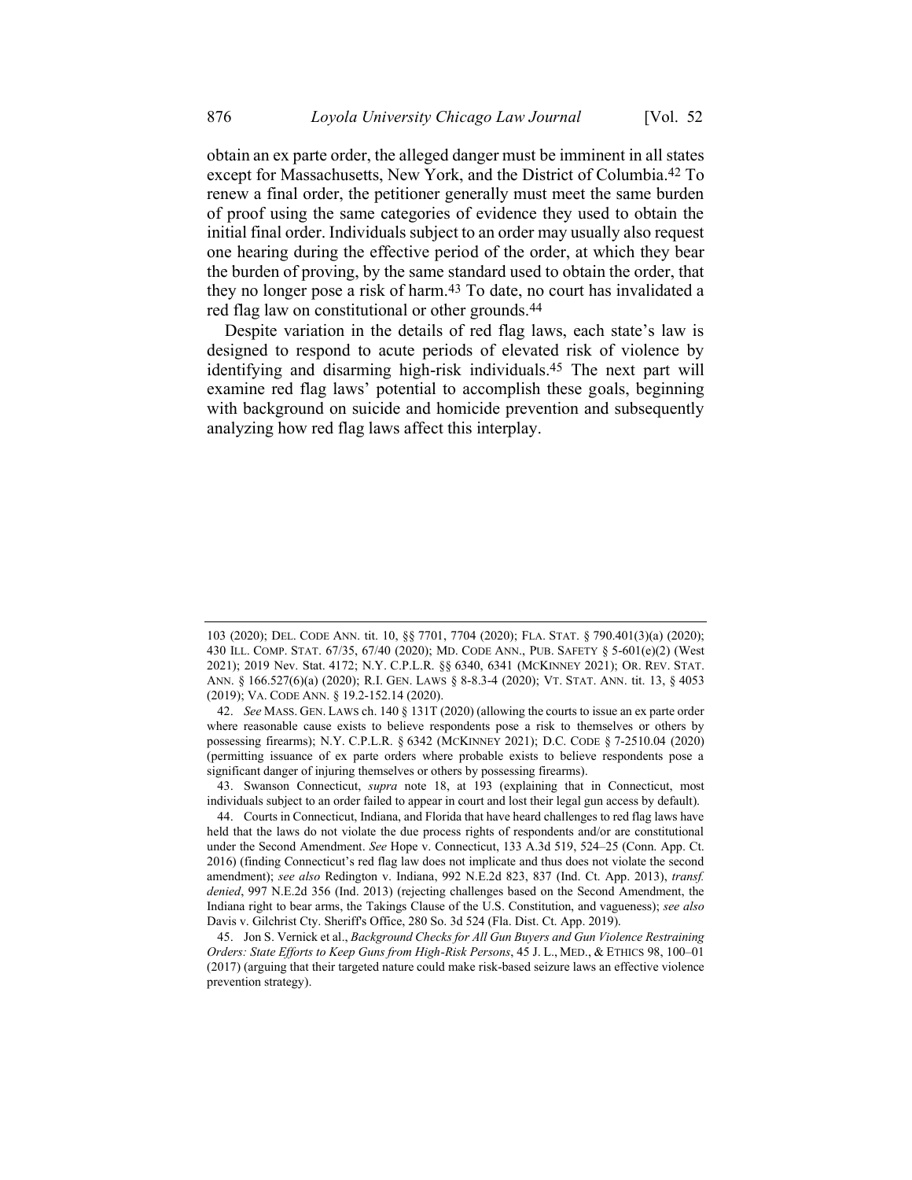obtain an ex parte order, the alleged danger must be imminent in all states except for Massachusetts, New York, and the District of Columbia.[42] To renew a final order, the petitioner generally must meet the same burden of proof using the same categories of evidence they used to obtain the initial final order. Individuals subject to an order may usually also request one hearing during the effective period of the order, at which they bear the burden of proving, by the same standard used to obtain the order, that they no longer pose a risk of harm.[43] To date, no court has invalidated a red flag law on constitutional or other grounds.[44]

Despite variation in the details of red flag laws, each state's law is designed to respond to acute periods of elevated risk of violence by identifying and disarming high-risk individuals.[45] The next part will examine red flag laws' potential to accomplish these goals, beginning with background on suicide and homicide prevention and subsequently analyzing how red flag laws affect this interplay.

---

103 (2020); DEL. CODE ANN. tit. 10, §§ 7701, 7704 (2020); FLA. STAT. § 790.401(3)(a) (2020); 430 ILL. COMP. STAT. 67/35, 67/40 (2020); MD. CODE ANN., PUB. SAFETY § 5-601(e)(2) (West 2021); 2019 Nev. Stat. 4172; N.Y. C.P.L.R. §§ 6340, 6341 (MCKINNEY 2021); OR. REV. STAT. ANN. § 166.527(6)(a) (2020); R.I. GEN. LAWS § 8-8.3-4 (2020); VT. STAT. ANN. tit. 13, § 4053 (2019); VA. CODE ANN. § 19.2-152.14 (2020).

42. *See* MASS. GEN. LAWS ch. 140 § 131T (2020) (allowing the courts to issue an ex parte order where reasonable cause exists to believe respondents pose a risk to themselves or others by possessing firearms); N.Y. C.P.L.R. § 6342 (MCKINNEY 2021); D.C. CODE § 7-2510.04 (2020) (permitting issuance of ex parte orders where probable exists to believe respondents pose a significant danger of injuring themselves or others by possessing firearms).

43. Swanson Connecticut, *supra* note 18, at 193 (explaining that in Connecticut, most individuals subject to an order failed to appear in court and lost their legal gun access by default).

44. Courts in Connecticut, Indiana, and Florida that have heard challenges to red flag laws have held that the laws do not violate the due process rights of respondents and/or are constitutional under the Second Amendment. *See* Hope v. Connecticut, 133 A.3d 519, 524–25 (Conn. App. Ct. 2016) (finding Connecticut's red flag law does not implicate and thus does not violate the second amendment); *see also* Redington v. Indiana, 992 N.E.2d 823, 837 (Ind. Ct. App. 2013), *transf. denied*, 997 N.E.2d 356 (Ind. 2013) (rejecting challenges based on the Second Amendment, the Indiana right to bear arms, the Takings Clause of the U.S. Constitution, and vagueness); *see also* Davis v. Gilchrist Cty. Sheriff's Office, 280 So. 3d 524 (Fla. Dist. Ct. App. 2019).

45. Jon S. Vernick et al., *Background Checks for All Gun Buyers and Gun Violence Restraining Orders: State Efforts to Keep Guns from High-Risk Persons*, 45 J. L., MED., & ETHICS 98, 100–01 (2017) (arguing that their targeted nature could make risk-based seizure laws an effective violence prevention strategy).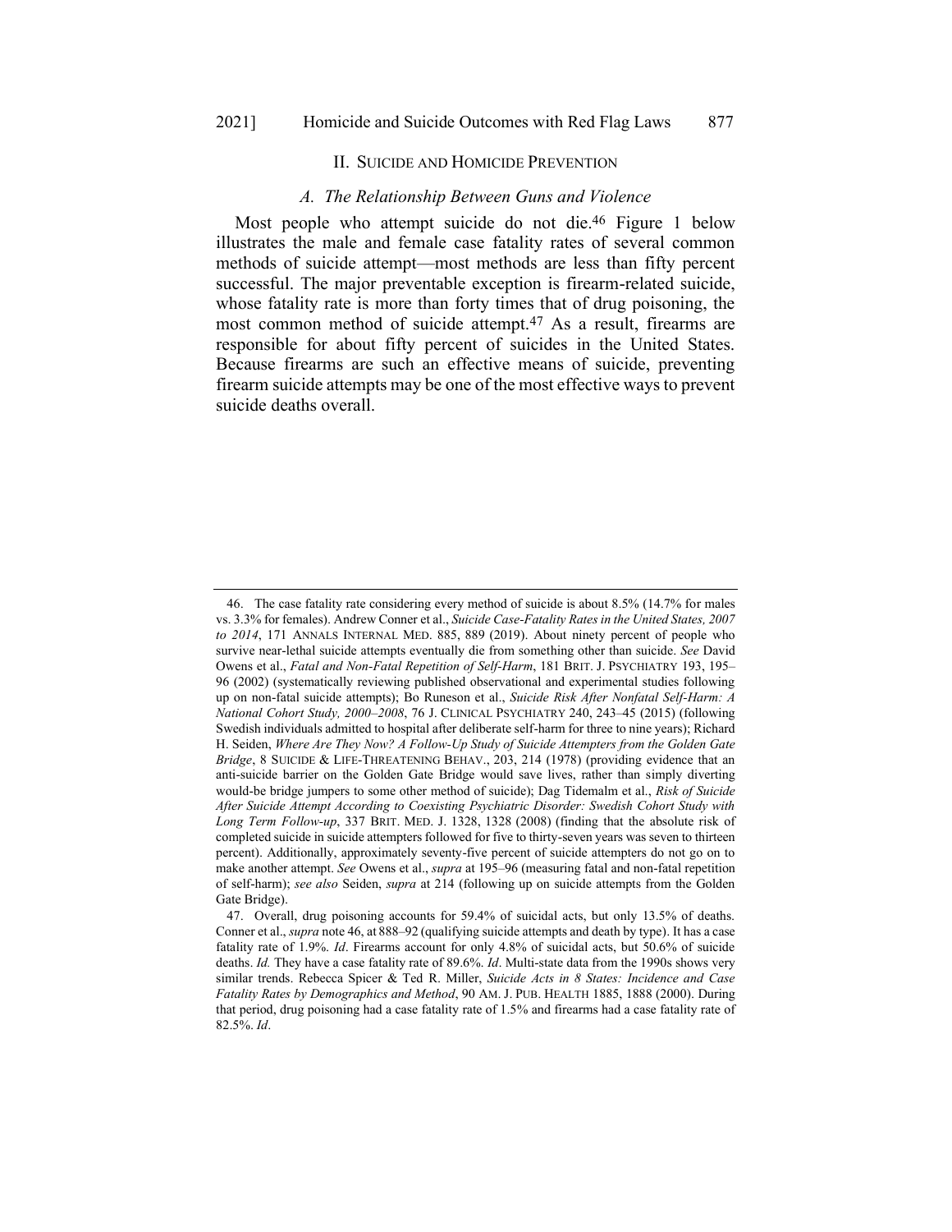## II. Suicide and Homicide Prevention

### *A. The Relationship Between Guns and Violence*

Most people who attempt suicide do not die.[46] Figure 1 below illustrates the male and female case fatality rates of several common methods of suicide attempt—most methods are less than fifty percent successful. The major preventable exception is firearm-related suicide, whose fatality rate is more than forty times that of drug poisoning, the most common method of suicide attempt.[47] As a result, firearms are responsible for about fifty percent of suicides in the United States. Because firearms are such an effective means of suicide, preventing firearm suicide attempts may be one of the most effective ways to prevent suicide deaths overall.

---

46. The case fatality rate considering every method of suicide is about 8.5% (14.7% for males vs. 3.3% for females). Andrew Conner et al., *Suicide Case-Fatality Rates in the United States, 2007 to 2014*, 171 Annals Internal Med. 885, 889 (2019). About ninety percent of people who survive near-lethal suicide attempts eventually die from something other than suicide. *See* David Owens et al., *Fatal and Non-Fatal Repetition of Self-Harm*, 181 Brit. J. Psychiatry 193, 195–96 (2002) (systematically reviewing published observational and experimental studies following up on non-fatal suicide attempts); Bo Runeson et al., *Suicide Risk After Nonfatal Self-Harm: A National Cohort Study, 2000–2008*, 76 J. Clinical Psychiatry 240, 243–45 (2015) (following Swedish individuals admitted to hospital after deliberate self-harm for three to nine years); Richard H. Seiden, *Where Are They Now? A Follow-Up Study of Suicide Attempters from the Golden Gate Bridge*, 8 Suicide & Life-Threatening Behav., 203, 214 (1978) (providing evidence that an anti-suicide barrier on the Golden Gate Bridge would save lives, rather than simply diverting would-be bridge jumpers to some other method of suicide); Dag Tidemalm et al., *Risk of Suicide After Suicide Attempt According to Coexisting Psychiatric Disorder: Swedish Cohort Study with Long Term Follow-up*, 337 Brit. Med. J. 1328, 1328 (2008) (finding that the absolute risk of completed suicide in suicide attempters followed for five to thirty-seven years was seven to thirteen percent). Additionally, approximately seventy-five percent of suicide attempters do not go on to make another attempt. *See* Owens et al., *supra* at 195–96 (measuring fatal and non-fatal repetition of self-harm); *see also* Seiden, *supra* at 214 (following up on suicide attempts from the Golden Gate Bridge).

47. Overall, drug poisoning accounts for 59.4% of suicidal acts, but only 13.5% of deaths. Conner et al., *supra* note 46, at 888–92 (qualifying suicide attempts and death by type). It has a case fatality rate of 1.9%. *Id*. Firearms account for only 4.8% of suicidal acts, but 50.6% of suicide deaths. *Id.* They have a case fatality rate of 89.6%. *Id*. Multi-state data from the 1990s shows very similar trends. Rebecca Spicer & Ted R. Miller, *Suicide Acts in 8 States: Incidence and Case Fatality Rates by Demographics and Method*, 90 Am. J. Pub. Health 1885, 1888 (2000). During that period, drug poisoning had a case fatality rate of 1.5% and firearms had a case fatality rate of 82.5%. *Id*.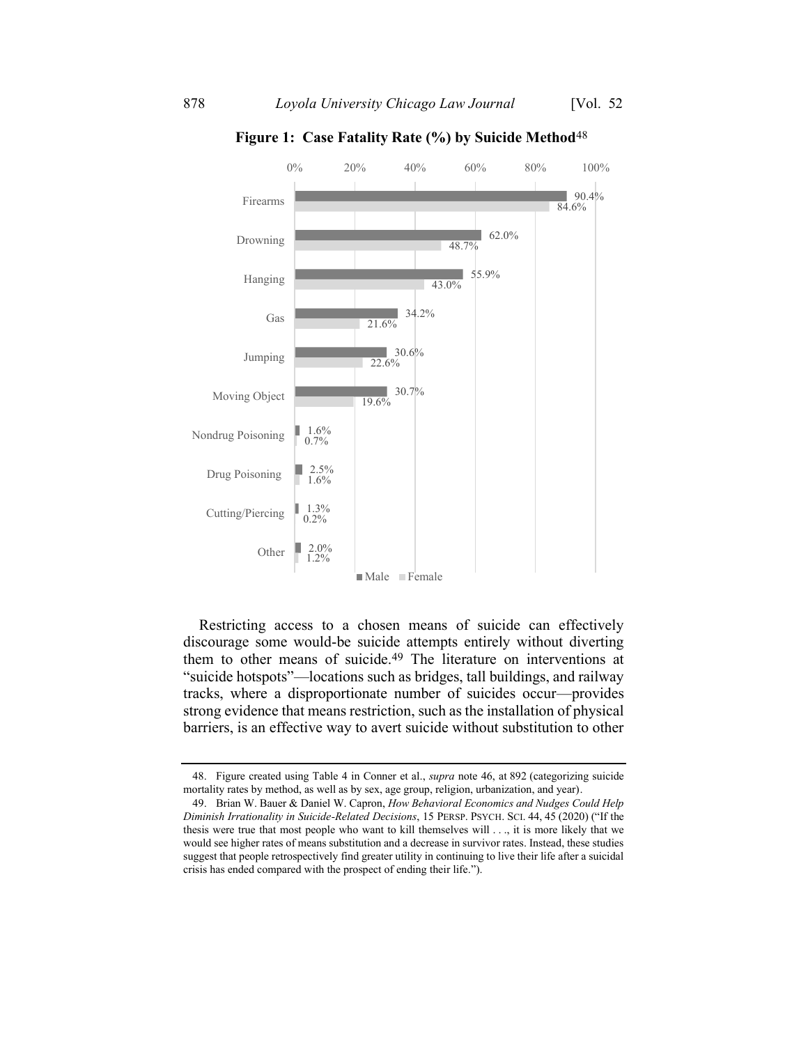**Figure 1: Case Fatality Rate (%) by Suicide Method**[48]

| Suicide Method | Male | Female |
|---|---|---|
| Firearms | 90.4% | 84.6% |
| Drowning | 62.0% | 48.7% |
| Hanging | 55.9% | 43.0% |
| Gas | 34.2% | 21.6% |
| Jumping | 30.6% | 22.6% |
| Moving Object | 30.7% | 19.6% |
| Nondrug Poisoning | 1.6% | 0.7% |
| Drug Poisoning | 2.5% | 1.6% |
| Cutting/Piercing | 1.3% | 0.2% |
| Other | 2.0% | 1.2% |

Restricting access to a chosen means of suicide can effectively discourage some would-be suicide attempts entirely without diverting them to other means of suicide.[49] The literature on interventions at "suicide hotspots"—locations such as bridges, tall buildings, and railway tracks, where a disproportionate number of suicides occur—provides strong evidence that means restriction, such as the installation of physical barriers, is an effective way to avert suicide without substitution to other

---

48. Figure created using Table 4 in Conner et al., *supra* note 46, at 892 (categorizing suicide mortality rates by method, as well as by sex, age group, religion, urbanization, and year).

49. Brian W. Bauer & Daniel W. Capron, *How Behavioral Economics and Nudges Could Help Diminish Irrationality in Suicide-Related Decisions*, 15 PERSP. PSYCH. SCI. 44, 45 (2020) ("If the thesis were true that most people who want to kill themselves will . . ., it is more likely that we would see higher rates of means substitution and a decrease in survivor rates. Instead, these studies suggest that people retrospectively find greater utility in continuing to live their life after a suicidal crisis has ended compared with the prospect of ending their life.").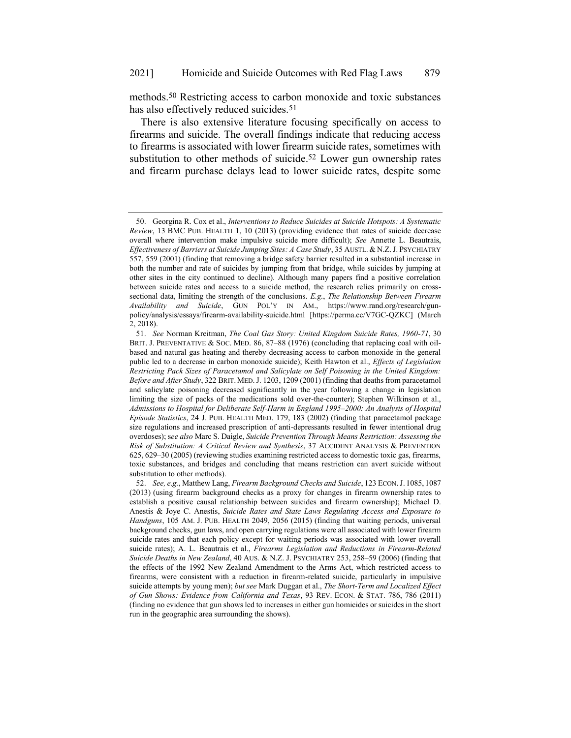methods.[50] Restricting access to carbon monoxide and toxic substances has also effectively reduced suicides.[51]

There is also extensive literature focusing specifically on access to firearms and suicide. The overall findings indicate that reducing access to firearms is associated with lower firearm suicide rates, sometimes with substitution to other methods of suicide.[52] Lower gun ownership rates and firearm purchase delays lead to lower suicide rates, despite some

---

50. Georgina R. Cox et al., *Interventions to Reduce Suicides at Suicide Hotspots: A Systematic Review*, 13 BMC PUB. HEALTH 1, 10 (2013) (providing evidence that rates of suicide decrease overall where intervention make impulsive suicide more difficult); *See* Annette L. Beautrais, *Effectiveness of Barriers at Suicide Jumping Sites: A Case Study*, 35 AUSTL. & N.Z. J. PSYCHIATRY 557, 559 (2001) (finding that removing a bridge safety barrier resulted in a substantial increase in both the number and rate of suicides by jumping from that bridge, while suicides by jumping at other sites in the city continued to decline). Although many papers find a positive correlation between suicide rates and access to a suicide method, the research relies primarily on cross-sectional data, limiting the strength of the conclusions. *E.g.*, *The Relationship Between Firearm Availability and Suicide*, GUN POL'Y IN AM., https://www.rand.org/research/gun-policy/analysis/essays/firearm-availability-suicide.html [https://perma.cc/V7GC-QZKC] (March 2, 2018).

51. *See* Norman Kreitman, *The Coal Gas Story: United Kingdom Suicide Rates, 1960-71*, 30 BRIT. J. PREVENTATIVE & SOC. MED. 86, 87–88 (1976) (concluding that replacing coal with oil-based and natural gas heating and thereby decreasing access to carbon monoxide in the general public led to a decrease in carbon monoxide suicide); Keith Hawton et al., *Effects of Legislation Restricting Pack Sizes of Paracetamol and Salicylate on Self Poisoning in the United Kingdom: Before and After Study*, 322 BRIT. MED. J. 1203, 1209 (2001) (finding that deaths from paracetamol and salicylate poisoning decreased significantly in the year following a change in legislation limiting the size of packs of the medications sold over-the-counter); Stephen Wilkinson et al., *Admissions to Hospital for Deliberate Self-Harm in England 1995–2000: An Analysis of Hospital Episode Statistics*, 24 J. PUB. HEALTH MED. 179, 183 (2002) (finding that paracetamol package size regulations and increased prescription of anti-depressants resulted in fewer intentional drug overdoses); s*ee also* Marc S. Daigle, *Suicide Prevention Through Means Restriction: Assessing the Risk of Substitution: A Critical Review and Synthesis*, 37 ACCIDENT ANALYSIS & PREVENTION 625, 629–30 (2005) (reviewing studies examining restricted access to domestic toxic gas, firearms, toxic substances, and bridges and concluding that means restriction can avert suicide without substitution to other methods).

52. *See, e.g.*, Matthew Lang, *Firearm Background Checks and Suicide*, 123 ECON. J. 1085, 1087 (2013) (using firearm background checks as a proxy for changes in firearm ownership rates to establish a positive causal relationship between suicides and firearm ownership); Michael D. Anestis & Joye C. Anestis, *Suicide Rates and State Laws Regulating Access and Exposure to Handguns*, 105 AM. J. PUB. HEALTH 2049, 2056 (2015) (finding that waiting periods, universal background checks, gun laws, and open carrying regulations were all associated with lower firearm suicide rates and that each policy except for waiting periods was associated with lower overall suicide rates); A. L. Beautrais et al., *Firearms Legislation and Reductions in Firearm-Related Suicide Deaths in New Zealand*, 40 AUS. & N.Z. J. PSYCHIATRY 253, 258–59 (2006) (finding that the effects of the 1992 New Zealand Amendment to the Arms Act, which restricted access to firearms, were consistent with a reduction in firearm-related suicide, particularly in impulsive suicide attempts by young men); *but see* Mark Duggan et al., *The Short-Term and Localized Effect of Gun Shows: Evidence from California and Texas*, 93 REV. ECON. & STAT. 786, 786 (2011) (finding no evidence that gun shows led to increases in either gun homicides or suicides in the short run in the geographic area surrounding the shows).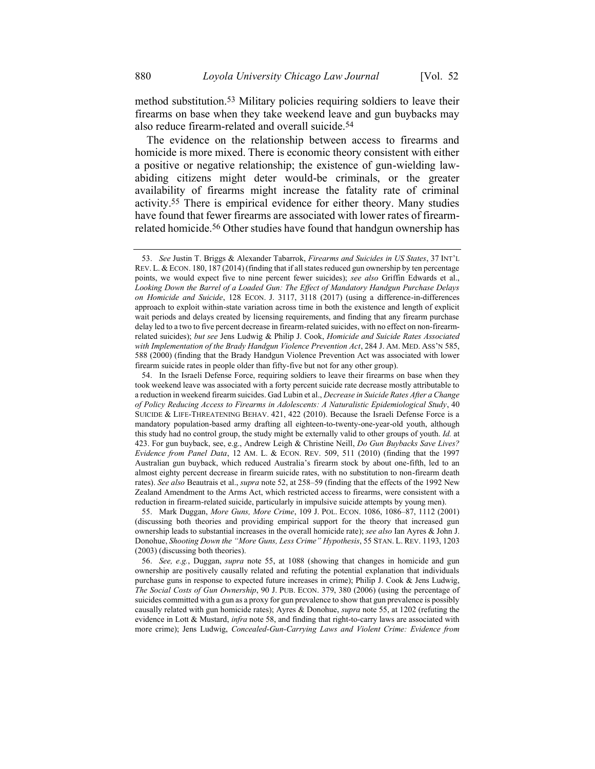method substitution.[53] Military policies requiring soldiers to leave their firearms on base when they take weekend leave and gun buybacks may also reduce firearm-related and overall suicide.[54]

The evidence on the relationship between access to firearms and homicide is more mixed. There is economic theory consistent with either a positive or negative relationship; the existence of gun-wielding law-abiding citizens might deter would-be criminals, or the greater availability of firearms might increase the fatality rate of criminal activity.[55] There is empirical evidence for either theory. Many studies have found that fewer firearms are associated with lower rates of firearm-related homicide.[56] Other studies have found that handgun ownership has

---

53. *See* Justin T. Briggs & Alexander Tabarrok, *Firearms and Suicides in US States*, 37 INT'L REV. L. & ECON. 180, 187 (2014) (finding that if all states reduced gun ownership by ten percentage points, we would expect five to nine percent fewer suicides); *see also* Griffin Edwards et al., *Looking Down the Barrel of a Loaded Gun: The Effect of Mandatory Handgun Purchase Delays on Homicide and Suicide*, 128 ECON. J. 3117, 3118 (2017) (using a difference-in-differences approach to exploit within-state variation across time in both the existence and length of explicit wait periods and delays created by licensing requirements, and finding that any firearm purchase delay led to a two to five percent decrease in firearm-related suicides, with no effect on non-firearm-related suicides); *but see* Jens Ludwig & Philip J. Cook, *Homicide and Suicide Rates Associated with Implementation of the Brady Handgun Violence Prevention Act*, 284 J. AM. MED. ASS'N 585, 588 (2000) (finding that the Brady Handgun Violence Prevention Act was associated with lower firearm suicide rates in people older than fifty-five but not for any other group).

54. In the Israeli Defense Force, requiring soldiers to leave their firearms on base when they took weekend leave was associated with a forty percent suicide rate decrease mostly attributable to a reduction in weekend firearm suicides. Gad Lubin et al., *Decrease in Suicide Rates After a Change of Policy Reducing Access to Firearms in Adolescents: A Naturalistic Epidemiological Study*, 40 SUICIDE & LIFE-THREATENING BEHAV. 421, 422 (2010). Because the Israeli Defense Force is a mandatory population-based army drafting all eighteen-to-twenty-one-year-old youth, although this study had no control group, the study might be externally valid to other groups of youth. *Id.* at 423. For gun buyback, see, e.g., Andrew Leigh & Christine Neill, *Do Gun Buybacks Save Lives? Evidence from Panel Data*, 12 AM. L. & ECON. REV. 509, 511 (2010) (finding that the 1997 Australian gun buyback, which reduced Australia's firearm stock by about one-fifth, led to an almost eighty percent decrease in firearm suicide rates, with no substitution to non-firearm death rates). *See also* Beautrais et al., *supra* note 52, at 258–59 (finding that the effects of the 1992 New Zealand Amendment to the Arms Act, which restricted access to firearms, were consistent with a reduction in firearm-related suicide, particularly in impulsive suicide attempts by young men).

55. Mark Duggan, *More Guns, More Crime*, 109 J. POL. ECON. 1086, 1086–87, 1112 (2001) (discussing both theories and providing empirical support for the theory that increased gun ownership leads to substantial increases in the overall homicide rate); *see also* Ian Ayres & John J. Donohue, *Shooting Down the "More Guns, Less Crime" Hypothesis*, 55 STAN. L. REV. 1193, 1203 (2003) (discussing both theories).

56. *See, e.g.*, Duggan, *supra* note 55, at 1088 (showing that changes in homicide and gun ownership are positively causally related and refuting the potential explanation that individuals purchase guns in response to expected future increases in crime); Philip J. Cook & Jens Ludwig, *The Social Costs of Gun Ownership*, 90 J. PUB. ECON. 379, 380 (2006) (using the percentage of suicides committed with a gun as a proxy for gun prevalence to show that gun prevalence is possibly causally related with gun homicide rates); Ayres & Donohue, *supra* note 55, at 1202 (refuting the evidence in Lott & Mustard, *infra* note 58, and finding that right-to-carry laws are associated with more crime); Jens Ludwig, *Concealed-Gun-Carrying Laws and Violent Crime: Evidence from*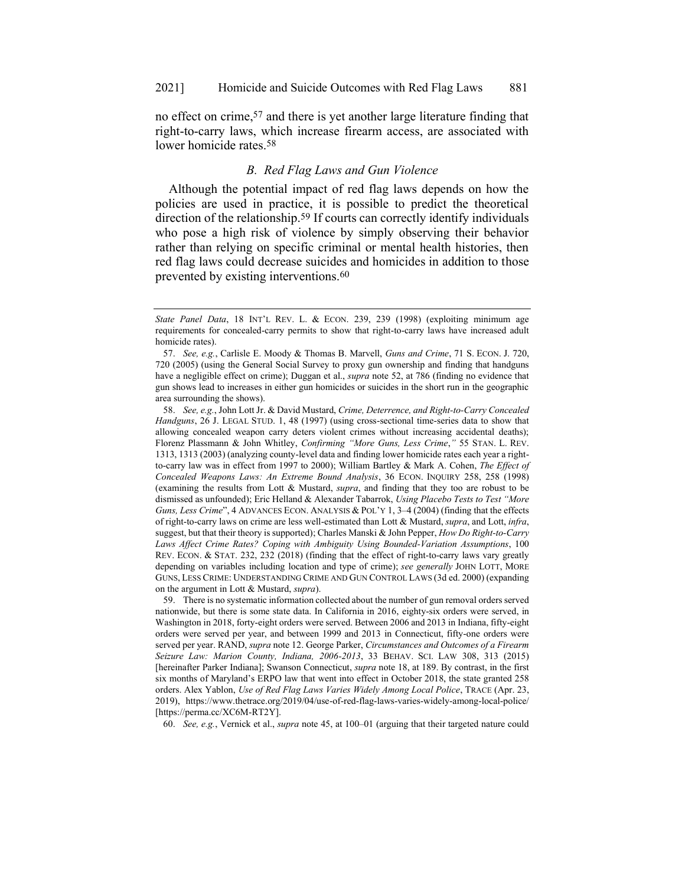no effect on crime,[57] and there is yet another large literature finding that right-to-carry laws, which increase firearm access, are associated with lower homicide rates.[58]

### *B. Red Flag Laws and Gun Violence*

Although the potential impact of red flag laws depends on how the policies are used in practice, it is possible to predict the theoretical direction of the relationship.[59] If courts can correctly identify individuals who pose a high risk of violence by simply observing their behavior rather than relying on specific criminal or mental health histories, then red flag laws could decrease suicides and homicides in addition to those prevented by existing interventions.[60]

---

*State Panel Data*, 18 INT'L REV. L. & ECON. 239, 239 (1998) (exploiting minimum age requirements for concealed-carry permits to show that right-to-carry laws have increased adult homicide rates).

57. *See, e.g.*, Carlisle E. Moody & Thomas B. Marvell, *Guns and Crime*, 71 S. ECON. J. 720, 720 (2005) (using the General Social Survey to proxy gun ownership and finding that handguns have a negligible effect on crime); Duggan et al., *supra* note 52, at 786 (finding no evidence that gun shows lead to increases in either gun homicides or suicides in the short run in the geographic area surrounding the shows).

58. *See, e.g.*, John Lott Jr. & David Mustard, *Crime, Deterrence, and Right-to-Carry Concealed Handguns*, 26 J. LEGAL STUD. 1, 48 (1997) (using cross-sectional time-series data to show that allowing concealed weapon carry deters violent crimes without increasing accidental deaths); Florenz Plassmann & John Whitley, *Confirming "More Guns, Less Crime*,*"* 55 STAN. L. REV. 1313, 1313 (2003) (analyzing county-level data and finding lower homicide rates each year a right-to-carry law was in effect from 1997 to 2000); William Bartley & Mark A. Cohen, *The Effect of Concealed Weapons Laws: An Extreme Bound Analysis*, 36 ECON. INQUIRY 258, 258 (1998) (examining the results from Lott & Mustard, *supra*, and finding that they too are robust to be dismissed as unfounded); Eric Helland & Alexander Tabarrok, *Using Placebo Tests to Test "More Guns, Less Crime*", 4 ADVANCES ECON. ANALYSIS & POL'Y 1, 3–4 (2004) (finding that the effects of right-to-carry laws on crime are less well-estimated than Lott & Mustard, *supra*, and Lott, *infra*, suggest, but that their theory is supported); Charles Manski & John Pepper, *How Do Right-to-Carry Laws Affect Crime Rates? Coping with Ambiguity Using Bounded-Variation Assumptions*, 100 REV. ECON. & STAT. 232, 232 (2018) (finding that the effect of right-to-carry laws vary greatly depending on variables including location and type of crime); *see generally* JOHN LOTT, MORE GUNS, LESS CRIME: UNDERSTANDING CRIME AND GUN CONTROL LAWS (3d ed. 2000) (expanding on the argument in Lott & Mustard, *supra*).

59. There is no systematic information collected about the number of gun removal orders served nationwide, but there is some state data. In California in 2016, eighty-six orders were served, in Washington in 2018, forty-eight orders were served. Between 2006 and 2013 in Indiana, fifty-eight orders were served per year, and between 1999 and 2013 in Connecticut, fifty-one orders were served per year. RAND, *supra* note 12. George Parker, *Circumstances and Outcomes of a Firearm Seizure Law: Marion County, Indiana, 2006-2013*, 33 BEHAV. SCI. LAW 308, 313 (2015) [hereinafter Parker Indiana]; Swanson Connecticut, *supra* note 18, at 189. By contrast, in the first six months of Maryland's ERPO law that went into effect in October 2018, the state granted 258 orders. Alex Yablon, *Use of Red Flag Laws Varies Widely Among Local Police*, TRACE (Apr. 23, 2019), https://www.thetrace.org/2019/04/use-of-red-flag-laws-varies-widely-among-local-police/ [https://perma.cc/XC6M-RT2Y].

60. *See, e.g.*, Vernick et al., *supra* note 45, at 100–01 (arguing that their targeted nature could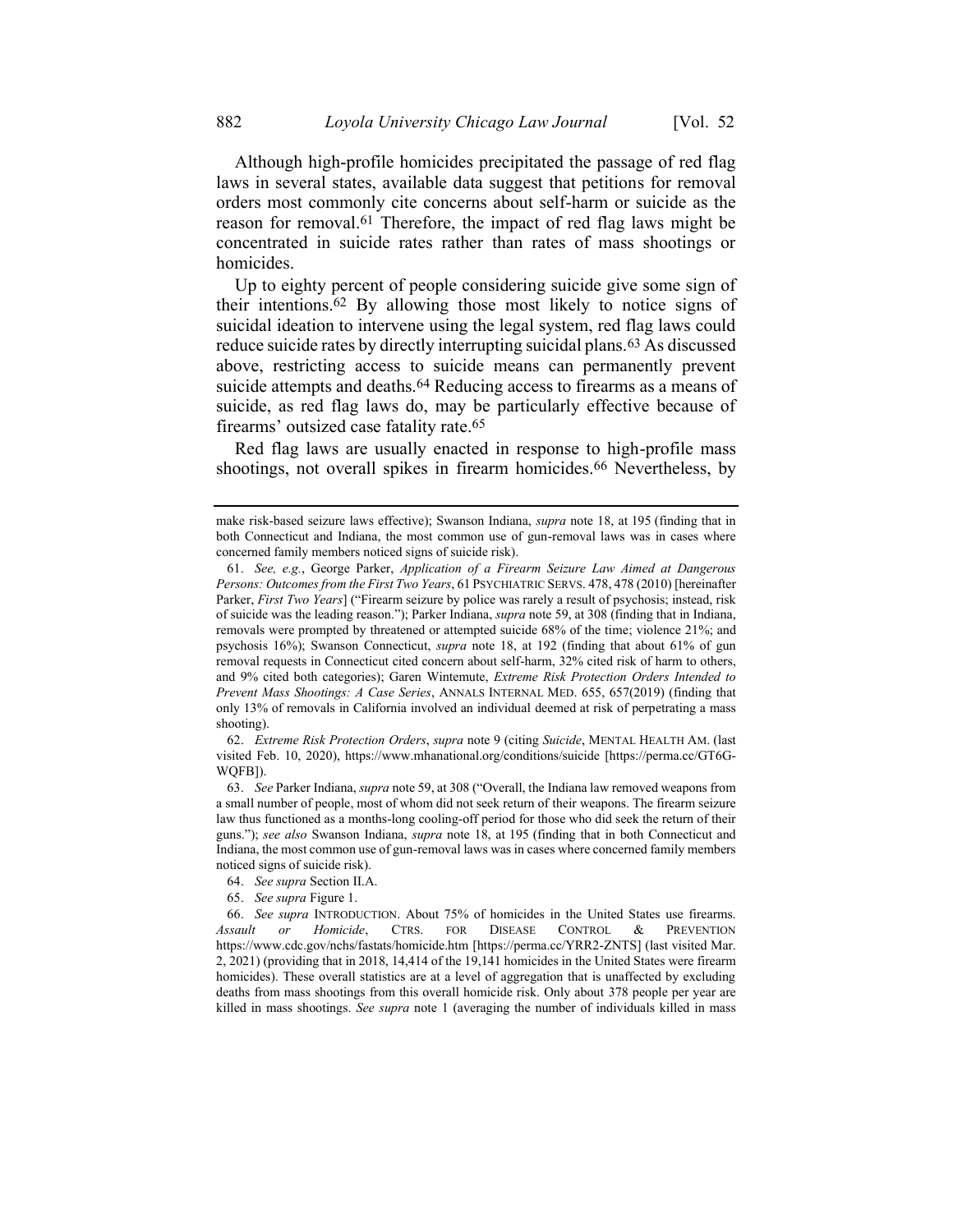Although high-profile homicides precipitated the passage of red flag laws in several states, available data suggest that petitions for removal orders most commonly cite concerns about self-harm or suicide as the reason for removal.[61] Therefore, the impact of red flag laws might be concentrated in suicide rates rather than rates of mass shootings or homicides.

Up to eighty percent of people considering suicide give some sign of their intentions.[62] By allowing those most likely to notice signs of suicidal ideation to intervene using the legal system, red flag laws could reduce suicide rates by directly interrupting suicidal plans.[63] As discussed above, restricting access to suicide means can permanently prevent suicide attempts and deaths.[64] Reducing access to firearms as a means of suicide, as red flag laws do, may be particularly effective because of firearms' outsized case fatality rate.[65]

Red flag laws are usually enacted in response to high-profile mass shootings, not overall spikes in firearm homicides.[66] Nevertheless, by

---

make risk-based seizure laws effective); Swanson Indiana, *supra* note 18, at 195 (finding that in both Connecticut and Indiana, the most common use of gun-removal laws was in cases where concerned family members noticed signs of suicide risk).

61. *See, e.g.*, George Parker, *Application of a Firearm Seizure Law Aimed at Dangerous Persons: Outcomes from the First Two Years*, 61 PSYCHIATRIC SERVS. 478, 478 (2010) [hereinafter Parker, *First Two Years*] ("Firearm seizure by police was rarely a result of psychosis; instead, risk of suicide was the leading reason."); Parker Indiana, *supra* note 59, at 308 (finding that in Indiana, removals were prompted by threatened or attempted suicide 68% of the time; violence 21%; and psychosis 16%); Swanson Connecticut, *supra* note 18, at 192 (finding that about 61% of gun removal requests in Connecticut cited concern about self-harm, 32% cited risk of harm to others, and 9% cited both categories); Garen Wintemute, *Extreme Risk Protection Orders Intended to Prevent Mass Shootings: A Case Series*, ANNALS INTERNAL MED. 655, 657(2019) (finding that only 13% of removals in California involved an individual deemed at risk of perpetrating a mass shooting).

62. *Extreme Risk Protection Orders*, *supra* note 9 (citing *Suicide*, MENTAL HEALTH AM. (last visited Feb. 10, 2020), https://www.mhanational.org/conditions/suicide [https://perma.cc/GT6G-WQFB]).

63. *See* Parker Indiana, *supra* note 59, at 308 ("Overall, the Indiana law removed weapons from a small number of people, most of whom did not seek return of their weapons. The firearm seizure law thus functioned as a months-long cooling-off period for those who did seek the return of their guns."); *see also* Swanson Indiana, *supra* note 18, at 195 (finding that in both Connecticut and Indiana, the most common use of gun-removal laws was in cases where concerned family members noticed signs of suicide risk).

64. *See supra* Section II.A.

65. *See supra* Figure 1.

66. *See supra* INTRODUCTION. About 75% of homicides in the United States use firearms. *Assault or Homicide*, CTRS. FOR DISEASE CONTROL & PREVENTION https://www.cdc.gov/nchs/fastats/homicide.htm [https://perma.cc/YRR2-ZNTS] (last visited Mar. 2, 2021) (providing that in 2018, 14,414 of the 19,141 homicides in the United States were firearm homicides). These overall statistics are at a level of aggregation that is unaffected by excluding deaths from mass shootings from this overall homicide risk. Only about 378 people per year are killed in mass shootings. *See supra* note 1 (averaging the number of individuals killed in mass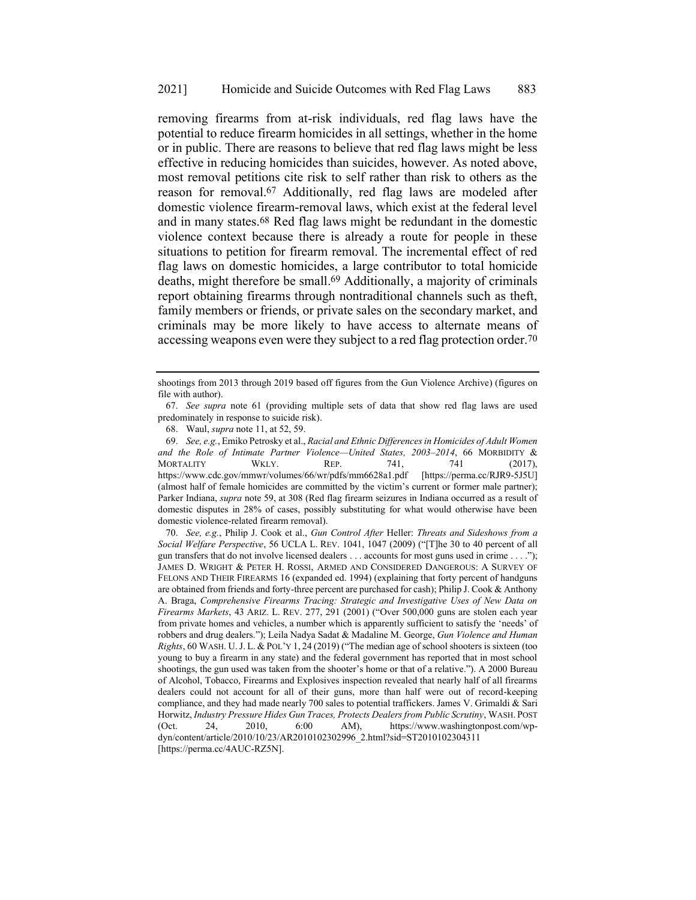removing firearms from at-risk individuals, red flag laws have the potential to reduce firearm homicides in all settings, whether in the home or in public. There are reasons to believe that red flag laws might be less effective in reducing homicides than suicides, however. As noted above, most removal petitions cite risk to self rather than risk to others as the reason for removal.[67] Additionally, red flag laws are modeled after domestic violence firearm-removal laws, which exist at the federal level and in many states.[68] Red flag laws might be redundant in the domestic violence context because there is already a route for people in these situations to petition for firearm removal. The incremental effect of red flag laws on domestic homicides, a large contributor to total homicide deaths, might therefore be small.[69] Additionally, a majority of criminals report obtaining firearms through nontraditional channels such as theft, family members or friends, or private sales on the secondary market, and criminals may be more likely to have access to alternate means of accessing weapons even were they subject to a red flag protection order.[70]

---

shootings from 2013 through 2019 based off figures from the Gun Violence Archive) (figures on file with author).

67. *See supra* note 61 (providing multiple sets of data that show red flag laws are used predominately in response to suicide risk).

68. Waul, *supra* note 11, at 52, 59.

69. *See, e.g.*, Emiko Petrosky et al., *Racial and Ethnic Differences in Homicides of Adult Women and the Role of Intimate Partner Violence—United States, 2003–2014*, 66 MORBIDITY & MORTALITY WKLY. REP. 741, 741 (2017), https://www.cdc.gov/mmwr/volumes/66/wr/pdfs/mm6628a1.pdf [https://perma.cc/RJR9-5J5U] (almost half of female homicides are committed by the victim's current or former male partner); Parker Indiana, *supra* note 59, at 308 (Red flag firearm seizures in Indiana occurred as a result of domestic disputes in 28% of cases, possibly substituting for what would otherwise have been domestic violence-related firearm removal).

70. *See, e.g.*, Philip J. Cook et al., *Gun Control After* Heller: *Threats and Sideshows from a Social Welfare Perspective*, 56 UCLA L. REV. 1041, 1047 (2009) ("[T]he 30 to 40 percent of all gun transfers that do not involve licensed dealers . . . accounts for most guns used in crime . . . ."); JAMES D. WRIGHT & PETER H. ROSSI, ARMED AND CONSIDERED DANGEROUS: A SURVEY OF FELONS AND THEIR FIREARMS 16 (expanded ed. 1994) (explaining that forty percent of handguns are obtained from friends and forty-three percent are purchased for cash); Philip J. Cook & Anthony A. Braga, *Comprehensive Firearms Tracing: Strategic and Investigative Uses of New Data on Firearms Markets*, 43 ARIZ. L. REV. 277, 291 (2001) ("Over 500,000 guns are stolen each year from private homes and vehicles, a number which is apparently sufficient to satisfy the 'needs' of robbers and drug dealers."); Leila Nadya Sadat & Madaline M. George, *Gun Violence and Human Rights*, 60 WASH. U. J. L. & POL'Y 1, 24 (2019) ("The median age of school shooters is sixteen (too young to buy a firearm in any state) and the federal government has reported that in most school shootings, the gun used was taken from the shooter's home or that of a relative."). A 2000 Bureau of Alcohol, Tobacco, Firearms and Explosives inspection revealed that nearly half of all firearms dealers could not account for all of their guns, more than half were out of record-keeping compliance, and they had made nearly 700 sales to potential traffickers. James V. Grimaldi & Sari Horwitz, *Industry Pressure Hides Gun Traces, Protects Dealers from Public Scrutiny*, WASH. POST (Oct. 24, 2010, 6:00 AM), https://www.washingtonpost.com/wp-dyn/content/article/2010/10/23/AR2010102302996_2.html?sid=ST2010102304311 [https://perma.cc/4AUC-RZ5N].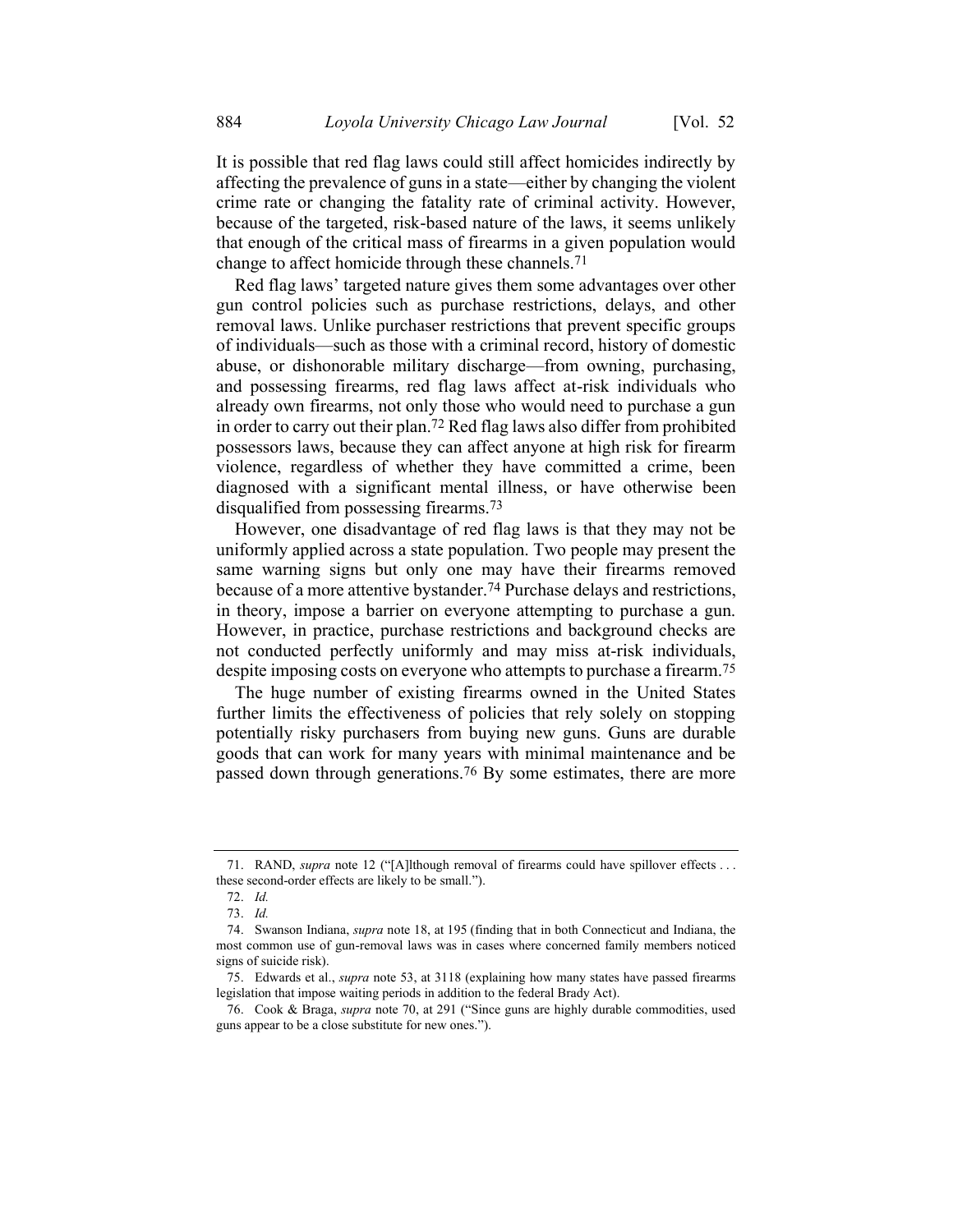It is possible that red flag laws could still affect homicides indirectly by affecting the prevalence of guns in a state—either by changing the violent crime rate or changing the fatality rate of criminal activity. However, because of the targeted, risk-based nature of the laws, it seems unlikely that enough of the critical mass of firearms in a given population would change to affect homicide through these channels.[71]

Red flag laws' targeted nature gives them some advantages over other gun control policies such as purchase restrictions, delays, and other removal laws. Unlike purchaser restrictions that prevent specific groups of individuals—such as those with a criminal record, history of domestic abuse, or dishonorable military discharge—from owning, purchasing, and possessing firearms, red flag laws affect at-risk individuals who already own firearms, not only those who would need to purchase a gun in order to carry out their plan.[72] Red flag laws also differ from prohibited possessors laws, because they can affect anyone at high risk for firearm violence, regardless of whether they have committed a crime, been diagnosed with a significant mental illness, or have otherwise been disqualified from possessing firearms.[73]

However, one disadvantage of red flag laws is that they may not be uniformly applied across a state population. Two people may present the same warning signs but only one may have their firearms removed because of a more attentive bystander.[74] Purchase delays and restrictions, in theory, impose a barrier on everyone attempting to purchase a gun. However, in practice, purchase restrictions and background checks are not conducted perfectly uniformly and may miss at-risk individuals, despite imposing costs on everyone who attempts to purchase a firearm.[75]

The huge number of existing firearms owned in the United States further limits the effectiveness of policies that rely solely on stopping potentially risky purchasers from buying new guns. Guns are durable goods that can work for many years with minimal maintenance and be passed down through generations.[76] By some estimates, there are more

---

71. RAND, *supra* note 12 ("[A]lthough removal of firearms could have spillover effects . . . these second-order effects are likely to be small.").

72. *Id.*

73. *Id.*

74. Swanson Indiana, *supra* note 18, at 195 (finding that in both Connecticut and Indiana, the most common use of gun-removal laws was in cases where concerned family members noticed signs of suicide risk).

75. Edwards et al., *supra* note 53, at 3118 (explaining how many states have passed firearms legislation that impose waiting periods in addition to the federal Brady Act).

76. Cook & Braga, *supra* note 70, at 291 ("Since guns are highly durable commodities, used guns appear to be a close substitute for new ones.").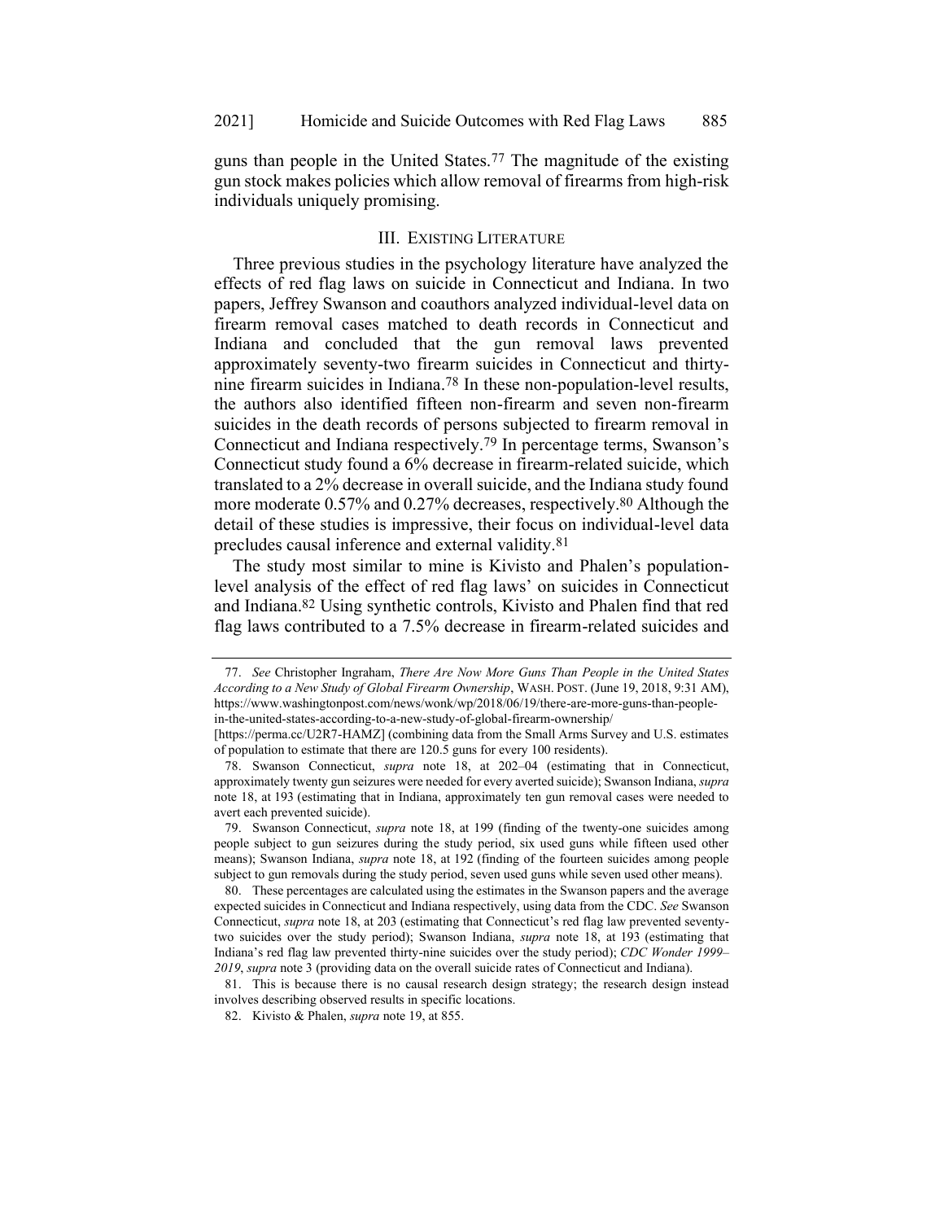guns than people in the United States.[77] The magnitude of the existing gun stock makes policies which allow removal of firearms from high-risk individuals uniquely promising.

## III. EXISTING LITERATURE

Three previous studies in the psychology literature have analyzed the effects of red flag laws on suicide in Connecticut and Indiana. In two papers, Jeffrey Swanson and coauthors analyzed individual-level data on firearm removal cases matched to death records in Connecticut and Indiana and concluded that the gun removal laws prevented approximately seventy-two firearm suicides in Connecticut and thirty-nine firearm suicides in Indiana.[78] In these non-population-level results, the authors also identified fifteen non-firearm and seven non-firearm suicides in the death records of persons subjected to firearm removal in Connecticut and Indiana respectively.[79] In percentage terms, Swanson's Connecticut study found a 6% decrease in firearm-related suicide, which translated to a 2% decrease in overall suicide, and the Indiana study found more moderate 0.57% and 0.27% decreases, respectively.[80] Although the detail of these studies is impressive, their focus on individual-level data precludes causal inference and external validity.[81]

The study most similar to mine is Kivisto and Phalen's population-level analysis of the effect of red flag laws' on suicides in Connecticut and Indiana.[82] Using synthetic controls, Kivisto and Phalen find that red flag laws contributed to a 7.5% decrease in firearm-related suicides and

---

77. *See* Christopher Ingraham, *There Are Now More Guns Than People in the United States According to a New Study of Global Firearm Ownership*, WASH. POST. (June 19, 2018, 9:31 AM), https://www.washingtonpost.com/news/wonk/wp/2018/06/19/there-are-more-guns-than-people-in-the-united-states-according-to-a-new-study-of-global-firearm-ownership/ [https://perma.cc/U2R7-HAMZ] (combining data from the Small Arms Survey and U.S. estimates of population to estimate that there are 120.5 guns for every 100 residents).

78. Swanson Connecticut, *supra* note 18, at 202–04 (estimating that in Connecticut, approximately twenty gun seizures were needed for every averted suicide); Swanson Indiana, *supra* note 18, at 193 (estimating that in Indiana, approximately ten gun removal cases were needed to avert each prevented suicide).

79. Swanson Connecticut, *supra* note 18, at 199 (finding of the twenty-one suicides among people subject to gun seizures during the study period, six used guns while fifteen used other means); Swanson Indiana, *supra* note 18, at 192 (finding of the fourteen suicides among people subject to gun removals during the study period, seven used guns while seven used other means).

80. These percentages are calculated using the estimates in the Swanson papers and the average expected suicides in Connecticut and Indiana respectively, using data from the CDC. *See* Swanson Connecticut, *supra* note 18, at 203 (estimating that Connecticut's red flag law prevented seventy-two suicides over the study period); Swanson Indiana, *supra* note 18, at 193 (estimating that Indiana's red flag law prevented thirty-nine suicides over the study period); *CDC Wonder 1999–2019*, *supra* note 3 (providing data on the overall suicide rates of Connecticut and Indiana).

81. This is because there is no causal research design strategy; the research design instead involves describing observed results in specific locations.

82. Kivisto & Phalen, *supra* note 19, at 855.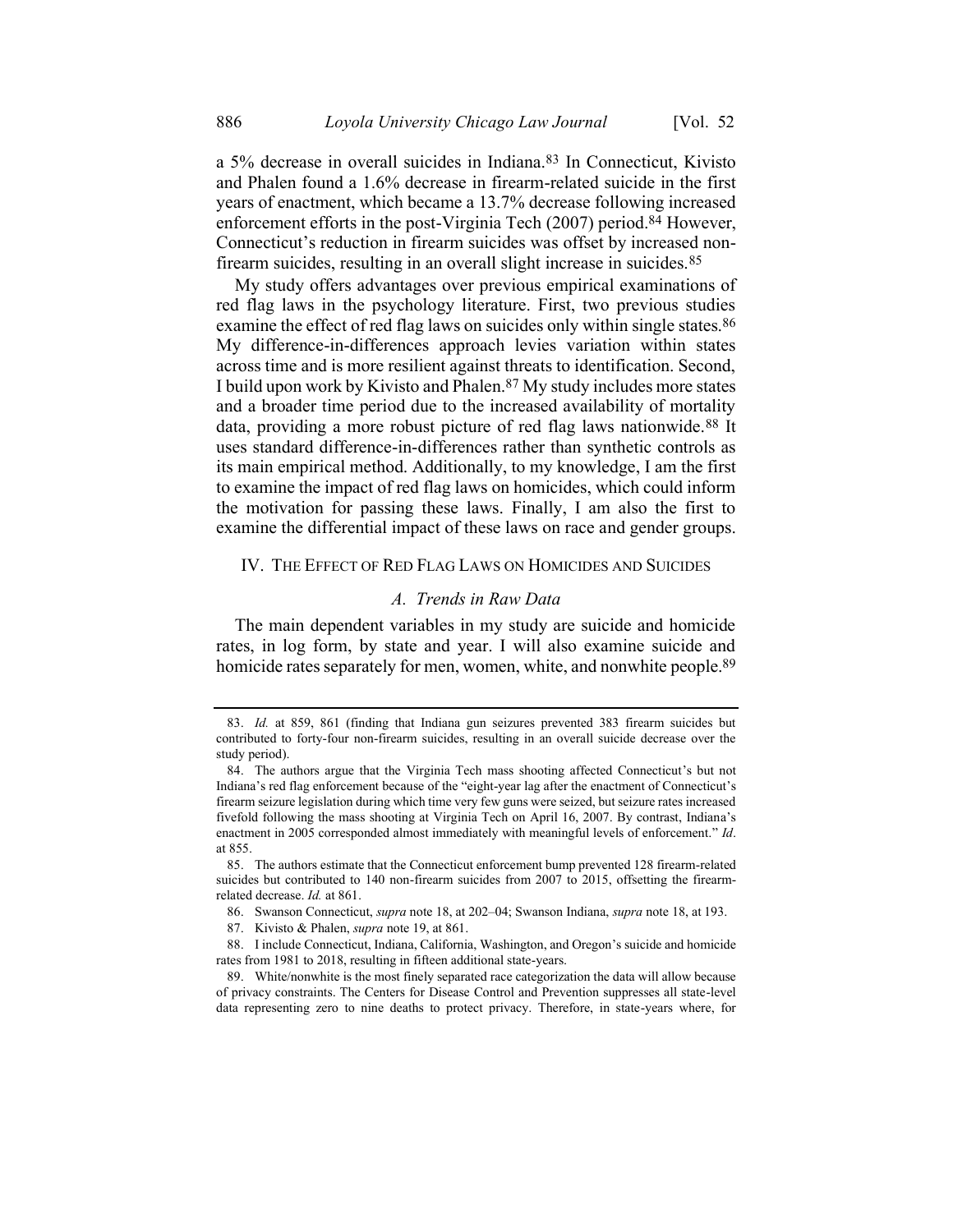a 5% decrease in overall suicides in Indiana.[83] In Connecticut, Kivisto and Phalen found a 1.6% decrease in firearm-related suicide in the first years of enactment, which became a 13.7% decrease following increased enforcement efforts in the post-Virginia Tech (2007) period.[84] However, Connecticut's reduction in firearm suicides was offset by increased non-firearm suicides, resulting in an overall slight increase in suicides.[85]

My study offers advantages over previous empirical examinations of red flag laws in the psychology literature. First, two previous studies examine the effect of red flag laws on suicides only within single states.[86] My difference-in-differences approach levies variation within states across time and is more resilient against threats to identification. Second, I build upon work by Kivisto and Phalen.[87] My study includes more states and a broader time period due to the increased availability of mortality data, providing a more robust picture of red flag laws nationwide.[88] It uses standard difference-in-differences rather than synthetic controls as its main empirical method. Additionally, to my knowledge, I am the first to examine the impact of red flag laws on homicides, which could inform the motivation for passing these laws. Finally, I am also the first to examine the differential impact of these laws on race and gender groups.

## IV. The Effect of Red Flag Laws on Homicides and Suicides

### *A. Trends in Raw Data*

The main dependent variables in my study are suicide and homicide rates, in log form, by state and year. I will also examine suicide and homicide rates separately for men, women, white, and nonwhite people.[89]

---

83. *Id.* at 859, 861 (finding that Indiana gun seizures prevented 383 firearm suicides but contributed to forty-four non-firearm suicides, resulting in an overall suicide decrease over the study period).

84. The authors argue that the Virginia Tech mass shooting affected Connecticut's but not Indiana's red flag enforcement because of the "eight-year lag after the enactment of Connecticut's firearm seizure legislation during which time very few guns were seized, but seizure rates increased fivefold following the mass shooting at Virginia Tech on April 16, 2007. By contrast, Indiana's enactment in 2005 corresponded almost immediately with meaningful levels of enforcement." *Id*. at 855.

85. The authors estimate that the Connecticut enforcement bump prevented 128 firearm-related suicides but contributed to 140 non-firearm suicides from 2007 to 2015, offsetting the firearm-related decrease. *Id.* at 861.

86. Swanson Connecticut, *supra* note 18, at 202–04; Swanson Indiana, *supra* note 18, at 193.

87. Kivisto & Phalen, *supra* note 19, at 861.

88. I include Connecticut, Indiana, California, Washington, and Oregon's suicide and homicide rates from 1981 to 2018, resulting in fifteen additional state-years.

89. White/nonwhite is the most finely separated race categorization the data will allow because of privacy constraints. The Centers for Disease Control and Prevention suppresses all state-level data representing zero to nine deaths to protect privacy. Therefore, in state-years where, for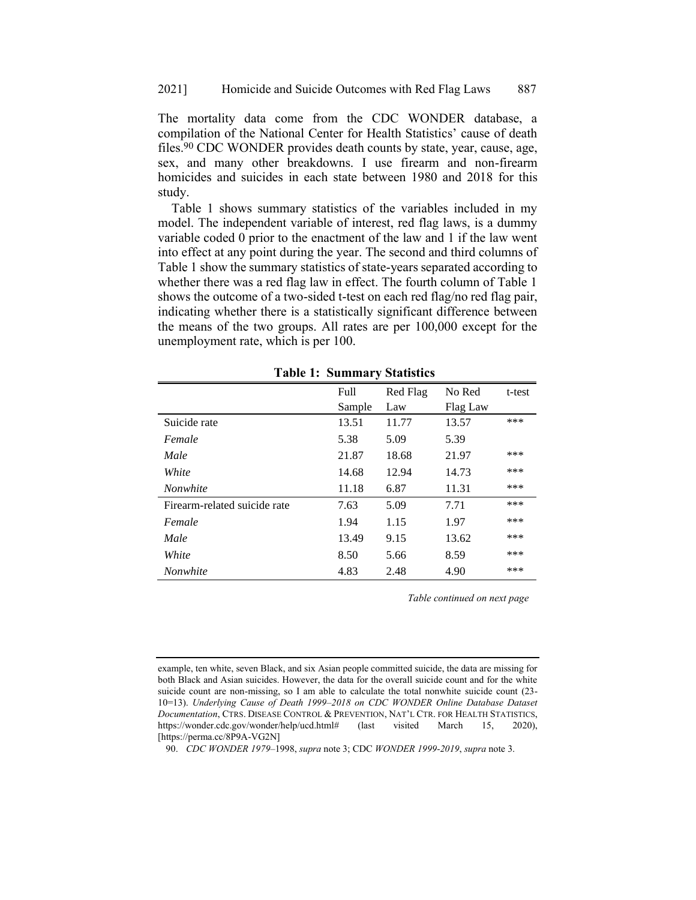The mortality data come from the CDC WONDER database, a compilation of the National Center for Health Statistics' cause of death files.[90] CDC WONDER provides death counts by state, year, cause, age, sex, and many other breakdowns. I use firearm and non-firearm homicides and suicides in each state between 1980 and 2018 for this study.

Table 1 shows summary statistics of the variables included in my model. The independent variable of interest, red flag laws, is a dummy variable coded 0 prior to the enactment of the law and 1 if the law went into effect at any point during the year. The second and third columns of Table 1 show the summary statistics of state-years separated according to whether there was a red flag law in effect. The fourth column of Table 1 shows the outcome of a two-sided t-test on each red flag/no red flag pair, indicating whether there is a statistically significant difference between the means of the two groups. All rates are per 100,000 except for the unemployment rate, which is per 100.

**Table 1: Summary Statistics**

| | Full Sample | Red Flag Law | No Red Flag Law | t-test |
|---|---|---|---|---|
| Suicide rate | 13.51 | 11.77 | 13.57 | *** |
| *Female* | 5.38 | 5.09 | 5.39 | |
| *Male* | 21.87 | 18.68 | 21.97 | *** |
| *White* | 14.68 | 12.94 | 14.73 | *** |
| *Nonwhite* | 11.18 | 6.87 | 11.31 | *** |
| Firearm-related suicide rate | 7.63 | 5.09 | 7.71 | *** |
| *Female* | 1.94 | 1.15 | 1.97 | *** |
| *Male* | 13.49 | 9.15 | 13.62 | *** |
| *White* | 8.50 | 5.66 | 8.59 | *** |
| *Nonwhite* | 4.83 | 2.48 | 4.90 | *** |

*Table continued on next page*

example, ten white, seven Black, and six Asian people committed suicide, the data are missing for both Black and Asian suicides. However, the data for the overall suicide count and for the white suicide count are non-missing, so I am able to calculate the total nonwhite suicide count (23-10=13). *Underlying Cause of Death 1999–2018 on CDC WONDER Online Database Dataset Documentation*, CTRS. DISEASE CONTROL & PREVENTION, NAT'L CTR. FOR HEALTH STATISTICS, https://wonder.cdc.gov/wonder/help/ucd.html# (last visited March 15, 2020), [https://perma.cc/8P9A-VG2N]

90. *CDC WONDER 1979*–1998, *supra* note 3; CDC *WONDER 1999-2019*, *supra* note 3.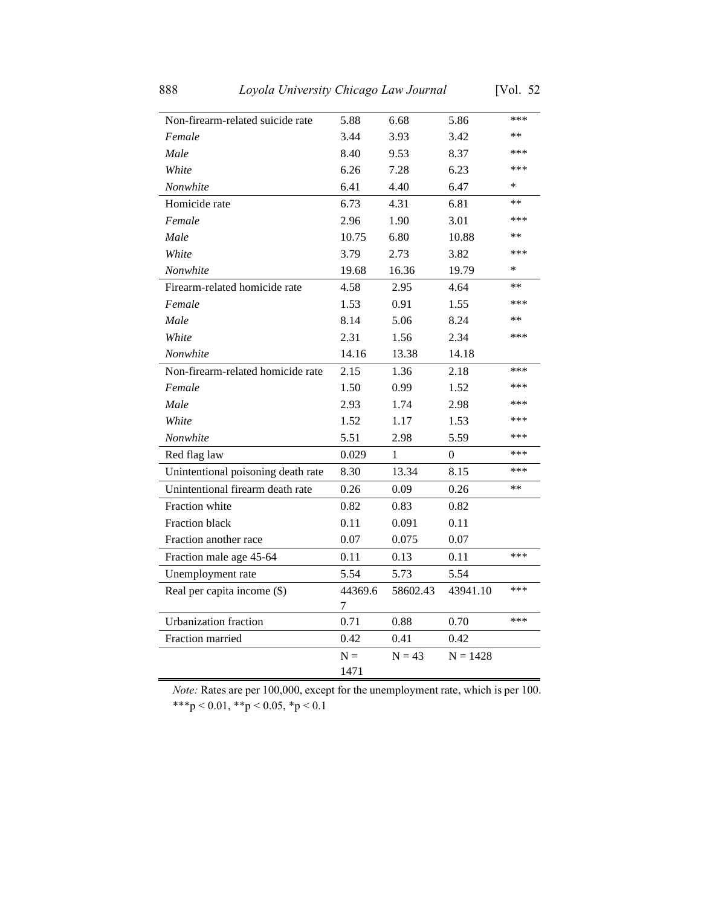| | | | | |
|---|---|---|---|---|
| Non-firearm-related suicide rate | 5.88 | 6.68 | 5.86 | *** |
| *Female* | 3.44 | 3.93 | 3.42 | ** |
| *Male* | 8.40 | 9.53 | 8.37 | *** |
| *White* | 6.26 | 7.28 | 6.23 | *** |
| *Nonwhite* | 6.41 | 4.40 | 6.47 | * |
| Homicide rate | 6.73 | 4.31 | 6.81 | ** |
| *Female* | 2.96 | 1.90 | 3.01 | *** |
| *Male* | 10.75 | 6.80 | 10.88 | ** |
| *White* | 3.79 | 2.73 | 3.82 | *** |
| *Nonwhite* | 19.68 | 16.36 | 19.79 | * |
| Firearm-related homicide rate | 4.58 | 2.95 | 4.64 | ** |
| *Female* | 1.53 | 0.91 | 1.55 | *** |
| *Male* | 8.14 | 5.06 | 8.24 | ** |
| *White* | 2.31 | 1.56 | 2.34 | *** |
| *Nonwhite* | 14.16 | 13.38 | 14.18 | |
| Non-firearm-related homicide rate | 2.15 | 1.36 | 2.18 | *** |
| *Female* | 1.50 | 0.99 | 1.52 | *** |
| *Male* | 2.93 | 1.74 | 2.98 | *** |
| *White* | 1.52 | 1.17 | 1.53 | *** |
| *Nonwhite* | 5.51 | 2.98 | 5.59 | *** |
| Red flag law | 0.029 | 1 | 0 | *** |
| Unintentional poisoning death rate | 8.30 | 13.34 | 8.15 | *** |
| Unintentional firearm death rate | 0.26 | 0.09 | 0.26 | ** |
| Fraction white | 0.82 | 0.83 | 0.82 | |
| Fraction black | 0.11 | 0.091 | 0.11 | |
| Fraction another race | 0.07 | 0.075 | 0.07 | |
| Fraction male age 45-64 | 0.11 | 0.13 | 0.11 | *** |
| Unemployment rate | 5.54 | 5.73 | 5.54 | |
| Real per capita income ($) | 44369.67 | 58602.43 | 43941.10 | *** |
| Urbanization fraction | 0.71 | 0.88 | 0.70 | *** |
| Fraction married | 0.42 | 0.41 | 0.42 | |
| | N = 1471 | N = 43 | N = 1428 | |

*Note:* Rates are per 100,000, except for the unemployment rate, which is per 100. ***$p < 0.01$, **$p < 0.05$, *$p < 0.1$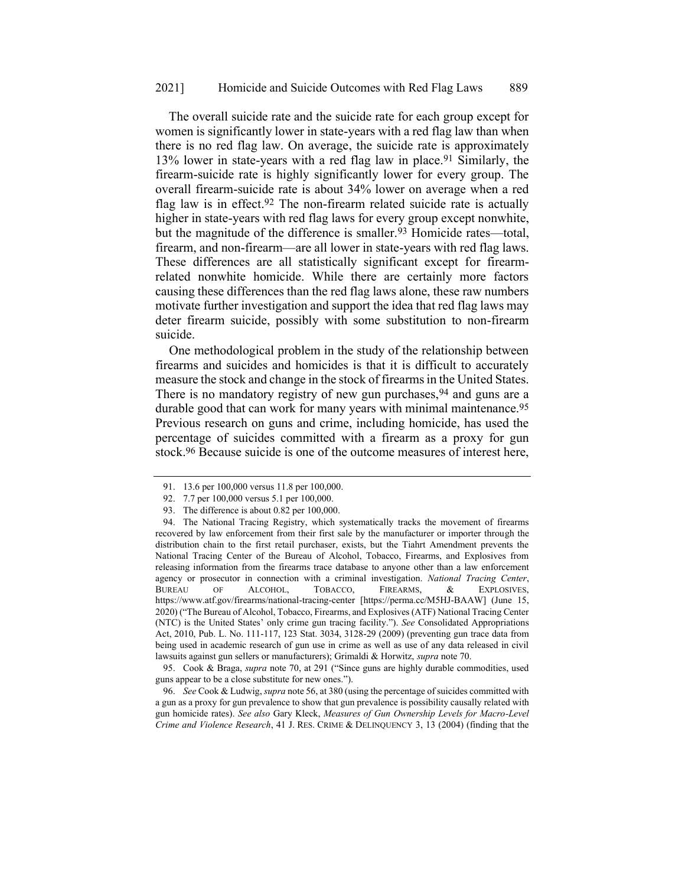The overall suicide rate and the suicide rate for each group except for women is significantly lower in state-years with a red flag law than when there is no red flag law. On average, the suicide rate is approximately 13% lower in state-years with a red flag law in place.[91] Similarly, the firearm-suicide rate is highly significantly lower for every group. The overall firearm-suicide rate is about 34% lower on average when a red flag law is in effect.[92] The non-firearm related suicide rate is actually higher in state-years with red flag laws for every group except nonwhite, but the magnitude of the difference is smaller.[93] Homicide rates—total, firearm, and non-firearm—are all lower in state-years with red flag laws. These differences are all statistically significant except for firearm-related nonwhite homicide. While there are certainly more factors causing these differences than the red flag laws alone, these raw numbers motivate further investigation and support the idea that red flag laws may deter firearm suicide, possibly with some substitution to non-firearm suicide.

One methodological problem in the study of the relationship between firearms and suicides and homicides is that it is difficult to accurately measure the stock and change in the stock of firearms in the United States. There is no mandatory registry of new gun purchases,[94] and guns are a durable good that can work for many years with minimal maintenance.[95] Previous research on guns and crime, including homicide, has used the percentage of suicides committed with a firearm as a proxy for gun stock.[96] Because suicide is one of the outcome measures of interest here,

---

91. 13.6 per 100,000 versus 11.8 per 100,000.

92. 7.7 per 100,000 versus 5.1 per 100,000.

93. The difference is about 0.82 per 100,000.

94. The National Tracing Registry, which systematically tracks the movement of firearms recovered by law enforcement from their first sale by the manufacturer or importer through the distribution chain to the first retail purchaser, exists, but the Tiahrt Amendment prevents the National Tracing Center of the Bureau of Alcohol, Tobacco, Firearms, and Explosives from releasing information from the firearms trace database to anyone other than a law enforcement agency or prosecutor in connection with a criminal investigation. *National Tracing Center*, BUREAU OF ALCOHOL, TOBACCO, FIREARMS, & EXPLOSIVES, https://www.atf.gov/firearms/national-tracing-center [https://perma.cc/M5HJ-BAAW] (June 15, 2020) ("The Bureau of Alcohol, Tobacco, Firearms, and Explosives (ATF) National Tracing Center (NTC) is the United States' only crime gun tracing facility."). *See* Consolidated Appropriations Act, 2010, Pub. L. No. 111-117, 123 Stat. 3034, 3128-29 (2009) (preventing gun trace data from being used in academic research of gun use in crime as well as use of any data released in civil lawsuits against gun sellers or manufacturers); Grimaldi & Horwitz, *supra* note 70.

95. Cook & Braga, *supra* note 70, at 291 ("Since guns are highly durable commodities, used guns appear to be a close substitute for new ones.").

96. *See* Cook & Ludwig, *supra* note 56, at 380 (using the percentage of suicides committed with a gun as a proxy for gun prevalence to show that gun prevalence is possibility causally related with gun homicide rates). *See also* Gary Kleck, *Measures of Gun Ownership Levels for Macro-Level Crime and Violence Research*, 41 J. RES. CRIME & DELINQUENCY 3, 13 (2004) (finding that the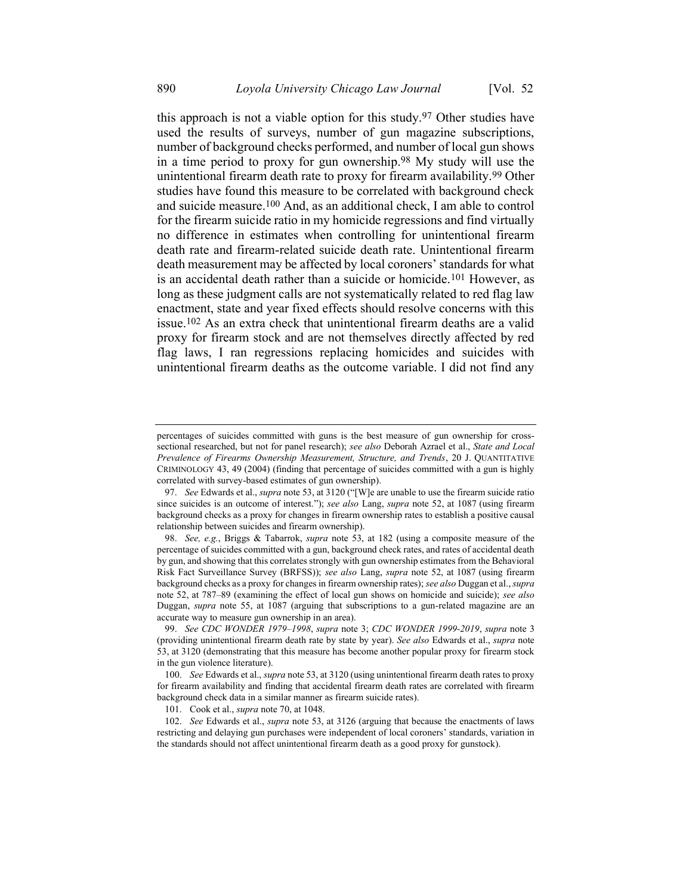this approach is not a viable option for this study.[97] Other studies have used the results of surveys, number of gun magazine subscriptions, number of background checks performed, and number of local gun shows in a time period to proxy for gun ownership.[98] My study will use the unintentional firearm death rate to proxy for firearm availability.[99] Other studies have found this measure to be correlated with background check and suicide measure.[100] And, as an additional check, I am able to control for the firearm suicide ratio in my homicide regressions and find virtually no difference in estimates when controlling for unintentional firearm death rate and firearm-related suicide death rate. Unintentional firearm death measurement may be affected by local coroners' standards for what is an accidental death rather than a suicide or homicide.[101] However, as long as these judgment calls are not systematically related to red flag law enactment, state and year fixed effects should resolve concerns with this issue.[102] As an extra check that unintentional firearm deaths are a valid proxy for firearm stock and are not themselves directly affected by red flag laws, I ran regressions replacing homicides and suicides with unintentional firearm deaths as the outcome variable. I did not find any

---

percentages of suicides committed with guns is the best measure of gun ownership for cross-sectional researched, but not for panel research); *see also* Deborah Azrael et al., *State and Local Prevalence of Firearms Ownership Measurement, Structure, and Trends*, 20 J. QUANTITATIVE CRIMINOLOGY 43, 49 (2004) (finding that percentage of suicides committed with a gun is highly correlated with survey-based estimates of gun ownership).

97. *See* Edwards et al., *supra* note 53, at 3120 ("[W]e are unable to use the firearm suicide ratio since suicides is an outcome of interest."); *see also* Lang, *supra* note 52, at 1087 (using firearm background checks as a proxy for changes in firearm ownership rates to establish a positive causal relationship between suicides and firearm ownership).

98. *See, e.g.*, Briggs & Tabarrok, *supra* note 53, at 182 (using a composite measure of the percentage of suicides committed with a gun, background check rates, and rates of accidental death by gun, and showing that this correlates strongly with gun ownership estimates from the Behavioral Risk Fact Surveillance Survey (BRFSS)); *see also* Lang, *supra* note 52, at 1087 (using firearm background checks as a proxy for changes in firearm ownership rates); *see also* Duggan et al., *supra* note 52, at 787–89 (examining the effect of local gun shows on homicide and suicide); *see also* Duggan, *supra* note 55, at 1087 (arguing that subscriptions to a gun-related magazine are an accurate way to measure gun ownership in an area).

99. *See CDC WONDER 1979–1998*, *supra* note 3; *CDC WONDER 1999-2019*, *supra* note 3 (providing unintentional firearm death rate by state by year). *See also* Edwards et al., *supra* note 53, at 3120 (demonstrating that this measure has become another popular proxy for firearm stock in the gun violence literature).

100. *See* Edwards et al., *supra* note 53, at 3120 (using unintentional firearm death rates to proxy for firearm availability and finding that accidental firearm death rates are correlated with firearm background check data in a similar manner as firearm suicide rates).

101. Cook et al., *supra* note 70, at 1048.

102. *See* Edwards et al., *supra* note 53, at 3126 (arguing that because the enactments of laws restricting and delaying gun purchases were independent of local coroners' standards, variation in the standards should not affect unintentional firearm death as a good proxy for gunstock).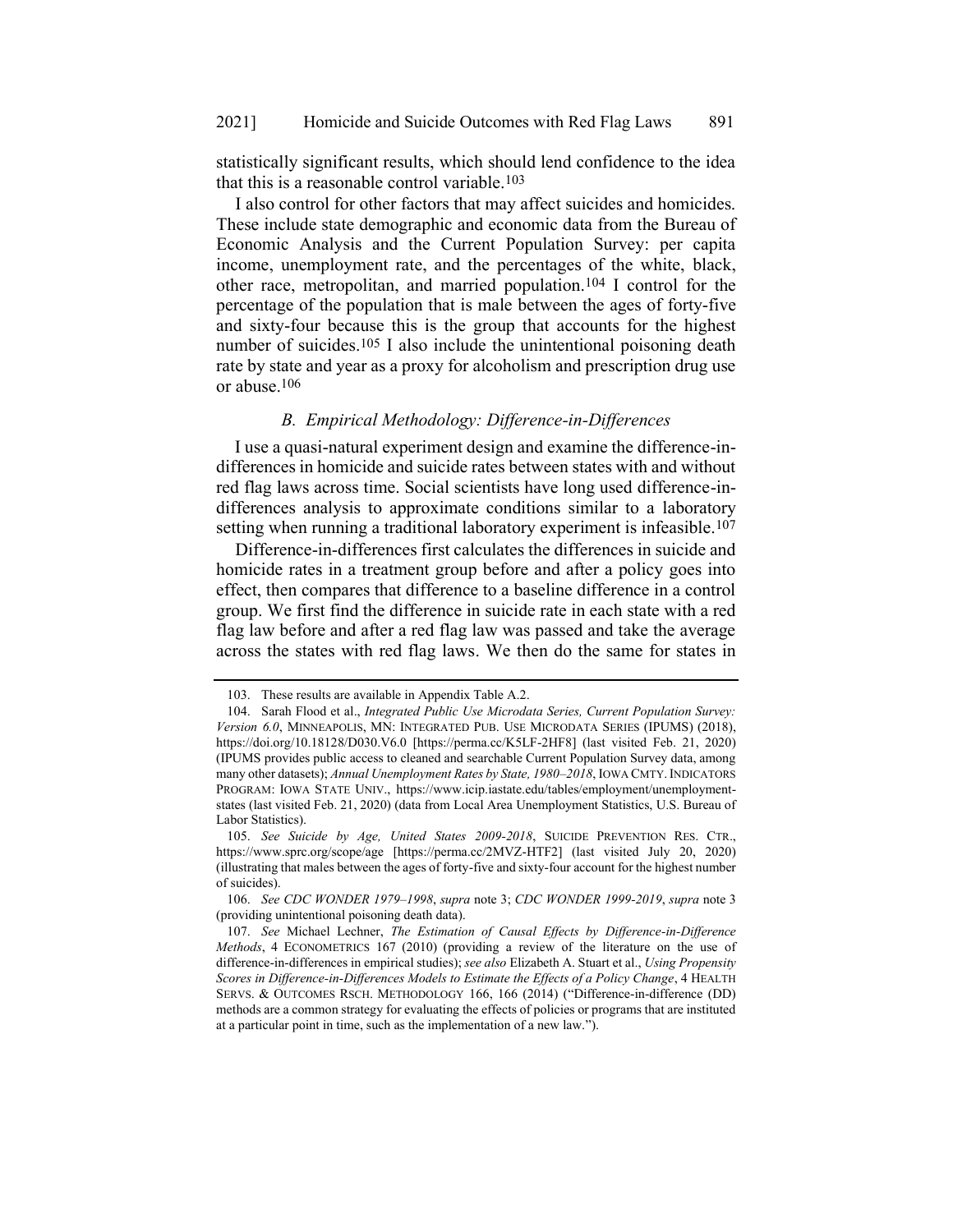statistically significant results, which should lend confidence to the idea that this is a reasonable control variable.[103]

I also control for other factors that may affect suicides and homicides. These include state demographic and economic data from the Bureau of Economic Analysis and the Current Population Survey: per capita income, unemployment rate, and the percentages of the white, black, other race, metropolitan, and married population.[104] I control for the percentage of the population that is male between the ages of forty-five and sixty-four because this is the group that accounts for the highest number of suicides.[105] I also include the unintentional poisoning death rate by state and year as a proxy for alcoholism and prescription drug use or abuse.[106]

### *B. Empirical Methodology: Difference-in-Differences*

I use a quasi-natural experiment design and examine the difference-in-differences in homicide and suicide rates between states with and without red flag laws across time. Social scientists have long used difference-in-differences analysis to approximate conditions similar to a laboratory setting when running a traditional laboratory experiment is infeasible.[107]

Difference-in-differences first calculates the differences in suicide and homicide rates in a treatment group before and after a policy goes into effect, then compares that difference to a baseline difference in a control group. We first find the difference in suicide rate in each state with a red flag law before and after a red flag law was passed and take the average across the states with red flag laws. We then do the same for states in

---

103. These results are available in Appendix Table A.2.

104. Sarah Flood et al., *Integrated Public Use Microdata Series, Current Population Survey: Version 6.0*, MINNEAPOLIS, MN: INTEGRATED PUB. USE MICRODATA SERIES (IPUMS) (2018), https://doi.org/10.18128/D030.V6.0 [https://perma.cc/K5LF-2HF8] (last visited Feb. 21, 2020) (IPUMS provides public access to cleaned and searchable Current Population Survey data, among many other datasets); *Annual Unemployment Rates by State, 1980–2018*, IOWA CMTY. INDICATORS PROGRAM: IOWA STATE UNIV., https://www.icip.iastate.edu/tables/employment/unemployment-states (last visited Feb. 21, 2020) (data from Local Area Unemployment Statistics, U.S. Bureau of Labor Statistics).

105. *See Suicide by Age, United States 2009-2018*, SUICIDE PREVENTION RES. CTR., https://www.sprc.org/scope/age [https://perma.cc/2MVZ-HTF2] (last visited July 20, 2020) (illustrating that males between the ages of forty-five and sixty-four account for the highest number of suicides).

106. *See CDC WONDER 1979–1998*, *supra* note 3; *CDC WONDER 1999-2019*, *supra* note 3 (providing unintentional poisoning death data).

107. *See* Michael Lechner, *The Estimation of Causal Effects by Difference-in-Difference Methods*, 4 ECONOMETRICS 167 (2010) (providing a review of the literature on the use of difference-in-differences in empirical studies); *see also* Elizabeth A. Stuart et al., *Using Propensity Scores in Difference-in-Differences Models to Estimate the Effects of a Policy Change*, 4 HEALTH SERVS. & OUTCOMES RSCH. METHODOLOGY 166, 166 (2014) ("Difference-in-difference (DD) methods are a common strategy for evaluating the effects of policies or programs that are instituted at a particular point in time, such as the implementation of a new law.").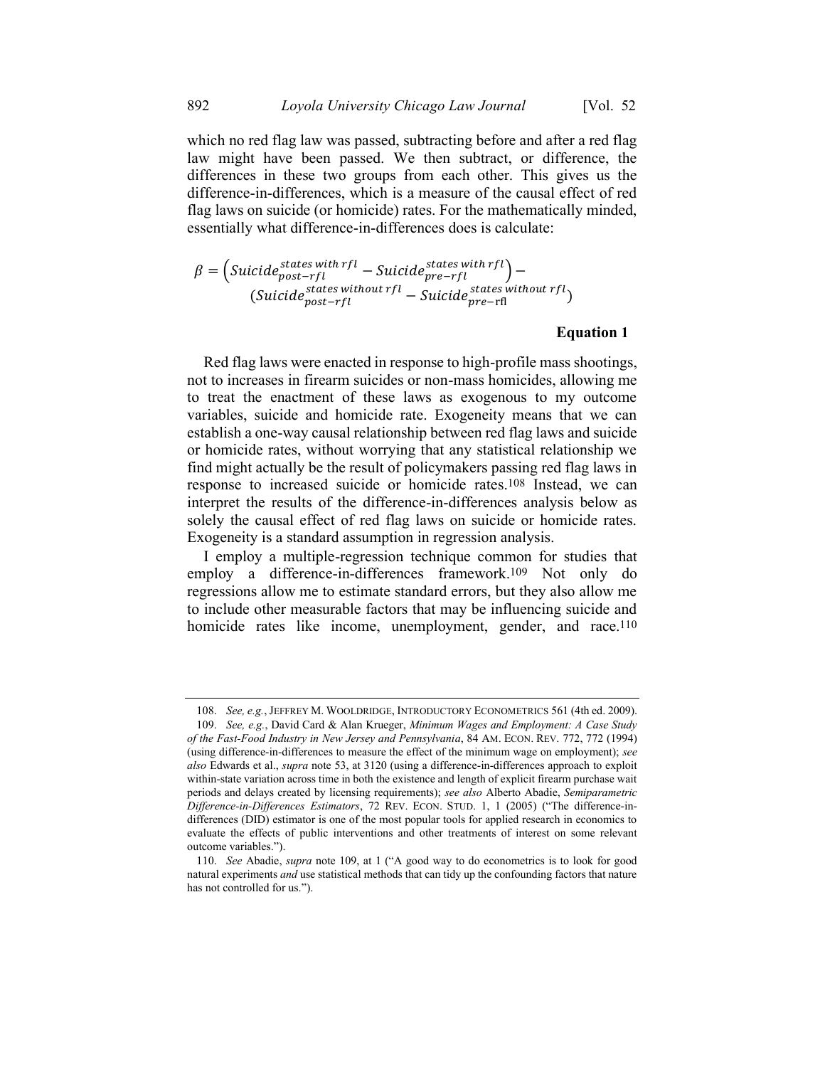which no red flag law was passed, subtracting before and after a red flag law might have been passed. We then subtract, or difference, the differences in these two groups from each other. This gives us the difference-in-differences, which is a measure of the causal effect of red flag laws on suicide (or homicide) rates. For the mathematically minded, essentially what difference-in-differences does is calculate:

$$\beta = \left(Suicide_{post-rfl}^{states\ with\ rfl} - Suicide_{pre-rfl}^{states\ with\ rfl}\right) - \left(Suicide_{post-rfl}^{states\ without\ rfl} - Suicide_{pre-\mathrm{rfl}}^{states\ without\ rfl}\right)$$

**Equation 1**

Red flag laws were enacted in response to high-profile mass shootings, not to increases in firearm suicides or non-mass homicides, allowing me to treat the enactment of these laws as exogenous to my outcome variables, suicide and homicide rate. Exogeneity means that we can establish a one-way causal relationship between red flag laws and suicide or homicide rates, without worrying that any statistical relationship we find might actually be the result of policymakers passing red flag laws in response to increased suicide or homicide rates.[108] Instead, we can interpret the results of the difference-in-differences analysis below as solely the causal effect of red flag laws on suicide or homicide rates. Exogeneity is a standard assumption in regression analysis.

I employ a multiple-regression technique common for studies that employ a difference-in-differences framework.[109] Not only do regressions allow me to estimate standard errors, but they also allow me to include other measurable factors that may be influencing suicide and homicide rates like income, unemployment, gender, and race.[110]

---

108. *See, e.g.*, JEFFREY M. WOOLDRIDGE, INTRODUCTORY ECONOMETRICS 561 (4th ed. 2009).

109. *See, e.g.*, David Card & Alan Krueger, *Minimum Wages and Employment: A Case Study of the Fast-Food Industry in New Jersey and Pennsylvania*, 84 AM. ECON. REV. 772, 772 (1994) (using difference-in-differences to measure the effect of the minimum wage on employment); *see also* Edwards et al., *supra* note 53, at 3120 (using a difference-in-differences approach to exploit within-state variation across time in both the existence and length of explicit firearm purchase wait periods and delays created by licensing requirements); *see also* Alberto Abadie, *Semiparametric Difference-in-Differences Estimators*, 72 REV. ECON. STUD. 1, 1 (2005) ("The difference-in-differences (DID) estimator is one of the most popular tools for applied research in economics to evaluate the effects of public interventions and other treatments of interest on some relevant outcome variables.").

110. *See* Abadie, *supra* note 109, at 1 ("A good way to do econometrics is to look for good natural experiments *and* use statistical methods that can tidy up the confounding factors that nature has not controlled for us.").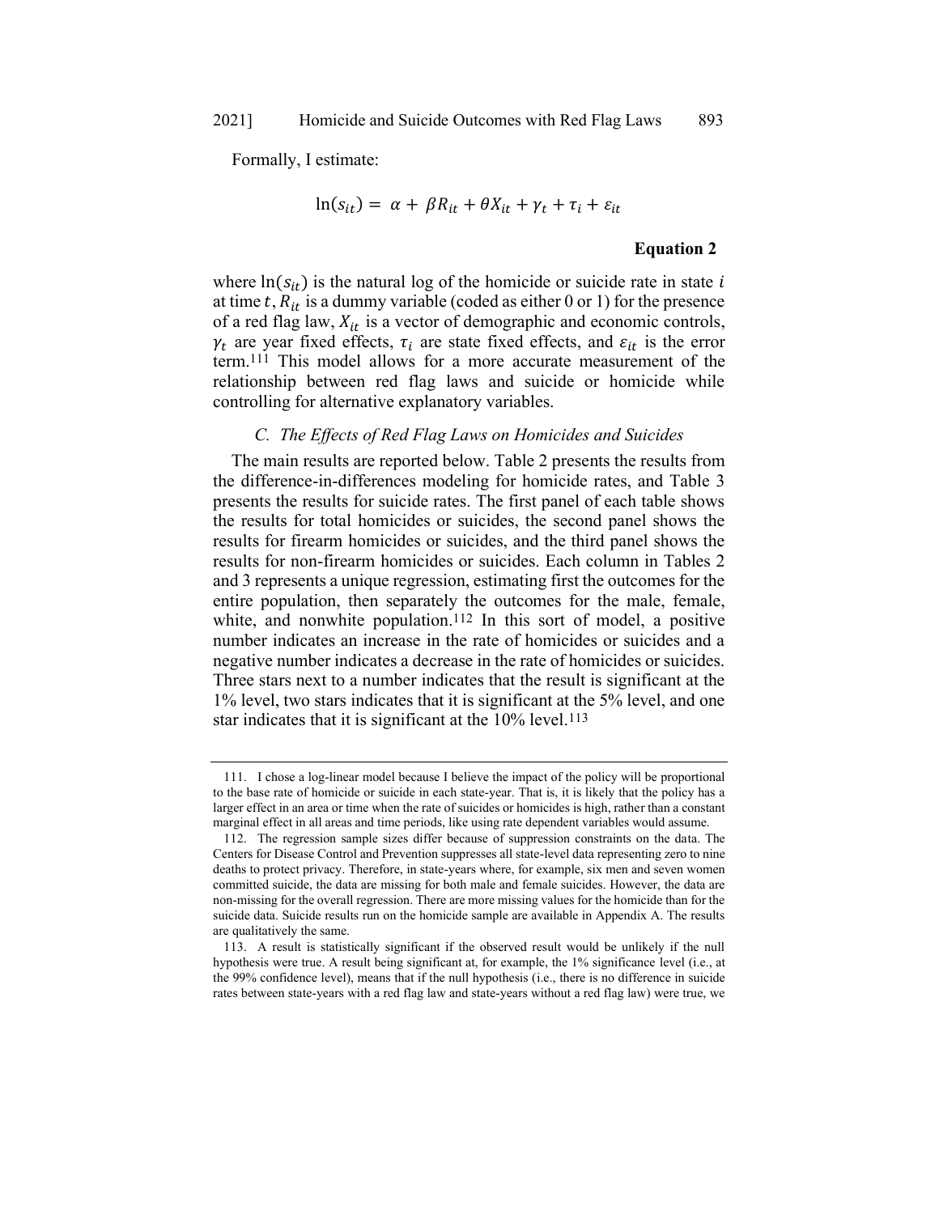Formally, I estimate:

$$\ln(s_{it}) = \alpha + \beta R_{it} + \theta X_{it} + \gamma_t + \tau_i + \varepsilon_{it}$$

**Equation 2**

where $\ln(s_{it})$ is the natural log of the homicide or suicide rate in state $i$ at time $t$, $R_{it}$ is a dummy variable (coded as either 0 or 1) for the presence of a red flag law, $X_{it}$ is a vector of demographic and economic controls, $\gamma_t$ are year fixed effects, $\tau_i$ are state fixed effects, and $\varepsilon_{it}$ is the error term.[111] This model allows for a more accurate measurement of the relationship between red flag laws and suicide or homicide while controlling for alternative explanatory variables.

### *C. The Effects of Red Flag Laws on Homicides and Suicides*

The main results are reported below. Table 2 presents the results from the difference-in-differences modeling for homicide rates, and Table 3 presents the results for suicide rates. The first panel of each table shows the results for total homicides or suicides, the second panel shows the results for firearm homicides or suicides, and the third panel shows the results for non-firearm homicides or suicides. Each column in Tables 2 and 3 represents a unique regression, estimating first the outcomes for the entire population, then separately the outcomes for the male, female, white, and nonwhite population.[112] In this sort of model, a positive number indicates an increase in the rate of homicides or suicides and a negative number indicates a decrease in the rate of homicides or suicides. Three stars next to a number indicates that the result is significant at the 1% level, two stars indicates that it is significant at the 5% level, and one star indicates that it is significant at the 10% level.[113]

---

111. I chose a log-linear model because I believe the impact of the policy will be proportional to the base rate of homicide or suicide in each state-year. That is, it is likely that the policy has a larger effect in an area or time when the rate of suicides or homicides is high, rather than a constant marginal effect in all areas and time periods, like using rate dependent variables would assume.

112. The regression sample sizes differ because of suppression constraints on the data. The Centers for Disease Control and Prevention suppresses all state-level data representing zero to nine deaths to protect privacy. Therefore, in state-years where, for example, six men and seven women committed suicide, the data are missing for both male and female suicides. However, the data are non-missing for the overall regression. There are more missing values for the homicide than for the suicide data. Suicide results run on the homicide sample are available in Appendix A. The results are qualitatively the same.

113. A result is statistically significant if the observed result would be unlikely if the null hypothesis were true. A result being significant at, for example, the 1% significance level (i.e., at the 99% confidence level), means that if the null hypothesis (i.e., there is no difference in suicide rates between state-years with a red flag law and state-years without a red flag law) were true, we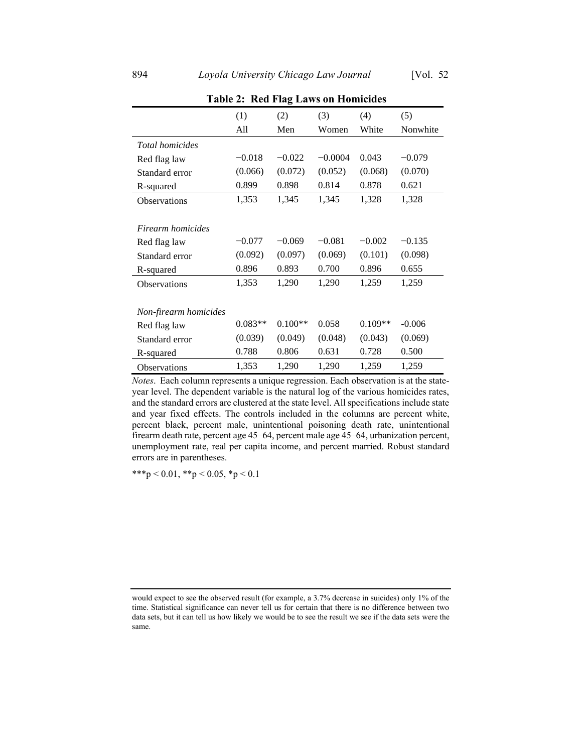**Table 2: Red Flag Laws on Homicides**

| | (1) | (2) | (3) | (4) | (5) |
|---|---|---|---|---|---|
| | All | Men | Women | White | Nonwhite |
| *Total homicides* | | | | | |
| Red flag law | −0.018 | −0.022 | −0.0004 | 0.043 | −0.079 |
| Standard error | (0.066) | (0.072) | (0.052) | (0.068) | (0.070) |
| R-squared | 0.899 | 0.898 | 0.814 | 0.878 | 0.621 |
| Observations | 1,353 | 1,345 | 1,345 | 1,328 | 1,328 |
| *Firearm homicides* | | | | | |
| Red flag law | −0.077 | −0.069 | −0.081 | −0.002 | −0.135 |
| Standard error | (0.092) | (0.097) | (0.069) | (0.101) | (0.098) |
| R-squared | 0.896 | 0.893 | 0.700 | 0.896 | 0.655 |
| Observations | 1,353 | 1,290 | 1,290 | 1,259 | 1,259 |
| *Non-firearm homicides* | | | | | |
| Red flag law | 0.083** | 0.100** | 0.058 | 0.109** | -0.006 |
| Standard error | (0.039) | (0.049) | (0.048) | (0.043) | (0.069) |
| R-squared | 0.788 | 0.806 | 0.631 | 0.728 | 0.500 |
| Observations | 1,353 | 1,290 | 1,290 | 1,259 | 1,259 |

*Notes*. Each column represents a unique regression. Each observation is at the state-year level. The dependent variable is the natural log of the various homicides rates, and the standard errors are clustered at the state level. All specifications include state and year fixed effects. The controls included in the columns are percent white, percent black, percent male, unintentional poisoning death rate, unintentional firearm death rate, percent age 45–64, percent male age 45–64, urbanization percent, unemployment rate, real per capita income, and percent married. Robust standard errors are in parentheses.

***p < 0.01, **p < 0.05, *p < 0.1

---

would expect to see the observed result (for example, a 3.7% decrease in suicides) only 1% of the time. Statistical significance can never tell us for certain that there is no difference between two data sets, but it can tell us how likely we would be to see the result we see if the data sets were the same.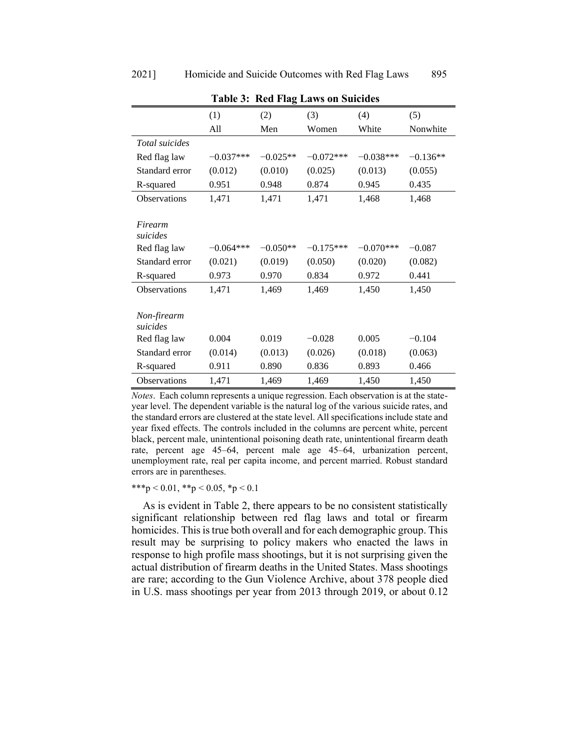**Table 3: Red Flag Laws on Suicides**

| | (1) All | (2) Men | (3) Women | (4) White | (5) Nonwhite |
|---|---|---|---|---|---|
| *Total suicides* | | | | | |
| Red flag law | −0.037*** | −0.025** | −0.072*** | −0.038*** | −0.136** |
| Standard error | (0.012) | (0.010) | (0.025) | (0.013) | (0.055) |
| R-squared | 0.951 | 0.948 | 0.874 | 0.945 | 0.435 |
| Observations | 1,471 | 1,471 | 1,471 | 1,468 | 1,468 |
| *Firearm suicides* | | | | | |
| Red flag law | −0.064*** | −0.050** | −0.175*** | −0.070*** | −0.087 |
| Standard error | (0.021) | (0.019) | (0.050) | (0.020) | (0.082) |
| R-squared | 0.973 | 0.970 | 0.834 | 0.972 | 0.441 |
| Observations | 1,471 | 1,469 | 1,469 | 1,450 | 1,450 |
| *Non-firearm suicides* | | | | | |
| Red flag law | 0.004 | 0.019 | −0.028 | 0.005 | −0.104 |
| Standard error | (0.014) | (0.013) | (0.026) | (0.018) | (0.063) |
| R-squared | 0.911 | 0.890 | 0.836 | 0.893 | 0.466 |
| Observations | 1,471 | 1,469 | 1,469 | 1,450 | 1,450 |

*Notes*. Each column represents a unique regression. Each observation is at the state-year level. The dependent variable is the natural log of the various suicide rates, and the standard errors are clustered at the state level. All specifications include state and year fixed effects. The controls included in the columns are percent white, percent black, percent male, unintentional poisoning death rate, unintentional firearm death rate, percent age 45–64, percent male age 45–64, urbanization percent, unemployment rate, real per capita income, and percent married. Robust standard errors are in parentheses.

***p < 0.01, **p < 0.05, *p < 0.1

As is evident in Table 2, there appears to be no consistent statistically significant relationship between red flag laws and total or firearm homicides. This is true both overall and for each demographic group. This result may be surprising to policy makers who enacted the laws in response to high profile mass shootings, but it is not surprising given the actual distribution of firearm deaths in the United States. Mass shootings are rare; according to the Gun Violence Archive, about 378 people died in U.S. mass shootings per year from 2013 through 2019, or about 0.12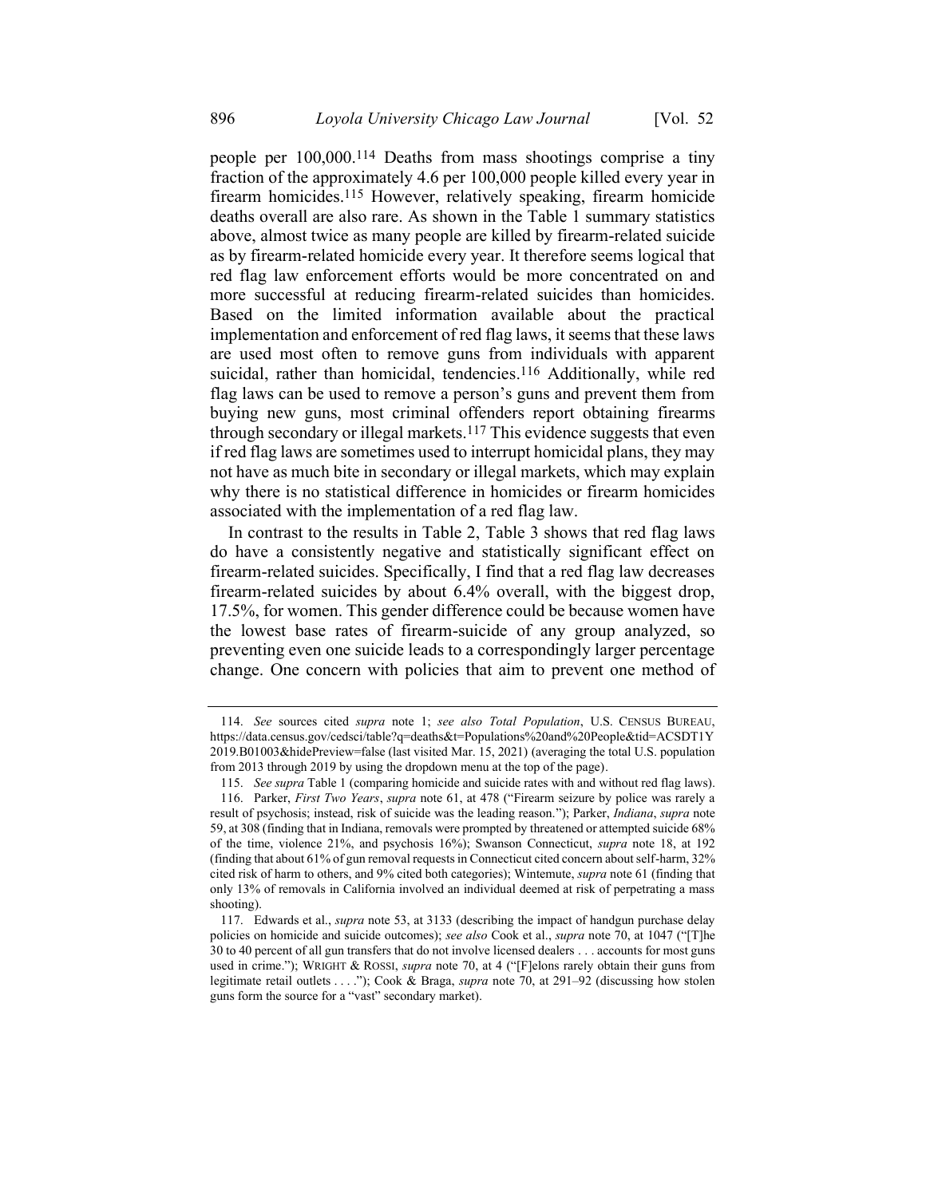people per 100,000.[114] Deaths from mass shootings comprise a tiny fraction of the approximately 4.6 per 100,000 people killed every year in firearm homicides.[115] However, relatively speaking, firearm homicide deaths overall are also rare. As shown in the Table 1 summary statistics above, almost twice as many people are killed by firearm-related suicide as by firearm-related homicide every year. It therefore seems logical that red flag law enforcement efforts would be more concentrated on and more successful at reducing firearm-related suicides than homicides. Based on the limited information available about the practical implementation and enforcement of red flag laws, it seems that these laws are used most often to remove guns from individuals with apparent suicidal, rather than homicidal, tendencies.[116] Additionally, while red flag laws can be used to remove a person's guns and prevent them from buying new guns, most criminal offenders report obtaining firearms through secondary or illegal markets.[117] This evidence suggests that even if red flag laws are sometimes used to interrupt homicidal plans, they may not have as much bite in secondary or illegal markets, which may explain why there is no statistical difference in homicides or firearm homicides associated with the implementation of a red flag law.

In contrast to the results in Table 2, Table 3 shows that red flag laws do have a consistently negative and statistically significant effect on firearm-related suicides. Specifically, I find that a red flag law decreases firearm-related suicides by about 6.4% overall, with the biggest drop, 17.5%, for women. This gender difference could be because women have the lowest base rates of firearm-suicide of any group analyzed, so preventing even one suicide leads to a correspondingly larger percentage change. One concern with policies that aim to prevent one method of

---

114. *See* sources cited *supra* note 1; *see also Total Population*, U.S. CENSUS BUREAU, https://data.census.gov/cedsci/table?q=deaths&t=Populations%20and%20People&tid=ACSDT1Y2019.B01003&hidePreview=false (last visited Mar. 15, 2021) (averaging the total U.S. population from 2013 through 2019 by using the dropdown menu at the top of the page).

115. *See supra* Table 1 (comparing homicide and suicide rates with and without red flag laws).

116. Parker, *First Two Years*, *supra* note 61, at 478 ("Firearm seizure by police was rarely a result of psychosis; instead, risk of suicide was the leading reason."); Parker, *Indiana*, *supra* note 59, at 308 (finding that in Indiana, removals were prompted by threatened or attempted suicide 68% of the time, violence 21%, and psychosis 16%); Swanson Connecticut, *supra* note 18, at 192 (finding that about 61% of gun removal requests in Connecticut cited concern about self-harm, 32% cited risk of harm to others, and 9% cited both categories); Wintemute, *supra* note 61 (finding that only 13% of removals in California involved an individual deemed at risk of perpetrating a mass shooting).

117. Edwards et al., *supra* note 53, at 3133 (describing the impact of handgun purchase delay policies on homicide and suicide outcomes); *see also* Cook et al., *supra* note 70, at 1047 ("[T]he 30 to 40 percent of all gun transfers that do not involve licensed dealers . . . accounts for most guns used in crime."); WRIGHT & ROSSI, *supra* note 70, at 4 ("[F]elons rarely obtain their guns from legitimate retail outlets . . . ."); Cook & Braga, *supra* note 70, at 291–92 (discussing how stolen guns form the source for a "vast" secondary market).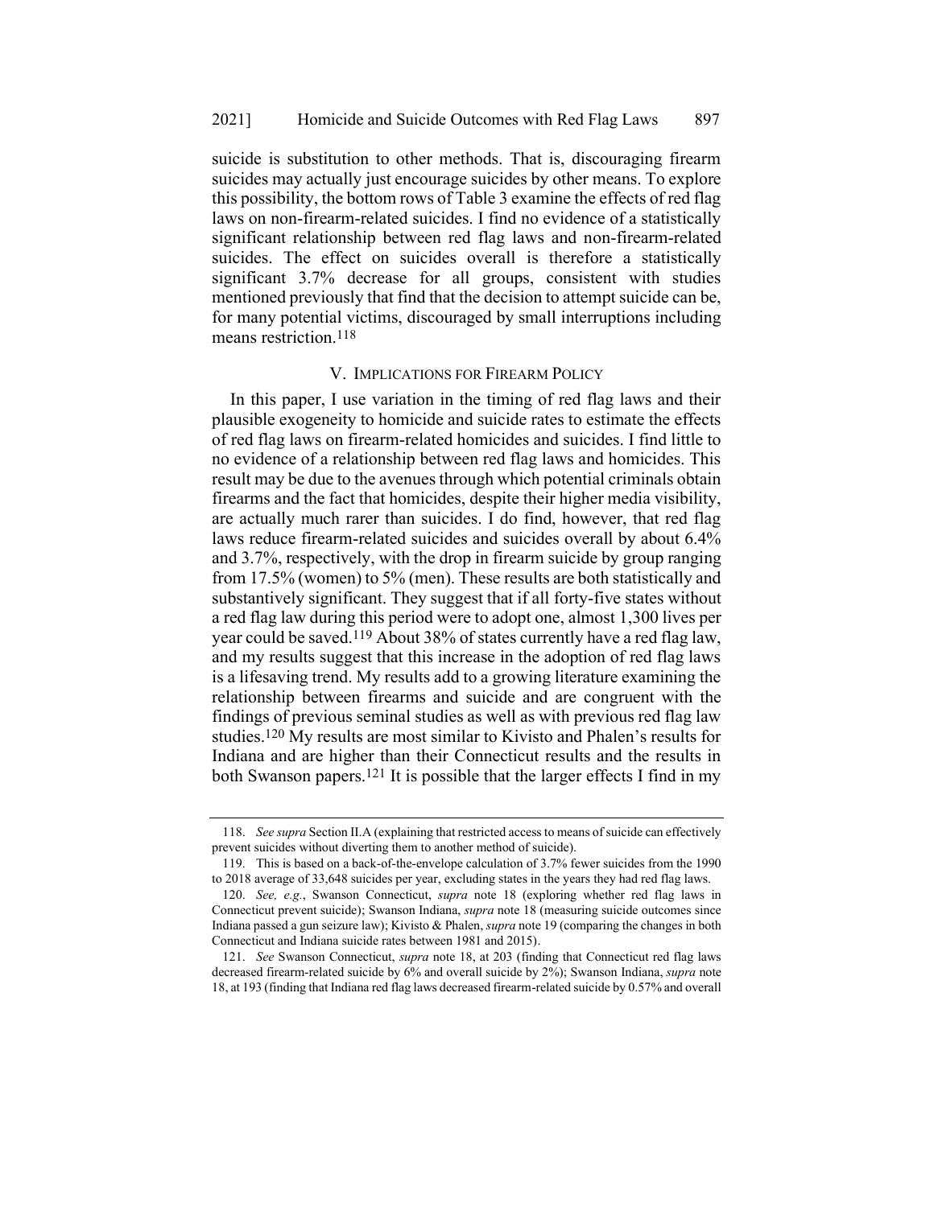suicide is substitution to other methods. That is, discouraging firearm suicides may actually just encourage suicides by other means. To explore this possibility, the bottom rows of Table 3 examine the effects of red flag laws on non-firearm-related suicides. I find no evidence of a statistically significant relationship between red flag laws and non-firearm-related suicides. The effect on suicides overall is therefore a statistically significant 3.7% decrease for all groups, consistent with studies mentioned previously that find that the decision to attempt suicide can be, for many potential victims, discouraged by small interruptions including means restriction.[118]

## V. Implications for Firearm Policy

In this paper, I use variation in the timing of red flag laws and their plausible exogeneity to homicide and suicide rates to estimate the effects of red flag laws on firearm-related homicides and suicides. I find little to no evidence of a relationship between red flag laws and homicides. This result may be due to the avenues through which potential criminals obtain firearms and the fact that homicides, despite their higher media visibility, are actually much rarer than suicides. I do find, however, that red flag laws reduce firearm-related suicides and suicides overall by about 6.4% and 3.7%, respectively, with the drop in firearm suicide by group ranging from 17.5% (women) to 5% (men). These results are both statistically and substantively significant. They suggest that if all forty-five states without a red flag law during this period were to adopt one, almost 1,300 lives per year could be saved.[119] About 38% of states currently have a red flag law, and my results suggest that this increase in the adoption of red flag laws is a lifesaving trend. My results add to a growing literature examining the relationship between firearms and suicide and are congruent with the findings of previous seminal studies as well as with previous red flag law studies.[120] My results are most similar to Kivisto and Phalen's results for Indiana and are higher than their Connecticut results and the results in both Swanson papers.[121] It is possible that the larger effects I find in my

---

118. *See supra* Section II.A (explaining that restricted access to means of suicide can effectively prevent suicides without diverting them to another method of suicide).

119. This is based on a back-of-the-envelope calculation of 3.7% fewer suicides from the 1990 to 2018 average of 33,648 suicides per year, excluding states in the years they had red flag laws.

120. *See, e.g.*, Swanson Connecticut, *supra* note 18 (exploring whether red flag laws in Connecticut prevent suicide); Swanson Indiana, *supra* note 18 (measuring suicide outcomes since Indiana passed a gun seizure law); Kivisto & Phalen, *supra* note 19 (comparing the changes in both Connecticut and Indiana suicide rates between 1981 and 2015).

121. *See* Swanson Connecticut, *supra* note 18, at 203 (finding that Connecticut red flag laws decreased firearm-related suicide by 6% and overall suicide by 2%); Swanson Indiana, *supra* note 18, at 193 (finding that Indiana red flag laws decreased firearm-related suicide by 0.57% and overall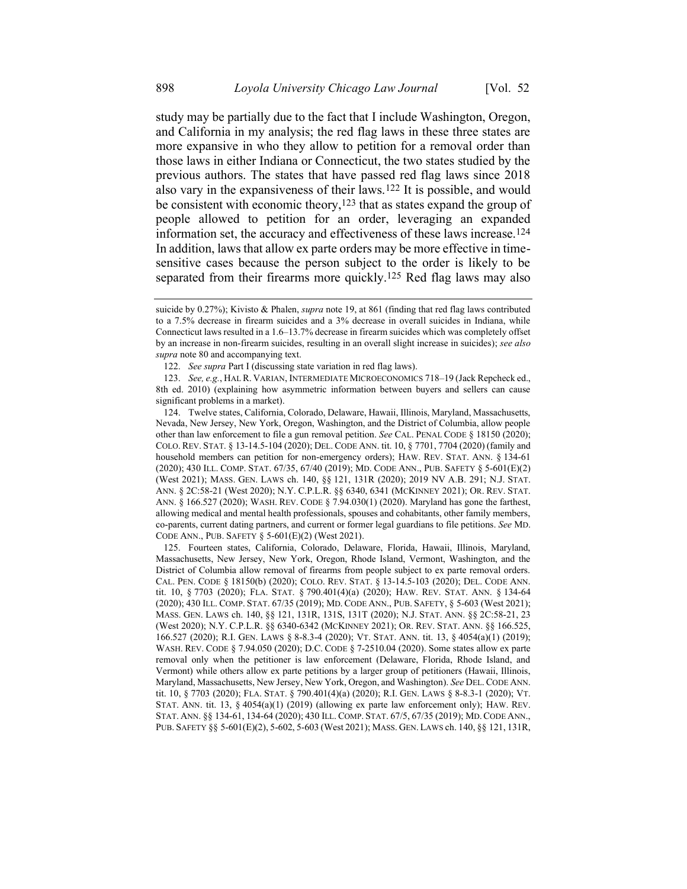study may be partially due to the fact that I include Washington, Oregon, and California in my analysis; the red flag laws in these three states are more expansive in who they allow to petition for a removal order than those laws in either Indiana or Connecticut, the two states studied by the previous authors. The states that have passed red flag laws since 2018 also vary in the expansiveness of their laws.[122] It is possible, and would be consistent with economic theory,[123] that as states expand the group of people allowed to petition for an order, leveraging an expanded information set, the accuracy and effectiveness of these laws increase.[124] In addition, laws that allow ex parte orders may be more effective in time-sensitive cases because the person subject to the order is likely to be separated from their firearms more quickly.[125] Red flag laws may also

---

suicide by 0.27%); Kivisto & Phalen, *supra* note 19, at 861 (finding that red flag laws contributed to a 7.5% decrease in firearm suicides and a 3% decrease in overall suicides in Indiana, while Connecticut laws resulted in a 1.6–13.7% decrease in firearm suicides which was completely offset by an increase in non-firearm suicides, resulting in an overall slight increase in suicides); *see also supra* note 80 and accompanying text.

122. *See supra* Part I (discussing state variation in red flag laws).

123. *See, e.g.*, HAL R. VARIAN, INTERMEDIATE MICROECONOMICS 718–19 (Jack Repcheck ed., 8th ed. 2010) (explaining how asymmetric information between buyers and sellers can cause significant problems in a market).

124. Twelve states, California, Colorado, Delaware, Hawaii, Illinois, Maryland, Massachusetts, Nevada, New Jersey, New York, Oregon, Washington, and the District of Columbia, allow people other than law enforcement to file a gun removal petition. *See* CAL. PENAL CODE § 18150 (2020); COLO. REV. STAT. § 13-14.5-104 (2020); DEL. CODE ANN. tit. 10, § 7701, 7704 (2020) (family and household members can petition for non-emergency orders); HAW. REV. STAT. ANN. § 134-61 (2020); 430 ILL. COMP. STAT. 67/35, 67/40 (2019); MD. CODE ANN., PUB. SAFETY § 5-601(E)(2) (West 2021); MASS. GEN. LAWS ch. 140, §§ 121, 131R (2020); 2019 NV A.B. 291; N.J. STAT. ANN. § 2C:58-21 (West 2020); N.Y. C.P.L.R. §§ 6340, 6341 (MCKINNEY 2021); OR. REV. STAT. ANN. § 166.527 (2020); WASH. REV. CODE § 7.94.030(1) (2020). Maryland has gone the farthest, allowing medical and mental health professionals, spouses and cohabitants, other family members, co-parents, current dating partners, and current or former legal guardians to file petitions. *See* MD. CODE ANN., PUB. SAFETY § 5-601(E)(2) (West 2021).

125. Fourteen states, California, Colorado, Delaware, Florida, Hawaii, Illinois, Maryland, Massachusetts, New Jersey, New York, Oregon, Rhode Island, Vermont, Washington, and the District of Columbia allow removal of firearms from people subject to ex parte removal orders. CAL. PEN. CODE § 18150(b) (2020); COLO. REV. STAT. § 13-14.5-103 (2020); DEL. CODE ANN. tit. 10, § 7703 (2020); FLA. STAT. § 790.401(4)(a) (2020); HAW. REV. STAT. ANN. § 134-64 (2020); 430 ILL. COMP. STAT. 67/35 (2019); MD. CODE ANN., PUB. SAFETY, § 5-603 (West 2021); MASS. GEN. LAWS ch. 140, §§ 121, 131R, 131S, 131T (2020); N.J. STAT. ANN. §§ 2C:58-21, 23 (West 2020); N.Y. C.P.L.R. §§ 6340-6342 (MCKINNEY 2021); OR. REV. STAT. ANN. §§ 166.525, 166.527 (2020); R.I. GEN. LAWS § 8-8.3-4 (2020); VT. STAT. ANN. tit. 13, § 4054(a)(1) (2019); WASH. REV. CODE § 7.94.050 (2020); D.C. CODE § 7-2510.04 (2020). Some states allow ex parte removal only when the petitioner is law enforcement (Delaware, Florida, Rhode Island, and Vermont) while others allow ex parte petitions by a larger group of petitioners (Hawaii, Illinois, Maryland, Massachusetts, New Jersey, New York, Oregon, and Washington). *See* DEL. CODE ANN. tit. 10, § 7703 (2020); FLA. STAT. § 790.401(4)(a) (2020); R.I. GEN. LAWS § 8-8.3-1 (2020); VT. STAT. ANN. tit. 13, § 4054(a)(1) (2019) (allowing ex parte law enforcement only); HAW. REV. STAT. ANN. §§ 134-61, 134-64 (2020); 430 ILL. COMP. STAT. 67/5, 67/35 (2019); MD. CODE ANN., PUB. SAFETY §§ 5-601(E)(2), 5-602, 5-603 (West 2021); MASS. GEN. LAWS ch. 140, §§ 121, 131R,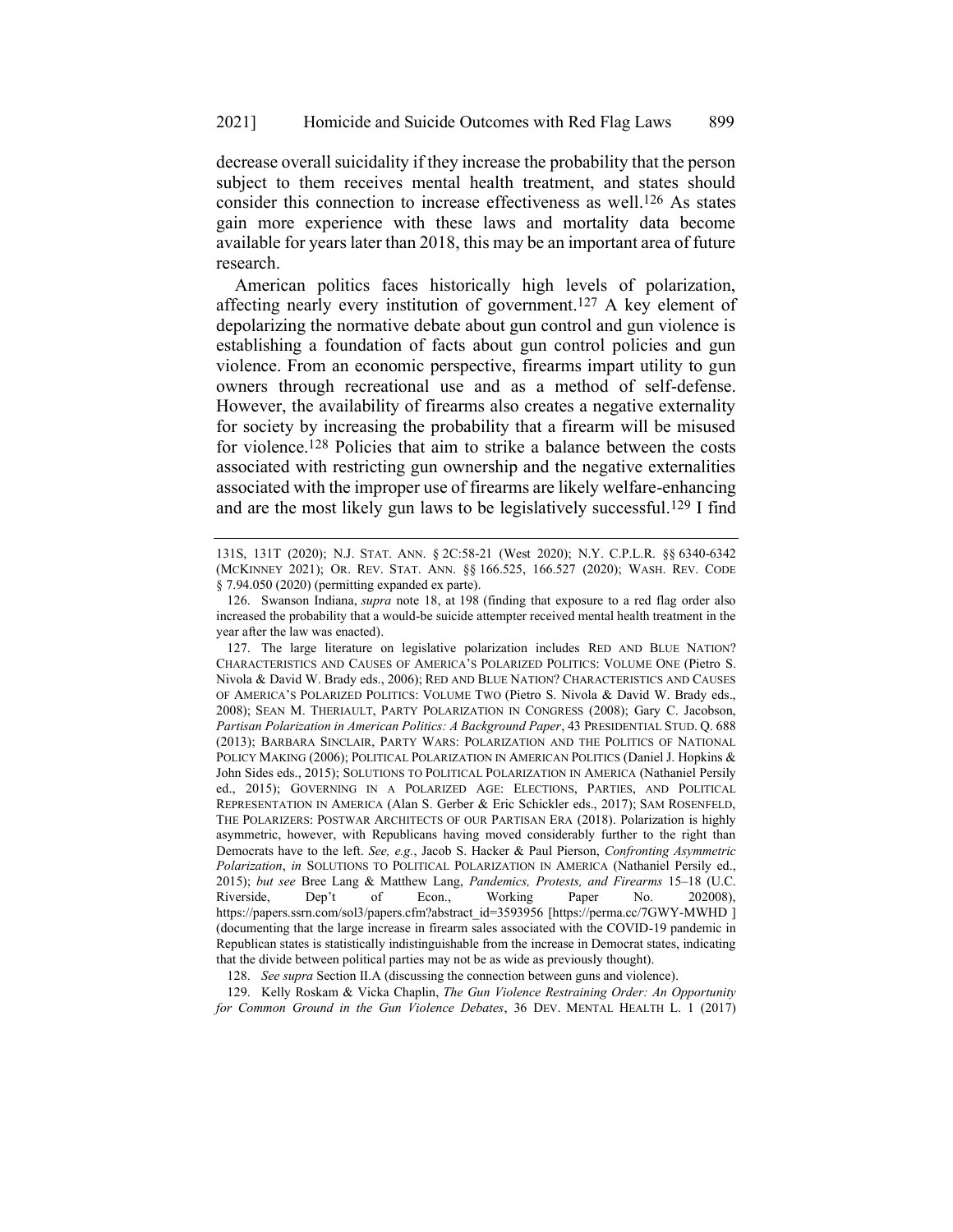decrease overall suicidality if they increase the probability that the person subject to them receives mental health treatment, and states should consider this connection to increase effectiveness as well.[126] As states gain more experience with these laws and mortality data become available for years later than 2018, this may be an important area of future research.

American politics faces historically high levels of polarization, affecting nearly every institution of government.[127] A key element of depolarizing the normative debate about gun control and gun violence is establishing a foundation of facts about gun control policies and gun violence. From an economic perspective, firearms impart utility to gun owners through recreational use and as a method of self-defense. However, the availability of firearms also creates a negative externality for society by increasing the probability that a firearm will be misused for violence.[128] Policies that aim to strike a balance between the costs associated with restricting gun ownership and the negative externalities associated with the improper use of firearms are likely welfare-enhancing and are the most likely gun laws to be legislatively successful.[129] I find

---

131S, 131T (2020); N.J. STAT. ANN. § 2C:58-21 (West 2020); N.Y. C.P.L.R. §§ 6340-6342 (MCKINNEY 2021); OR. REV. STAT. ANN. §§ 166.525, 166.527 (2020); WASH. REV. CODE § 7.94.050 (2020) (permitting expanded ex parte).

126. Swanson Indiana, *supra* note 18, at 198 (finding that exposure to a red flag order also increased the probability that a would-be suicide attempter received mental health treatment in the year after the law was enacted).

127. The large literature on legislative polarization includes RED AND BLUE NATION? CHARACTERISTICS AND CAUSES OF AMERICA'S POLARIZED POLITICS: VOLUME ONE (Pietro S. Nivola & David W. Brady eds., 2006); RED AND BLUE NATION? CHARACTERISTICS AND CAUSES OF AMERICA'S POLARIZED POLITICS: VOLUME TWO (Pietro S. Nivola & David W. Brady eds., 2008); SEAN M. THERIAULT, PARTY POLARIZATION IN CONGRESS (2008); Gary C. Jacobson, *Partisan Polarization in American Politics: A Background Paper*, 43 PRESIDENTIAL STUD. Q. 688 (2013); BARBARA SINCLAIR, PARTY WARS: POLARIZATION AND THE POLITICS OF NATIONAL POLICY MAKING (2006); POLITICAL POLARIZATION IN AMERICAN POLITICS (Daniel J. Hopkins & John Sides eds., 2015); SOLUTIONS TO POLITICAL POLARIZATION IN AMERICA (Nathaniel Persily ed., 2015); GOVERNING IN A POLARIZED AGE: ELECTIONS, PARTIES, AND POLITICAL REPRESENTATION IN AMERICA (Alan S. Gerber & Eric Schickler eds., 2017); SAM ROSENFELD, THE POLARIZERS: POSTWAR ARCHITECTS OF OUR PARTISAN ERA (2018). Polarization is highly asymmetric, however, with Republicans having moved considerably further to the right than Democrats have to the left. *See, e.g.*, Jacob S. Hacker & Paul Pierson, *Confronting Asymmetric Polarization*, *in* SOLUTIONS TO POLITICAL POLARIZATION IN AMERICA (Nathaniel Persily ed., 2015); *but see* Bree Lang & Matthew Lang, *Pandemics, Protests, and Firearms* 15–18 (U.C. Riverside, Dep't of Econ., Working Paper No. 202008), https://papers.ssrn.com/sol3/papers.cfm?abstract_id=3593956 [https://perma.cc/7GWY-MWHD ] (documenting that the large increase in firearm sales associated with the COVID-19 pandemic in Republican states is statistically indistinguishable from the increase in Democrat states, indicating that the divide between political parties may not be as wide as previously thought).

128. *See supra* Section II.A (discussing the connection between guns and violence).

129. Kelly Roskam & Vicka Chaplin, *The Gun Violence Restraining Order: An Opportunity for Common Ground in the Gun Violence Debates*, 36 DEV. MENTAL HEALTH L. 1 (2017)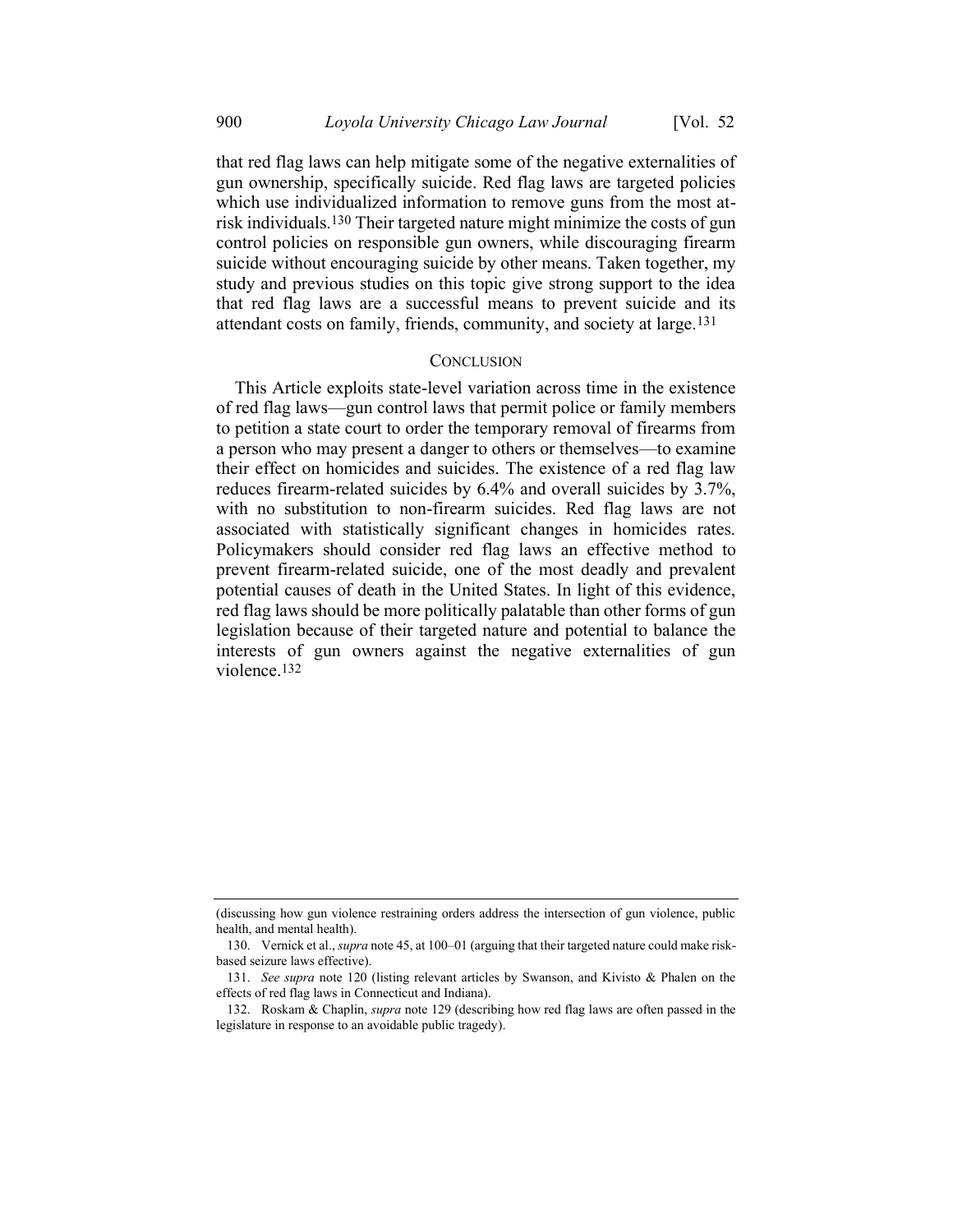that red flag laws can help mitigate some of the negative externalities of gun ownership, specifically suicide. Red flag laws are targeted policies which use individualized information to remove guns from the most at-risk individuals.[130] Their targeted nature might minimize the costs of gun control policies on responsible gun owners, while discouraging firearm suicide without encouraging suicide by other means. Taken together, my study and previous studies on this topic give strong support to the idea that red flag laws are a successful means to prevent suicide and its attendant costs on family, friends, community, and society at large.[131]

## CONCLUSION

This Article exploits state-level variation across time in the existence of red flag laws—gun control laws that permit police or family members to petition a state court to order the temporary removal of firearms from a person who may present a danger to others or themselves—to examine their effect on homicides and suicides. The existence of a red flag law reduces firearm-related suicides by 6.4% and overall suicides by 3.7%, with no substitution to non-firearm suicides. Red flag laws are not associated with statistically significant changes in homicides rates. Policymakers should consider red flag laws an effective method to prevent firearm-related suicide, one of the most deadly and prevalent potential causes of death in the United States. In light of this evidence, red flag laws should be more politically palatable than other forms of gun legislation because of their targeted nature and potential to balance the interests of gun owners against the negative externalities of gun violence.[132]

---

(discussing how gun violence restraining orders address the intersection of gun violence, public health, and mental health).

130. Vernick et al., *supra* note 45, at 100–01 (arguing that their targeted nature could make risk-based seizure laws effective).

131. *See supra* note 120 (listing relevant articles by Swanson, and Kivisto & Phalen on the effects of red flag laws in Connecticut and Indiana).

132. Roskam & Chaplin, *supra* note 129 (describing how red flag laws are often passed in the legislature in response to an avoidable public tragedy).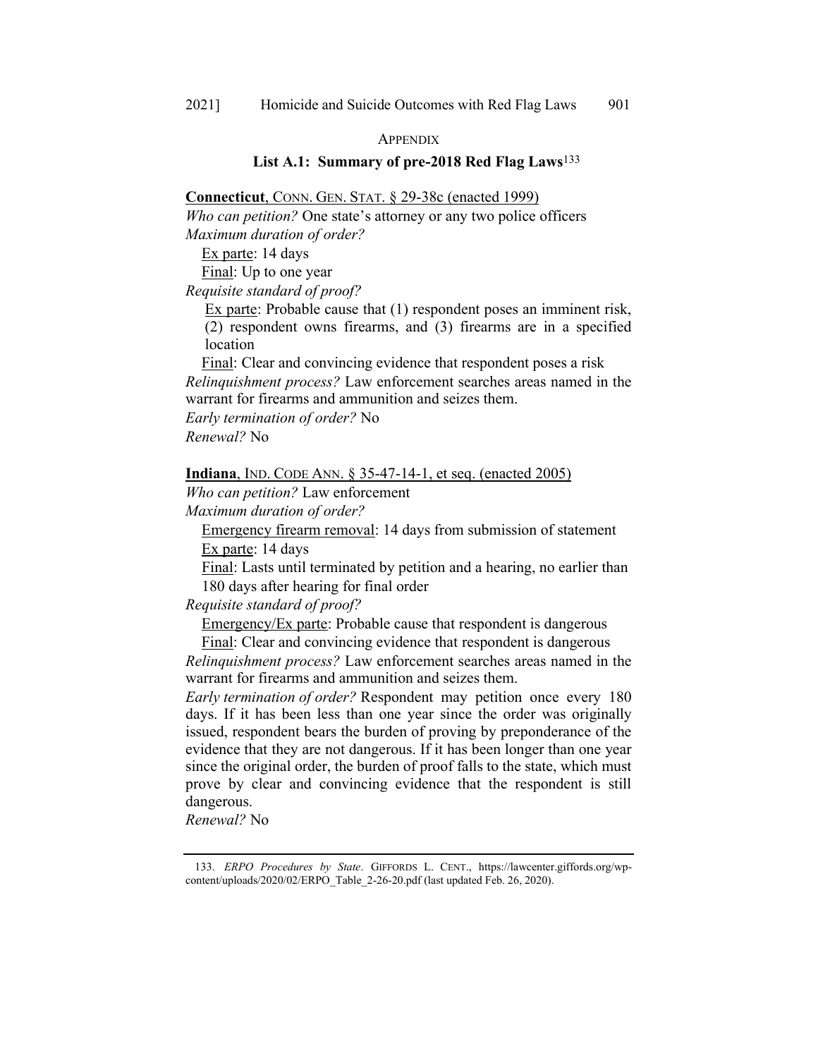# APPENDIX

## List A.1: Summary of pre-2018 Red Flag Laws[133]

**Connecticut**, CONN. GEN. STAT. § 29-38c (enacted 1999)

*Who can petition?* One state's attorney or any two police officers

*Maximum duration of order?*

Ex parte: 14 days

Final: Up to one year

*Requisite standard of proof?*

Ex parte: Probable cause that (1) respondent poses an imminent risk, (2) respondent owns firearms, and (3) firearms are in a specified location

Final: Clear and convincing evidence that respondent poses a risk

*Relinquishment process?* Law enforcement searches areas named in the warrant for firearms and ammunition and seizes them.

*Early termination of order?* No

*Renewal?* No

**Indiana**, IND. CODE ANN. § 35-47-14-1, et seq. (enacted 2005)

*Who can petition?* Law enforcement

*Maximum duration of order?*

Emergency firearm removal: 14 days from submission of statement

Ex parte: 14 days

Final: Lasts until terminated by petition and a hearing, no earlier than 180 days after hearing for final order

*Requisite standard of proof?*

Emergency/Ex parte: Probable cause that respondent is dangerous

Final: Clear and convincing evidence that respondent is dangerous

*Relinquishment process?* Law enforcement searches areas named in the warrant for firearms and ammunition and seizes them.

*Early termination of order?* Respondent may petition once every 180 days. If it has been less than one year since the order was originally issued, respondent bears the burden of proving by preponderance of the evidence that they are not dangerous. If it has been longer than one year since the original order, the burden of proof falls to the state, which must prove by clear and convincing evidence that the respondent is still dangerous.

*Renewal?* No

---

133. *ERPO Procedures by State*. GIFFORDS L. CENT., https://lawcenter.giffords.org/wp-content/uploads/2020/02/ERPO_Table_2-26-20.pdf (last updated Feb. 26, 2020).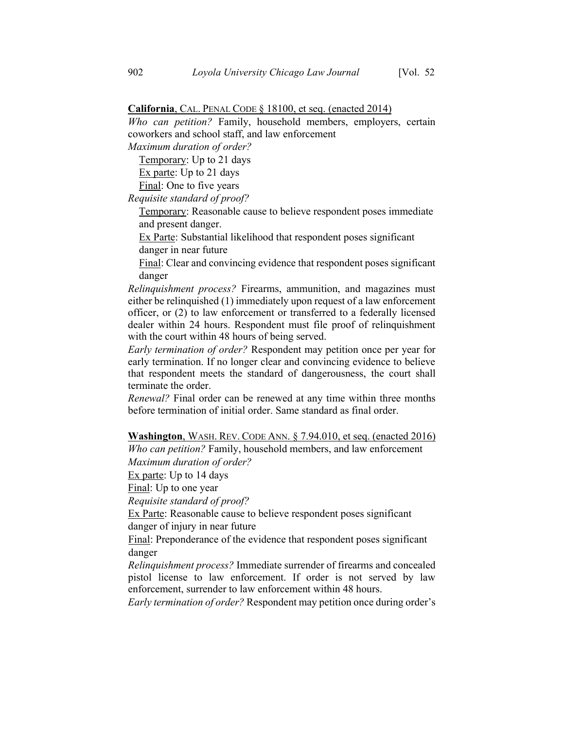**California**, CAL. PENAL CODE § 18100, et seq. (enacted 2014)

*Who can petition?* Family, household members, employers, certain coworkers and school staff, and law enforcement

*Maximum duration of order?*

Temporary: Up to 21 days

Ex parte: Up to 21 days

Final: One to five years

*Requisite standard of proof?*

Temporary: Reasonable cause to believe respondent poses immediate and present danger.

Ex Parte: Substantial likelihood that respondent poses significant danger in near future

Final: Clear and convincing evidence that respondent poses significant danger

*Relinquishment process?* Firearms, ammunition, and magazines must either be relinquished (1) immediately upon request of a law enforcement officer, or (2) to law enforcement or transferred to a federally licensed dealer within 24 hours. Respondent must file proof of relinquishment with the court within 48 hours of being served.

*Early termination of order?* Respondent may petition once per year for early termination. If no longer clear and convincing evidence to believe that respondent meets the standard of dangerousness, the court shall terminate the order.

*Renewal?* Final order can be renewed at any time within three months before termination of initial order. Same standard as final order.

**Washington**, WASH. REV. CODE ANN. § 7.94.010, et seq. (enacted 2016)

*Who can petition?* Family, household members, and law enforcement

*Maximum duration of order?*

Ex parte: Up to 14 days

Final: Up to one year

*Requisite standard of proof?*

Ex Parte: Reasonable cause to believe respondent poses significant danger of injury in near future

Final: Preponderance of the evidence that respondent poses significant danger

*Relinquishment process?* Immediate surrender of firearms and concealed pistol license to law enforcement. If order is not served by law enforcement, surrender to law enforcement within 48 hours.

*Early termination of order?* Respondent may petition once during order's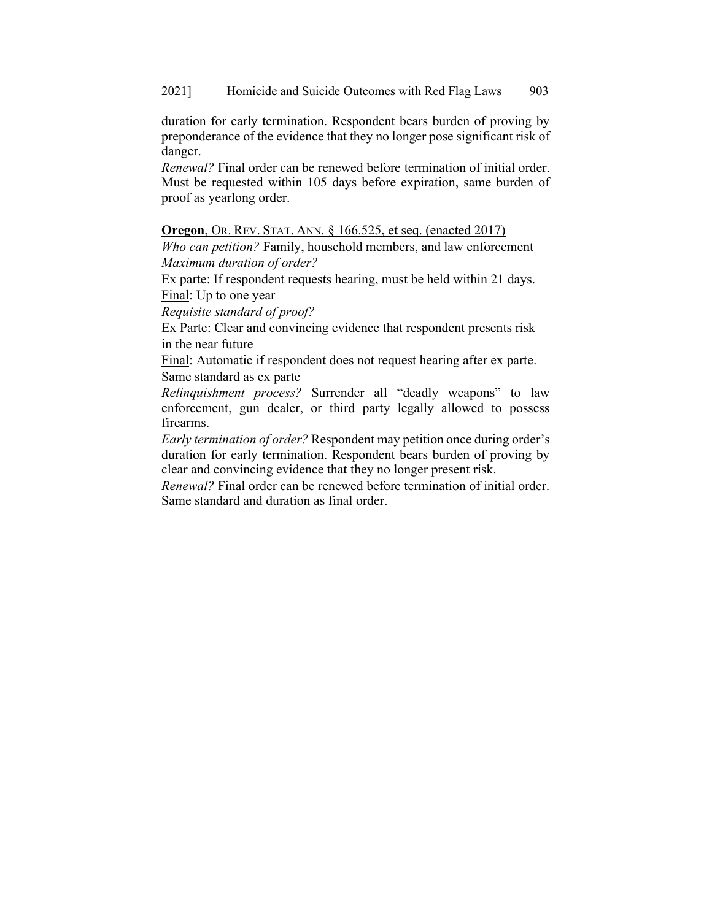duration for early termination. Respondent bears burden of proving by preponderance of the evidence that they no longer pose significant risk of danger.

*Renewal?* Final order can be renewed before termination of initial order. Must be requested within 105 days before expiration, same burden of proof as yearlong order.

<u>**Oregon**, OR. REV. STAT. ANN. § 166.525, et seq. (enacted 2017)</u>

*Who can petition?* Family, household members, and law enforcement

*Maximum duration of order?*

<u>Ex parte</u>: If respondent requests hearing, must be held within 21 days.

<u>Final</u>: Up to one year

*Requisite standard of proof?*

<u>Ex Parte</u>: Clear and convincing evidence that respondent presents risk in the near future

<u>Final</u>: Automatic if respondent does not request hearing after ex parte. Same standard as ex parte

*Relinquishment process?* Surrender all "deadly weapons" to law enforcement, gun dealer, or third party legally allowed to possess firearms.

*Early termination of order?* Respondent may petition once during order's duration for early termination. Respondent bears burden of proving by clear and convincing evidence that they no longer present risk.

*Renewal?* Final order can be renewed before termination of initial order. Same standard and duration as final order.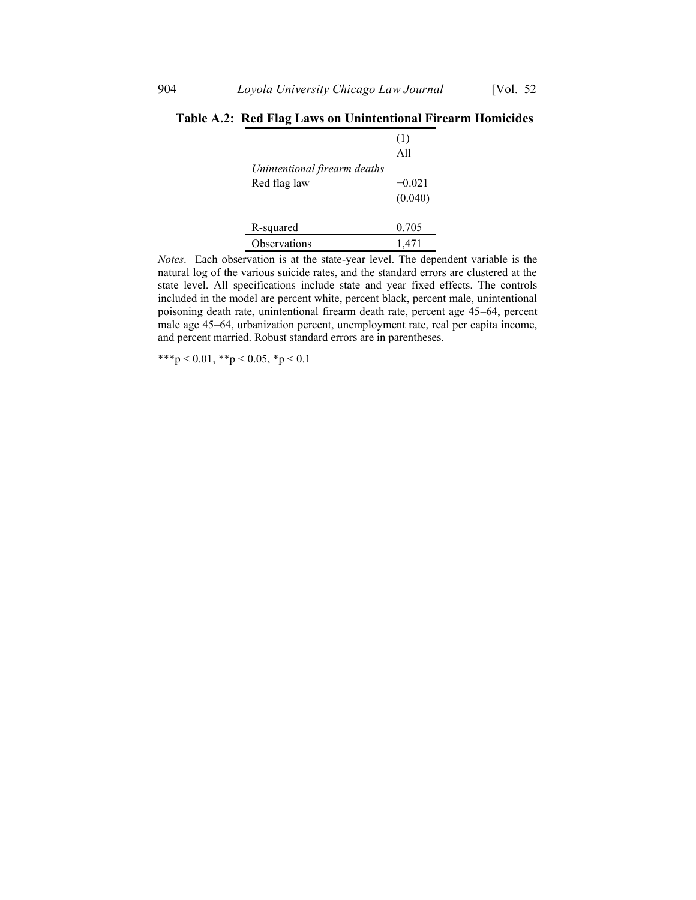**Table A.2: Red Flag Laws on Unintentional Firearm Homicides**

| | (1) |
|---|---|
| | All |
| *Unintentional firearm deaths* | |
| Red flag law | −0.021 |
| | (0.040) |
| | |
| R-squared | 0.705 |
| Observations | 1,471 |

*Notes*. Each observation is at the state-year level. The dependent variable is the natural log of the various suicide rates, and the standard errors are clustered at the state level. All specifications include state and year fixed effects. The controls included in the model are percent white, percent black, percent male, unintentional poisoning death rate, unintentional firearm death rate, percent age 45–64, percent male age 45–64, urbanization percent, unemployment rate, real per capita income, and percent married. Robust standard errors are in parentheses.

***$p < 0.01$, **$p < 0.05$, *$p < 0.1$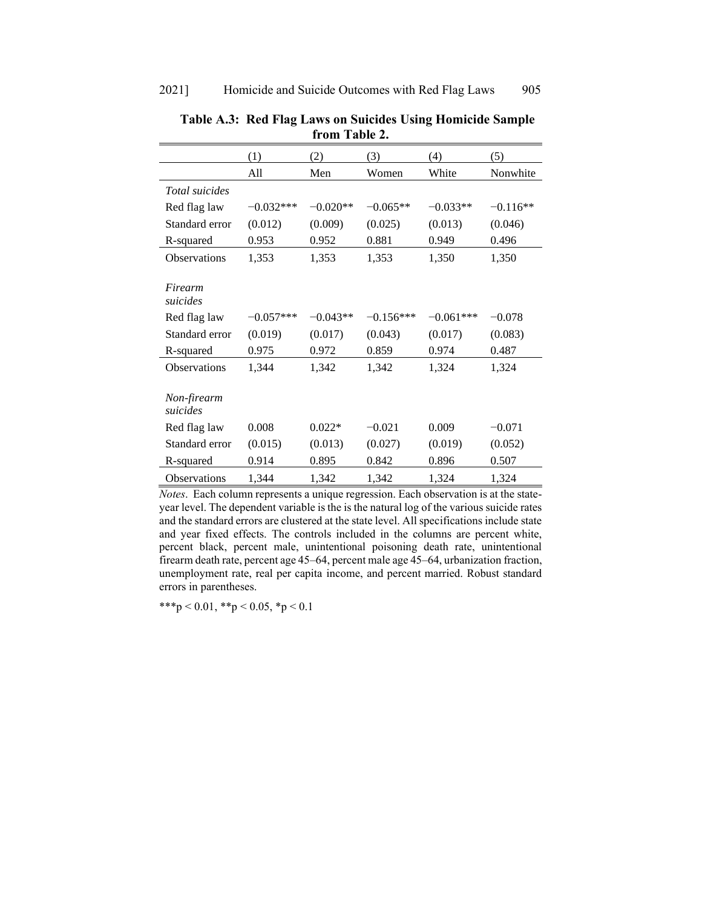**Table A.3: Red Flag Laws on Suicides Using Homicide Sample from Table 2.**

| | (1) | (2) | (3) | (4) | (5) |
|---|---|---|---|---|---|
| | All | Men | Women | White | Nonwhite |
| *Total suicides* | | | | | |
| Red flag law | −0.032*** | −0.020** | −0.065** | −0.033** | −0.116** |
| Standard error | (0.012) | (0.009) | (0.025) | (0.013) | (0.046) |
| R-squared | 0.953 | 0.952 | 0.881 | 0.949 | 0.496 |
| Observations | 1,353 | 1,353 | 1,353 | 1,350 | 1,350 |
| *Firearm suicides* | | | | | |
| Red flag law | −0.057*** | −0.043** | −0.156*** | −0.061*** | −0.078 |
| Standard error | (0.019) | (0.017) | (0.043) | (0.017) | (0.083) |
| R-squared | 0.975 | 0.972 | 0.859 | 0.974 | 0.487 |
| Observations | 1,344 | 1,342 | 1,342 | 1,324 | 1,324 |
| *Non-firearm suicides* | | | | | |
| Red flag law | 0.008 | 0.022* | −0.021 | 0.009 | −0.071 |
| Standard error | (0.015) | (0.013) | (0.027) | (0.019) | (0.052) |
| R-squared | 0.914 | 0.895 | 0.842 | 0.896 | 0.507 |
| Observations | 1,344 | 1,342 | 1,342 | 1,324 | 1,324 |

*Notes*. Each column represents a unique regression. Each observation is at the state-year level. The dependent variable is the is the natural log of the various suicide rates and the standard errors are clustered at the state level. All specifications include state and year fixed effects. The controls included in the columns are percent white, percent black, percent male, unintentional poisoning death rate, unintentional firearm death rate, percent age 45–64, percent male age 45–64, urbanization fraction, unemployment rate, real per capita income, and percent married. Robust standard errors in parentheses.

***$p < 0.01$, **$p < 0.05$, *$p < 0.1$